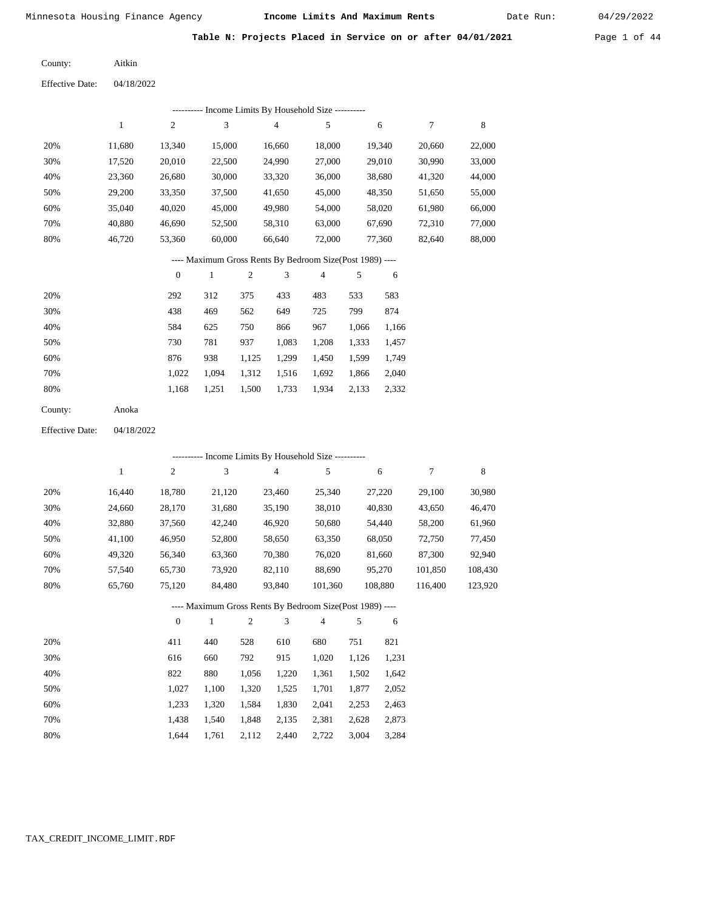Minnesota Housing Finance Agency **Income Limits And Maximum Rents** Date Run: 04/29/2022

**Table N: Projects Placed in Service on or after 04/01/2021**

County: Aitkin

Effective Date: 04/18/2022

---------- Income Limits By Household Size ----------

| | 1 | 2 | 3 | 4 | 5 | 6 | 7 | 8 |
|---|---|---|---|---|---|---|---|---|
| 20% | 11,680 | 13,340 | 15,000 | 16,660 | 18,000 | 19,340 | 20,660 | 22,000 |
| 30% | 17,520 | 20,010 | 22,500 | 24,990 | 27,000 | 29,010 | 30,990 | 33,000 |
| 40% | 23,360 | 26,680 | 30,000 | 33,320 | 36,000 | 38,680 | 41,320 | 44,000 |
| 50% | 29,200 | 33,350 | 37,500 | 41,650 | 45,000 | 48,350 | 51,650 | 55,000 |
| 60% | 35,040 | 40,020 | 45,000 | 49,980 | 54,000 | 58,020 | 61,980 | 66,000 |
| 70% | 40,880 | 46,690 | 52,500 | 58,310 | 63,000 | 67,690 | 72,310 | 77,000 |
| 80% | 46,720 | 53,360 | 60,000 | 66,640 | 72,000 | 77,360 | 82,640 | 88,000 |

---- Maximum Gross Rents By Bedroom Size(Post 1989) ----

| | 0 | 1 | 2 | 3 | 4 | 5 | 6 |
|---|---|---|---|---|---|---|---|
| 20% | 292 | 312 | 375 | 433 | 483 | 533 | 583 |
| 30% | 438 | 469 | 562 | 649 | 725 | 799 | 874 |
| 40% | 584 | 625 | 750 | 866 | 967 | 1,066 | 1,166 |
| 50% | 730 | 781 | 937 | 1,083 | 1,208 | 1,333 | 1,457 |
| 60% | 876 | 938 | 1,125 | 1,299 | 1,450 | 1,599 | 1,749 |
| 70% | 1,022 | 1,094 | 1,312 | 1,516 | 1,692 | 1,866 | 2,040 |
| 80% | 1,168 | 1,251 | 1,500 | 1,733 | 1,934 | 2,133 | 2,332 |

County: Anoka

Effective Date: 04/18/2022

---------- Income Limits By Household Size ----------

| | 1 | 2 | 3 | 4 | 5 | 6 | 7 | 8 |
|---|---|---|---|---|---|---|---|---|
| 20% | 16,440 | 18,780 | 21,120 | 23,460 | 25,340 | 27,220 | 29,100 | 30,980 |
| 30% | 24,660 | 28,170 | 31,680 | 35,190 | 38,010 | 40,830 | 43,650 | 46,470 |
| 40% | 32,880 | 37,560 | 42,240 | 46,920 | 50,680 | 54,440 | 58,200 | 61,960 |
| 50% | 41,100 | 46,950 | 52,800 | 58,650 | 63,350 | 68,050 | 72,750 | 77,450 |
| 60% | 49,320 | 56,340 | 63,360 | 70,380 | 76,020 | 81,660 | 87,300 | 92,940 |
| 70% | 57,540 | 65,730 | 73,920 | 82,110 | 88,690 | 95,270 | 101,850 | 108,430 |
| 80% | 65,760 | 75,120 | 84,480 | 93,840 | 101,360 | 108,880 | 116,400 | 123,920 |

---- Maximum Gross Rents By Bedroom Size(Post 1989) ----

| | 0 | 1 | 2 | 3 | 4 | 5 | 6 |
|---|---|---|---|---|---|---|---|
| 20% | 411 | 440 | 528 | 610 | 680 | 751 | 821 |
| 30% | 616 | 660 | 792 | 915 | 1,020 | 1,126 | 1,231 |
| 40% | 822 | 880 | 1,056 | 1,220 | 1,361 | 1,502 | 1,642 |
| 50% | 1,027 | 1,100 | 1,320 | 1,525 | 1,701 | 1,877 | 2,052 |
| 60% | 1,233 | 1,320 | 1,584 | 1,830 | 2,041 | 2,253 | 2,463 |
| 70% | 1,438 | 1,540 | 1,848 | 2,135 | 2,381 | 2,628 | 2,873 |
| 80% | 1,644 | 1,761 | 2,112 | 2,440 | 2,722 | 3,004 | 3,284 |

TAX_CREDIT_INCOME_LIMIT.RDF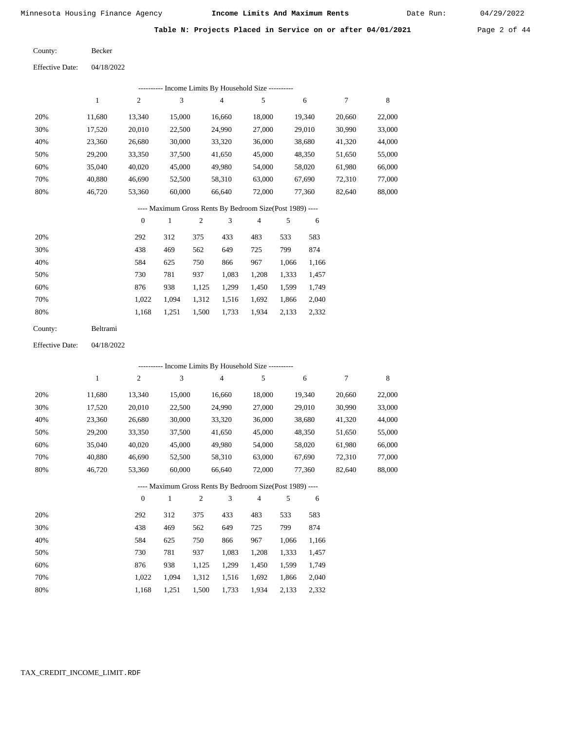## Table N: Projects Placed in Service on or after 04/01/2021

County: Becker

Effective Date: 04/18/2022

---------- Income Limits By Household Size ----------

| | 1 | 2 | 3 | 4 | 5 | 6 | 7 | 8 |
|---|---|---|---|---|---|---|---|---|
| 20% | 11,680 | 13,340 | 15,000 | 16,660 | 18,000 | 19,340 | 20,660 | 22,000 |
| 30% | 17,520 | 20,010 | 22,500 | 24,990 | 27,000 | 29,010 | 30,990 | 33,000 |
| 40% | 23,360 | 26,680 | 30,000 | 33,320 | 36,000 | 38,680 | 41,320 | 44,000 |
| 50% | 29,200 | 33,350 | 37,500 | 41,650 | 45,000 | 48,350 | 51,650 | 55,000 |
| 60% | 35,040 | 40,020 | 45,000 | 49,980 | 54,000 | 58,020 | 61,980 | 66,000 |
| 70% | 40,880 | 46,690 | 52,500 | 58,310 | 63,000 | 67,690 | 72,310 | 77,000 |
| 80% | 46,720 | 53,360 | 60,000 | 66,640 | 72,000 | 77,360 | 82,640 | 88,000 |

---- Maximum Gross Rents By Bedroom Size(Post 1989) ----

| | 0 | 1 | 2 | 3 | 4 | 5 | 6 |
|---|---|---|---|---|---|---|---|
| 20% | 292 | 312 | 375 | 433 | 483 | 533 | 583 |
| 30% | 438 | 469 | 562 | 649 | 725 | 799 | 874 |
| 40% | 584 | 625 | 750 | 866 | 967 | 1,066 | 1,166 |
| 50% | 730 | 781 | 937 | 1,083 | 1,208 | 1,333 | 1,457 |
| 60% | 876 | 938 | 1,125 | 1,299 | 1,450 | 1,599 | 1,749 |
| 70% | 1,022 | 1,094 | 1,312 | 1,516 | 1,692 | 1,866 | 2,040 |
| 80% | 1,168 | 1,251 | 1,500 | 1,733 | 1,934 | 2,133 | 2,332 |

County: Beltrami

Effective Date: 04/18/2022

---------- Income Limits By Household Size ----------

| | 1 | 2 | 3 | 4 | 5 | 6 | 7 | 8 |
|---|---|---|---|---|---|---|---|---|
| 20% | 11,680 | 13,340 | 15,000 | 16,660 | 18,000 | 19,340 | 20,660 | 22,000 |
| 30% | 17,520 | 20,010 | 22,500 | 24,990 | 27,000 | 29,010 | 30,990 | 33,000 |
| 40% | 23,360 | 26,680 | 30,000 | 33,320 | 36,000 | 38,680 | 41,320 | 44,000 |
| 50% | 29,200 | 33,350 | 37,500 | 41,650 | 45,000 | 48,350 | 51,650 | 55,000 |
| 60% | 35,040 | 40,020 | 45,000 | 49,980 | 54,000 | 58,020 | 61,980 | 66,000 |
| 70% | 40,880 | 46,690 | 52,500 | 58,310 | 63,000 | 67,690 | 72,310 | 77,000 |
| 80% | 46,720 | 53,360 | 60,000 | 66,640 | 72,000 | 77,360 | 82,640 | 88,000 |

---- Maximum Gross Rents By Bedroom Size(Post 1989) ----

| | 0 | 1 | 2 | 3 | 4 | 5 | 6 |
|---|---|---|---|---|---|---|---|
| 20% | 292 | 312 | 375 | 433 | 483 | 533 | 583 |
| 30% | 438 | 469 | 562 | 649 | 725 | 799 | 874 |
| 40% | 584 | 625 | 750 | 866 | 967 | 1,066 | 1,166 |
| 50% | 730 | 781 | 937 | 1,083 | 1,208 | 1,333 | 1,457 |
| 60% | 876 | 938 | 1,125 | 1,299 | 1,450 | 1,599 | 1,749 |
| 70% | 1,022 | 1,094 | 1,312 | 1,516 | 1,692 | 1,866 | 2,040 |
| 80% | 1,168 | 1,251 | 1,500 | 1,733 | 1,934 | 2,133 | 2,332 |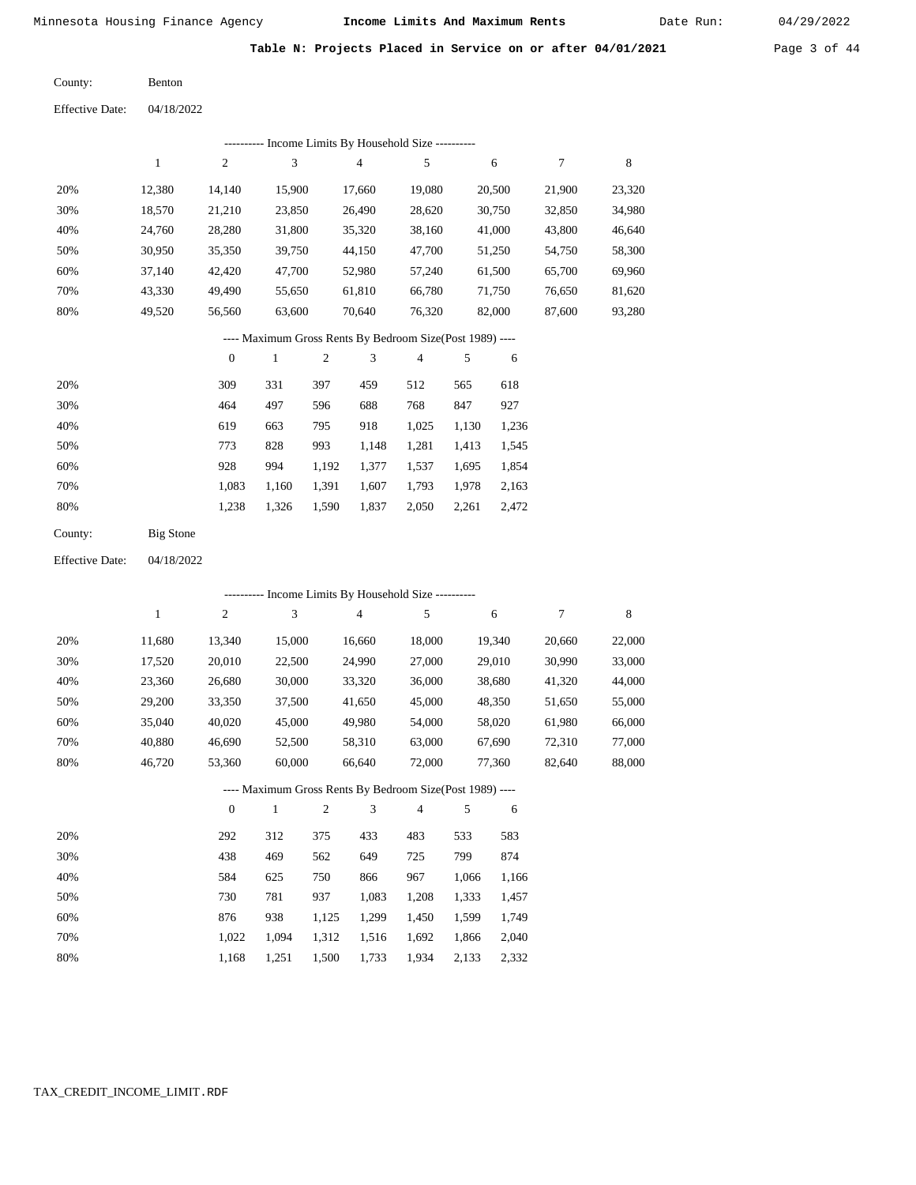**Table N: Projects Placed in Service on or after 04/01/2021**

County: Benton

Effective Date: 04/18/2022

---------- Income Limits By Household Size ----------

| | 1 | 2 | 3 | 4 | 5 | 6 | 7 | 8 |
|---|---|---|---|---|---|---|---|---|
| 20% | 12,380 | 14,140 | 15,900 | 17,660 | 19,080 | 20,500 | 21,900 | 23,320 |
| 30% | 18,570 | 21,210 | 23,850 | 26,490 | 28,620 | 30,750 | 32,850 | 34,980 |
| 40% | 24,760 | 28,280 | 31,800 | 35,320 | 38,160 | 41,000 | 43,800 | 46,640 |
| 50% | 30,950 | 35,350 | 39,750 | 44,150 | 47,700 | 51,250 | 54,750 | 58,300 |
| 60% | 37,140 | 42,420 | 47,700 | 52,980 | 57,240 | 61,500 | 65,700 | 69,960 |
| 70% | 43,330 | 49,490 | 55,650 | 61,810 | 66,780 | 71,750 | 76,650 | 81,620 |
| 80% | 49,520 | 56,560 | 63,600 | 70,640 | 76,320 | 82,000 | 87,600 | 93,280 |

---- Maximum Gross Rents By Bedroom Size(Post 1989) ----

| | 0 | 1 | 2 | 3 | 4 | 5 | 6 |
|---|---|---|---|---|---|---|---|
| 20% | 309 | 331 | 397 | 459 | 512 | 565 | 618 |
| 30% | 464 | 497 | 596 | 688 | 768 | 847 | 927 |
| 40% | 619 | 663 | 795 | 918 | 1,025 | 1,130 | 1,236 |
| 50% | 773 | 828 | 993 | 1,148 | 1,281 | 1,413 | 1,545 |
| 60% | 928 | 994 | 1,192 | 1,377 | 1,537 | 1,695 | 1,854 |
| 70% | 1,083 | 1,160 | 1,391 | 1,607 | 1,793 | 1,978 | 2,163 |
| 80% | 1,238 | 1,326 | 1,590 | 1,837 | 2,050 | 2,261 | 2,472 |

County: Big Stone

Effective Date: 04/18/2022

---------- Income Limits By Household Size ----------

| | 1 | 2 | 3 | 4 | 5 | 6 | 7 | 8 |
|---|---|---|---|---|---|---|---|---|
| 20% | 11,680 | 13,340 | 15,000 | 16,660 | 18,000 | 19,340 | 20,660 | 22,000 |
| 30% | 17,520 | 20,010 | 22,500 | 24,990 | 27,000 | 29,010 | 30,990 | 33,000 |
| 40% | 23,360 | 26,680 | 30,000 | 33,320 | 36,000 | 38,680 | 41,320 | 44,000 |
| 50% | 29,200 | 33,350 | 37,500 | 41,650 | 45,000 | 48,350 | 51,650 | 55,000 |
| 60% | 35,040 | 40,020 | 45,000 | 49,980 | 54,000 | 58,020 | 61,980 | 66,000 |
| 70% | 40,880 | 46,690 | 52,500 | 58,310 | 63,000 | 67,690 | 72,310 | 77,000 |
| 80% | 46,720 | 53,360 | 60,000 | 66,640 | 72,000 | 77,360 | 82,640 | 88,000 |

---- Maximum Gross Rents By Bedroom Size(Post 1989) ----

| | 0 | 1 | 2 | 3 | 4 | 5 | 6 |
|---|---|---|---|---|---|---|---|
| 20% | 292 | 312 | 375 | 433 | 483 | 533 | 583 |
| 30% | 438 | 469 | 562 | 649 | 725 | 799 | 874 |
| 40% | 584 | 625 | 750 | 866 | 967 | 1,066 | 1,166 |
| 50% | 730 | 781 | 937 | 1,083 | 1,208 | 1,333 | 1,457 |
| 60% | 876 | 938 | 1,125 | 1,299 | 1,450 | 1,599 | 1,749 |
| 70% | 1,022 | 1,094 | 1,312 | 1,516 | 1,692 | 1,866 | 2,040 |
| 80% | 1,168 | 1,251 | 1,500 | 1,733 | 1,934 | 2,133 | 2,332 |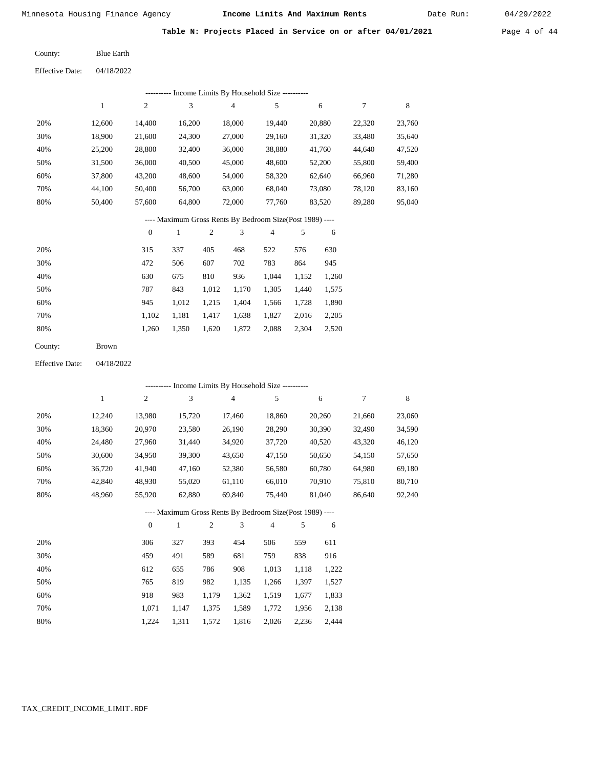Minnesota Housing Finance Agency **Income Limits And Maximum Rents** Date Run: 04/29/2022

**Table N: Projects Placed in Service on or after 04/01/2021**

County: Blue Earth

Effective Date: 04/18/2022

---------- Income Limits By Household Size ----------

| | 1 | 2 | 3 | 4 | 5 | 6 | 7 | 8 |
|---|---|---|---|---|---|---|---|---|
| 20% | 12,600 | 14,400 | 16,200 | 18,000 | 19,440 | 20,880 | 22,320 | 23,760 |
| 30% | 18,900 | 21,600 | 24,300 | 27,000 | 29,160 | 31,320 | 33,480 | 35,640 |
| 40% | 25,200 | 28,800 | 32,400 | 36,000 | 38,880 | 41,760 | 44,640 | 47,520 |
| 50% | 31,500 | 36,000 | 40,500 | 45,000 | 48,600 | 52,200 | 55,800 | 59,400 |
| 60% | 37,800 | 43,200 | 48,600 | 54,000 | 58,320 | 62,640 | 66,960 | 71,280 |
| 70% | 44,100 | 50,400 | 56,700 | 63,000 | 68,040 | 73,080 | 78,120 | 83,160 |
| 80% | 50,400 | 57,600 | 64,800 | 72,000 | 77,760 | 83,520 | 89,280 | 95,040 |

---- Maximum Gross Rents By Bedroom Size(Post 1989) ----

| | 0 | 1 | 2 | 3 | 4 | 5 | 6 |
|---|---|---|---|---|---|---|---|
| 20% | 315 | 337 | 405 | 468 | 522 | 576 | 630 |
| 30% | 472 | 506 | 607 | 702 | 783 | 864 | 945 |
| 40% | 630 | 675 | 810 | 936 | 1,044 | 1,152 | 1,260 |
| 50% | 787 | 843 | 1,012 | 1,170 | 1,305 | 1,440 | 1,575 |
| 60% | 945 | 1,012 | 1,215 | 1,404 | 1,566 | 1,728 | 1,890 |
| 70% | 1,102 | 1,181 | 1,417 | 1,638 | 1,827 | 2,016 | 2,205 |
| 80% | 1,260 | 1,350 | 1,620 | 1,872 | 2,088 | 2,304 | 2,520 |

County: Brown

Effective Date: 04/18/2022

---------- Income Limits By Household Size ----------

| | 1 | 2 | 3 | 4 | 5 | 6 | 7 | 8 |
|---|---|---|---|---|---|---|---|---|
| 20% | 12,240 | 13,980 | 15,720 | 17,460 | 18,860 | 20,260 | 21,660 | 23,060 |
| 30% | 18,360 | 20,970 | 23,580 | 26,190 | 28,290 | 30,390 | 32,490 | 34,590 |
| 40% | 24,480 | 27,960 | 31,440 | 34,920 | 37,720 | 40,520 | 43,320 | 46,120 |
| 50% | 30,600 | 34,950 | 39,300 | 43,650 | 47,150 | 50,650 | 54,150 | 57,650 |
| 60% | 36,720 | 41,940 | 47,160 | 52,380 | 56,580 | 60,780 | 64,980 | 69,180 |
| 70% | 42,840 | 48,930 | 55,020 | 61,110 | 66,010 | 70,910 | 75,810 | 80,710 |
| 80% | 48,960 | 55,920 | 62,880 | 69,840 | 75,440 | 81,040 | 86,640 | 92,240 |

---- Maximum Gross Rents By Bedroom Size(Post 1989) ----

| | 0 | 1 | 2 | 3 | 4 | 5 | 6 |
|---|---|---|---|---|---|---|---|
| 20% | 306 | 327 | 393 | 454 | 506 | 559 | 611 |
| 30% | 459 | 491 | 589 | 681 | 759 | 838 | 916 |
| 40% | 612 | 655 | 786 | 908 | 1,013 | 1,118 | 1,222 |
| 50% | 765 | 819 | 982 | 1,135 | 1,266 | 1,397 | 1,527 |
| 60% | 918 | 983 | 1,179 | 1,362 | 1,519 | 1,677 | 1,833 |
| 70% | 1,071 | 1,147 | 1,375 | 1,589 | 1,772 | 1,956 | 2,138 |
| 80% | 1,224 | 1,311 | 1,572 | 1,816 | 2,026 | 2,236 | 2,444 |

TAX_CREDIT_INCOME_LIMIT.RDF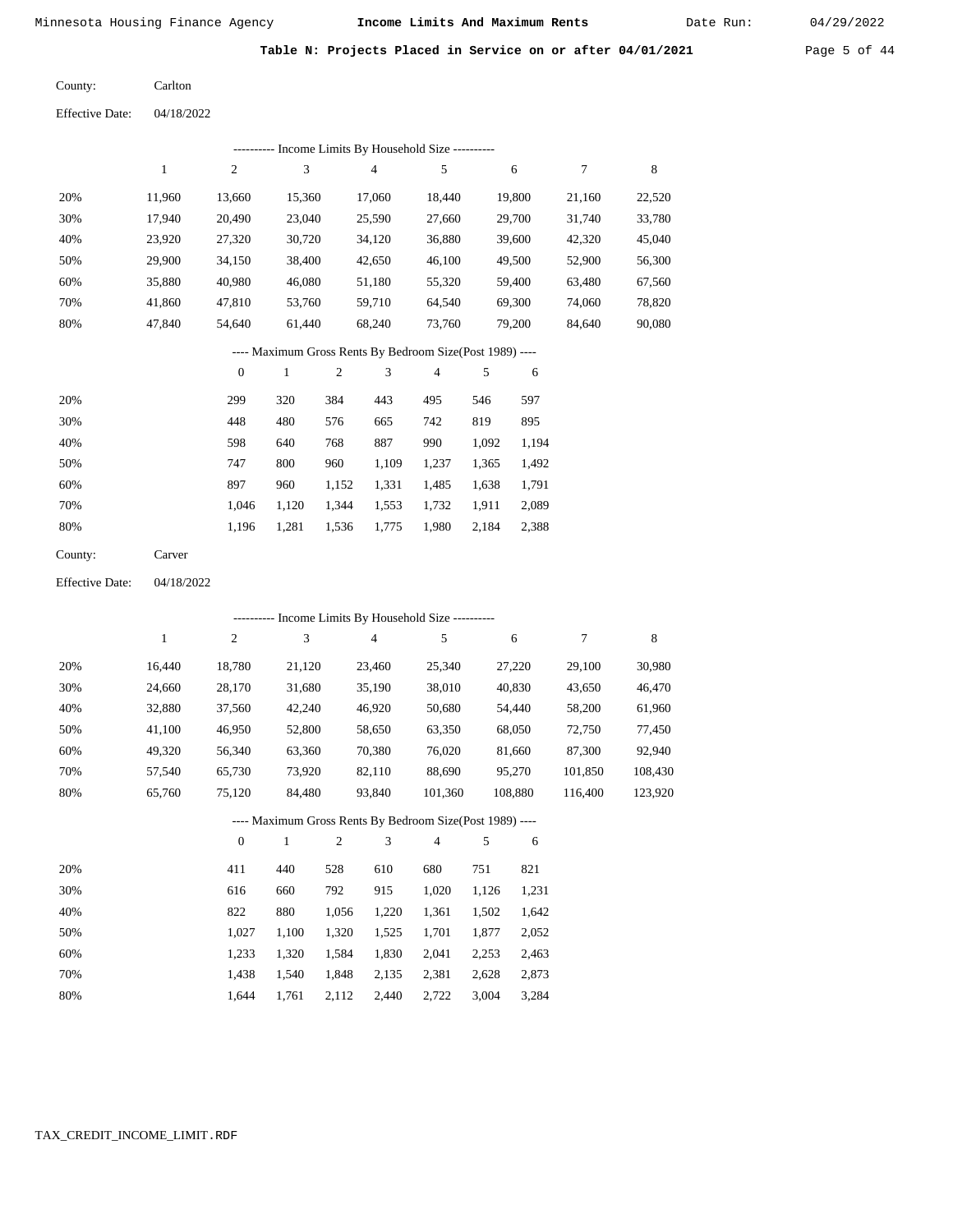Minnesota Housing Finance Agency **Income Limits And Maximum Rents** Date Run: 04/29/2022

**Table N: Projects Placed in Service on or after 04/01/2021**

County: Carlton

Effective Date: 04/18/2022

---------- Income Limits By Household Size ----------

| | 1 | 2 | 3 | 4 | 5 | 6 | 7 | 8 |
|---|---|---|---|---|---|---|---|---|
| 20% | 11,960 | 13,660 | 15,360 | 17,060 | 18,440 | 19,800 | 21,160 | 22,520 |
| 30% | 17,940 | 20,490 | 23,040 | 25,590 | 27,660 | 29,700 | 31,740 | 33,780 |
| 40% | 23,920 | 27,320 | 30,720 | 34,120 | 36,880 | 39,600 | 42,320 | 45,040 |
| 50% | 29,900 | 34,150 | 38,400 | 42,650 | 46,100 | 49,500 | 52,900 | 56,300 |
| 60% | 35,880 | 40,980 | 46,080 | 51,180 | 55,320 | 59,400 | 63,480 | 67,560 |
| 70% | 41,860 | 47,810 | 53,760 | 59,710 | 64,540 | 69,300 | 74,060 | 78,820 |
| 80% | 47,840 | 54,640 | 61,440 | 68,240 | 73,760 | 79,200 | 84,640 | 90,080 |

---- Maximum Gross Rents By Bedroom Size(Post 1989) ----

| | 0 | 1 | 2 | 3 | 4 | 5 | 6 |
|---|---|---|---|---|---|---|---|
| 20% | 299 | 320 | 384 | 443 | 495 | 546 | 597 |
| 30% | 448 | 480 | 576 | 665 | 742 | 819 | 895 |
| 40% | 598 | 640 | 768 | 887 | 990 | 1,092 | 1,194 |
| 50% | 747 | 800 | 960 | 1,109 | 1,237 | 1,365 | 1,492 |
| 60% | 897 | 960 | 1,152 | 1,331 | 1,485 | 1,638 | 1,791 |
| 70% | 1,046 | 1,120 | 1,344 | 1,553 | 1,732 | 1,911 | 2,089 |
| 80% | 1,196 | 1,281 | 1,536 | 1,775 | 1,980 | 2,184 | 2,388 |

County: Carver

Effective Date: 04/18/2022

---------- Income Limits By Household Size ----------

| | 1 | 2 | 3 | 4 | 5 | 6 | 7 | 8 |
|---|---|---|---|---|---|---|---|---|
| 20% | 16,440 | 18,780 | 21,120 | 23,460 | 25,340 | 27,220 | 29,100 | 30,980 |
| 30% | 24,660 | 28,170 | 31,680 | 35,190 | 38,010 | 40,830 | 43,650 | 46,470 |
| 40% | 32,880 | 37,560 | 42,240 | 46,920 | 50,680 | 54,440 | 58,200 | 61,960 |
| 50% | 41,100 | 46,950 | 52,800 | 58,650 | 63,350 | 68,050 | 72,750 | 77,450 |
| 60% | 49,320 | 56,340 | 63,360 | 70,380 | 76,020 | 81,660 | 87,300 | 92,940 |
| 70% | 57,540 | 65,730 | 73,920 | 82,110 | 88,690 | 95,270 | 101,850 | 108,430 |
| 80% | 65,760 | 75,120 | 84,480 | 93,840 | 101,360 | 108,880 | 116,400 | 123,920 |

---- Maximum Gross Rents By Bedroom Size(Post 1989) ----

| | 0 | 1 | 2 | 3 | 4 | 5 | 6 |
|---|---|---|---|---|---|---|---|
| 20% | 411 | 440 | 528 | 610 | 680 | 751 | 821 |
| 30% | 616 | 660 | 792 | 915 | 1,020 | 1,126 | 1,231 |
| 40% | 822 | 880 | 1,056 | 1,220 | 1,361 | 1,502 | 1,642 |
| 50% | 1,027 | 1,100 | 1,320 | 1,525 | 1,701 | 1,877 | 2,052 |
| 60% | 1,233 | 1,320 | 1,584 | 1,830 | 2,041 | 2,253 | 2,463 |
| 70% | 1,438 | 1,540 | 1,848 | 2,135 | 2,381 | 2,628 | 2,873 |
| 80% | 1,644 | 1,761 | 2,112 | 2,440 | 2,722 | 3,004 | 3,284 |

TAX_CREDIT_INCOME_LIMIT.RDF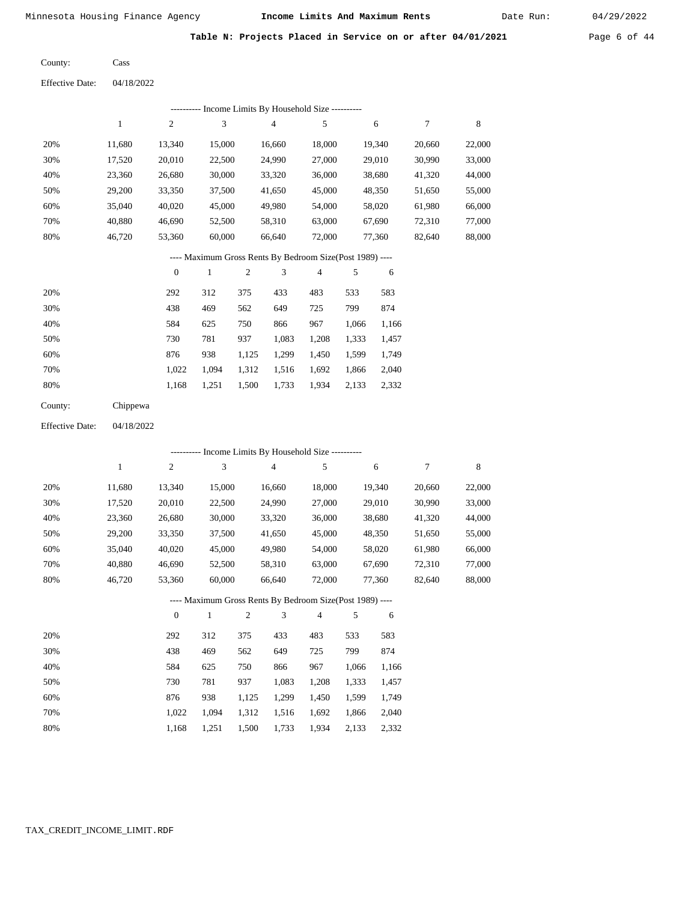County: Cass

Effective Date: 04/18/2022

---------- Income Limits By Household Size ----------

| | 1 | 2 | 3 | 4 | 5 | 6 | 7 | 8 |
|---|---|---|---|---|---|---|---|---|
| 20% | 11,680 | 13,340 | 15,000 | 16,660 | 18,000 | 19,340 | 20,660 | 22,000 |
| 30% | 17,520 | 20,010 | 22,500 | 24,990 | 27,000 | 29,010 | 30,990 | 33,000 |
| 40% | 23,360 | 26,680 | 30,000 | 33,320 | 36,000 | 38,680 | 41,320 | 44,000 |
| 50% | 29,200 | 33,350 | 37,500 | 41,650 | 45,000 | 48,350 | 51,650 | 55,000 |
| 60% | 35,040 | 40,020 | 45,000 | 49,980 | 54,000 | 58,020 | 61,980 | 66,000 |
| 70% | 40,880 | 46,690 | 52,500 | 58,310 | 63,000 | 67,690 | 72,310 | 77,000 |
| 80% | 46,720 | 53,360 | 60,000 | 66,640 | 72,000 | 77,360 | 82,640 | 88,000 |

---- Maximum Gross Rents By Bedroom Size(Post 1989) ----

| | 0 | 1 | 2 | 3 | 4 | 5 | 6 |
|---|---|---|---|---|---|---|---|
| 20% | 292 | 312 | 375 | 433 | 483 | 533 | 583 |
| 30% | 438 | 469 | 562 | 649 | 725 | 799 | 874 |
| 40% | 584 | 625 | 750 | 866 | 967 | 1,066 | 1,166 |
| 50% | 730 | 781 | 937 | 1,083 | 1,208 | 1,333 | 1,457 |
| 60% | 876 | 938 | 1,125 | 1,299 | 1,450 | 1,599 | 1,749 |
| 70% | 1,022 | 1,094 | 1,312 | 1,516 | 1,692 | 1,866 | 2,040 |
| 80% | 1,168 | 1,251 | 1,500 | 1,733 | 1,934 | 2,133 | 2,332 |

County: Chippewa

Effective Date: 04/18/2022

---------- Income Limits By Household Size ----------

| | 1 | 2 | 3 | 4 | 5 | 6 | 7 | 8 |
|---|---|---|---|---|---|---|---|---|
| 20% | 11,680 | 13,340 | 15,000 | 16,660 | 18,000 | 19,340 | 20,660 | 22,000 |
| 30% | 17,520 | 20,010 | 22,500 | 24,990 | 27,000 | 29,010 | 30,990 | 33,000 |
| 40% | 23,360 | 26,680 | 30,000 | 33,320 | 36,000 | 38,680 | 41,320 | 44,000 |
| 50% | 29,200 | 33,350 | 37,500 | 41,650 | 45,000 | 48,350 | 51,650 | 55,000 |
| 60% | 35,040 | 40,020 | 45,000 | 49,980 | 54,000 | 58,020 | 61,980 | 66,000 |
| 70% | 40,880 | 46,690 | 52,500 | 58,310 | 63,000 | 67,690 | 72,310 | 77,000 |
| 80% | 46,720 | 53,360 | 60,000 | 66,640 | 72,000 | 77,360 | 82,640 | 88,000 |

---- Maximum Gross Rents By Bedroom Size(Post 1989) ----

| | 0 | 1 | 2 | 3 | 4 | 5 | 6 |
|---|---|---|---|---|---|---|---|
| 20% | 292 | 312 | 375 | 433 | 483 | 533 | 583 |
| 30% | 438 | 469 | 562 | 649 | 725 | 799 | 874 |
| 40% | 584 | 625 | 750 | 866 | 967 | 1,066 | 1,166 |
| 50% | 730 | 781 | 937 | 1,083 | 1,208 | 1,333 | 1,457 |
| 60% | 876 | 938 | 1,125 | 1,299 | 1,450 | 1,599 | 1,749 |
| 70% | 1,022 | 1,094 | 1,312 | 1,516 | 1,692 | 1,866 | 2,040 |
| 80% | 1,168 | 1,251 | 1,500 | 1,733 | 1,934 | 2,133 | 2,332 |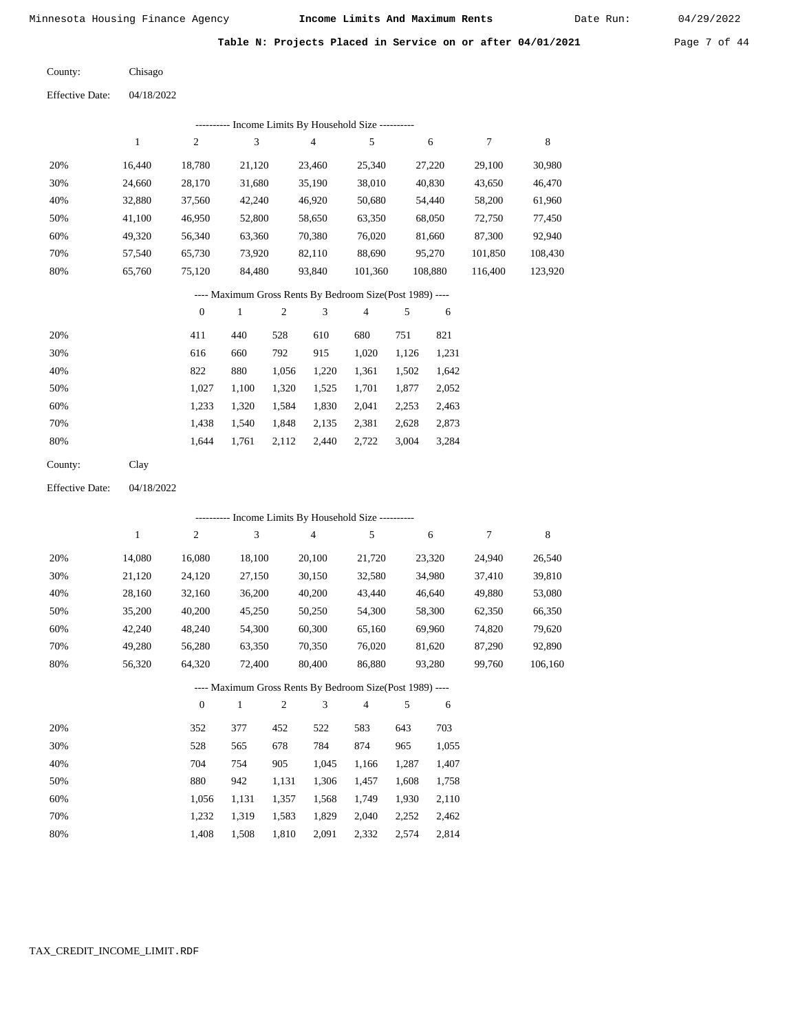Minnesota Housing Finance Agency **Income Limits And Maximum Rents** Date Run: 04/29/2022

**Table N: Projects Placed in Service on or after 04/01/2021**

County: Chisago

Effective Date: 04/18/2022

---------- Income Limits By Household Size ----------

| | 1 | 2 | 3 | 4 | 5 | 6 | 7 | 8 |
|---|---|---|---|---|---|---|---|---|
| 20% | 16,440 | 18,780 | 21,120 | 23,460 | 25,340 | 27,220 | 29,100 | 30,980 |
| 30% | 24,660 | 28,170 | 31,680 | 35,190 | 38,010 | 40,830 | 43,650 | 46,470 |
| 40% | 32,880 | 37,560 | 42,240 | 46,920 | 50,680 | 54,440 | 58,200 | 61,960 |
| 50% | 41,100 | 46,950 | 52,800 | 58,650 | 63,350 | 68,050 | 72,750 | 77,450 |
| 60% | 49,320 | 56,340 | 63,360 | 70,380 | 76,020 | 81,660 | 87,300 | 92,940 |
| 70% | 57,540 | 65,730 | 73,920 | 82,110 | 88,690 | 95,270 | 101,850 | 108,430 |
| 80% | 65,760 | 75,120 | 84,480 | 93,840 | 101,360 | 108,880 | 116,400 | 123,920 |

---- Maximum Gross Rents By Bedroom Size(Post 1989) ----

| | 0 | 1 | 2 | 3 | 4 | 5 | 6 |
|---|---|---|---|---|---|---|---|
| 20% | 411 | 440 | 528 | 610 | 680 | 751 | 821 |
| 30% | 616 | 660 | 792 | 915 | 1,020 | 1,126 | 1,231 |
| 40% | 822 | 880 | 1,056 | 1,220 | 1,361 | 1,502 | 1,642 |
| 50% | 1,027 | 1,100 | 1,320 | 1,525 | 1,701 | 1,877 | 2,052 |
| 60% | 1,233 | 1,320 | 1,584 | 1,830 | 2,041 | 2,253 | 2,463 |
| 70% | 1,438 | 1,540 | 1,848 | 2,135 | 2,381 | 2,628 | 2,873 |
| 80% | 1,644 | 1,761 | 2,112 | 2,440 | 2,722 | 3,004 | 3,284 |

County: Clay

Effective Date: 04/18/2022

---------- Income Limits By Household Size ----------

| | 1 | 2 | 3 | 4 | 5 | 6 | 7 | 8 |
|---|---|---|---|---|---|---|---|---|
| 20% | 14,080 | 16,080 | 18,100 | 20,100 | 21,720 | 23,320 | 24,940 | 26,540 |
| 30% | 21,120 | 24,120 | 27,150 | 30,150 | 32,580 | 34,980 | 37,410 | 39,810 |
| 40% | 28,160 | 32,160 | 36,200 | 40,200 | 43,440 | 46,640 | 49,880 | 53,080 |
| 50% | 35,200 | 40,200 | 45,250 | 50,250 | 54,300 | 58,300 | 62,350 | 66,350 |
| 60% | 42,240 | 48,240 | 54,300 | 60,300 | 65,160 | 69,960 | 74,820 | 79,620 |
| 70% | 49,280 | 56,280 | 63,350 | 70,350 | 76,020 | 81,620 | 87,290 | 92,890 |
| 80% | 56,320 | 64,320 | 72,400 | 80,400 | 86,880 | 93,280 | 99,760 | 106,160 |

---- Maximum Gross Rents By Bedroom Size(Post 1989) ----

| | 0 | 1 | 2 | 3 | 4 | 5 | 6 |
|---|---|---|---|---|---|---|---|
| 20% | 352 | 377 | 452 | 522 | 583 | 643 | 703 |
| 30% | 528 | 565 | 678 | 784 | 874 | 965 | 1,055 |
| 40% | 704 | 754 | 905 | 1,045 | 1,166 | 1,287 | 1,407 |
| 50% | 880 | 942 | 1,131 | 1,306 | 1,457 | 1,608 | 1,758 |
| 60% | 1,056 | 1,131 | 1,357 | 1,568 | 1,749 | 1,930 | 2,110 |
| 70% | 1,232 | 1,319 | 1,583 | 1,829 | 2,040 | 2,252 | 2,462 |
| 80% | 1,408 | 1,508 | 1,810 | 2,091 | 2,332 | 2,574 | 2,814 |

TAX_CREDIT_INCOME_LIMIT.RDF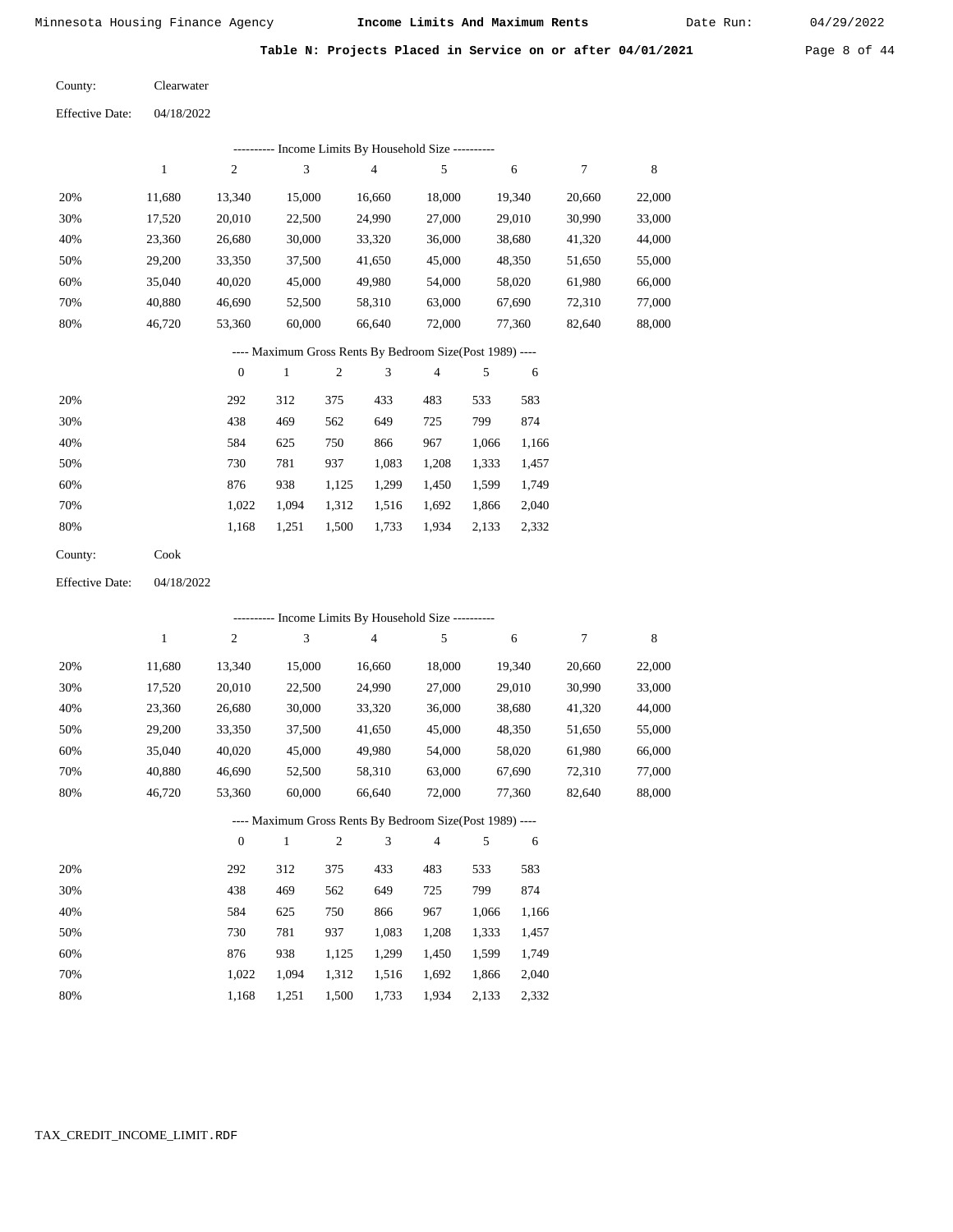County: Clearwater

Effective Date: 04/18/2022

---------- Income Limits By Household Size ----------

| | 1 | 2 | 3 | 4 | 5 | 6 | 7 | 8 |
|---|---|---|---|---|---|---|---|---|
| 20% | 11,680 | 13,340 | 15,000 | 16,660 | 18,000 | 19,340 | 20,660 | 22,000 |
| 30% | 17,520 | 20,010 | 22,500 | 24,990 | 27,000 | 29,010 | 30,990 | 33,000 |
| 40% | 23,360 | 26,680 | 30,000 | 33,320 | 36,000 | 38,680 | 41,320 | 44,000 |
| 50% | 29,200 | 33,350 | 37,500 | 41,650 | 45,000 | 48,350 | 51,650 | 55,000 |
| 60% | 35,040 | 40,020 | 45,000 | 49,980 | 54,000 | 58,020 | 61,980 | 66,000 |
| 70% | 40,880 | 46,690 | 52,500 | 58,310 | 63,000 | 67,690 | 72,310 | 77,000 |
| 80% | 46,720 | 53,360 | 60,000 | 66,640 | 72,000 | 77,360 | 82,640 | 88,000 |

---- Maximum Gross Rents By Bedroom Size(Post 1989) ----

| | 0 | 1 | 2 | 3 | 4 | 5 | 6 |
|---|---|---|---|---|---|---|---|
| 20% | 292 | 312 | 375 | 433 | 483 | 533 | 583 |
| 30% | 438 | 469 | 562 | 649 | 725 | 799 | 874 |
| 40% | 584 | 625 | 750 | 866 | 967 | 1,066 | 1,166 |
| 50% | 730 | 781 | 937 | 1,083 | 1,208 | 1,333 | 1,457 |
| 60% | 876 | 938 | 1,125 | 1,299 | 1,450 | 1,599 | 1,749 |
| 70% | 1,022 | 1,094 | 1,312 | 1,516 | 1,692 | 1,866 | 2,040 |
| 80% | 1,168 | 1,251 | 1,500 | 1,733 | 1,934 | 2,133 | 2,332 |

County: Cook

Effective Date: 04/18/2022

---------- Income Limits By Household Size ----------

| | 1 | 2 | 3 | 4 | 5 | 6 | 7 | 8 |
|---|---|---|---|---|---|---|---|---|
| 20% | 11,680 | 13,340 | 15,000 | 16,660 | 18,000 | 19,340 | 20,660 | 22,000 |
| 30% | 17,520 | 20,010 | 22,500 | 24,990 | 27,000 | 29,010 | 30,990 | 33,000 |
| 40% | 23,360 | 26,680 | 30,000 | 33,320 | 36,000 | 38,680 | 41,320 | 44,000 |
| 50% | 29,200 | 33,350 | 37,500 | 41,650 | 45,000 | 48,350 | 51,650 | 55,000 |
| 60% | 35,040 | 40,020 | 45,000 | 49,980 | 54,000 | 58,020 | 61,980 | 66,000 |
| 70% | 40,880 | 46,690 | 52,500 | 58,310 | 63,000 | 67,690 | 72,310 | 77,000 |
| 80% | 46,720 | 53,360 | 60,000 | 66,640 | 72,000 | 77,360 | 82,640 | 88,000 |

---- Maximum Gross Rents By Bedroom Size(Post 1989) ----

| | 0 | 1 | 2 | 3 | 4 | 5 | 6 |
|---|---|---|---|---|---|---|---|
| 20% | 292 | 312 | 375 | 433 | 483 | 533 | 583 |
| 30% | 438 | 469 | 562 | 649 | 725 | 799 | 874 |
| 40% | 584 | 625 | 750 | 866 | 967 | 1,066 | 1,166 |
| 50% | 730 | 781 | 937 | 1,083 | 1,208 | 1,333 | 1,457 |
| 60% | 876 | 938 | 1,125 | 1,299 | 1,450 | 1,599 | 1,749 |
| 70% | 1,022 | 1,094 | 1,312 | 1,516 | 1,692 | 1,866 | 2,040 |
| 80% | 1,168 | 1,251 | 1,500 | 1,733 | 1,934 | 2,133 | 2,332 |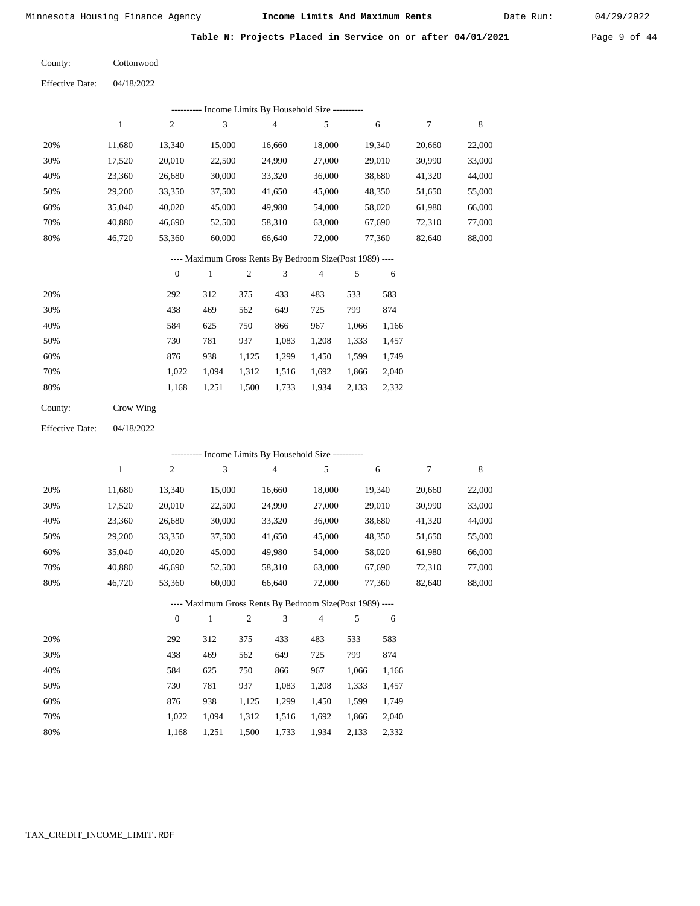Minnesota Housing Finance Agency **Income Limits And Maximum Rents** Date Run: 04/29/2022

**Table N: Projects Placed in Service on or after 04/01/2021**

County: Cottonwood

Effective Date: 04/18/2022

---------- Income Limits By Household Size ----------

| | 1 | 2 | 3 | 4 | 5 | 6 | 7 | 8 |
|---|---|---|---|---|---|---|---|---|
| 20% | 11,680 | 13,340 | 15,000 | 16,660 | 18,000 | 19,340 | 20,660 | 22,000 |
| 30% | 17,520 | 20,010 | 22,500 | 24,990 | 27,000 | 29,010 | 30,990 | 33,000 |
| 40% | 23,360 | 26,680 | 30,000 | 33,320 | 36,000 | 38,680 | 41,320 | 44,000 |
| 50% | 29,200 | 33,350 | 37,500 | 41,650 | 45,000 | 48,350 | 51,650 | 55,000 |
| 60% | 35,040 | 40,020 | 45,000 | 49,980 | 54,000 | 58,020 | 61,980 | 66,000 |
| 70% | 40,880 | 46,690 | 52,500 | 58,310 | 63,000 | 67,690 | 72,310 | 77,000 |
| 80% | 46,720 | 53,360 | 60,000 | 66,640 | 72,000 | 77,360 | 82,640 | 88,000 |

---- Maximum Gross Rents By Bedroom Size(Post 1989) ----

| | 0 | 1 | 2 | 3 | 4 | 5 | 6 |
|---|---|---|---|---|---|---|---|
| 20% | 292 | 312 | 375 | 433 | 483 | 533 | 583 |
| 30% | 438 | 469 | 562 | 649 | 725 | 799 | 874 |
| 40% | 584 | 625 | 750 | 866 | 967 | 1,066 | 1,166 |
| 50% | 730 | 781 | 937 | 1,083 | 1,208 | 1,333 | 1,457 |
| 60% | 876 | 938 | 1,125 | 1,299 | 1,450 | 1,599 | 1,749 |
| 70% | 1,022 | 1,094 | 1,312 | 1,516 | 1,692 | 1,866 | 2,040 |
| 80% | 1,168 | 1,251 | 1,500 | 1,733 | 1,934 | 2,133 | 2,332 |

County: Crow Wing

Effective Date: 04/18/2022

---------- Income Limits By Household Size ----------

| | 1 | 2 | 3 | 4 | 5 | 6 | 7 | 8 |
|---|---|---|---|---|---|---|---|---|
| 20% | 11,680 | 13,340 | 15,000 | 16,660 | 18,000 | 19,340 | 20,660 | 22,000 |
| 30% | 17,520 | 20,010 | 22,500 | 24,990 | 27,000 | 29,010 | 30,990 | 33,000 |
| 40% | 23,360 | 26,680 | 30,000 | 33,320 | 36,000 | 38,680 | 41,320 | 44,000 |
| 50% | 29,200 | 33,350 | 37,500 | 41,650 | 45,000 | 48,350 | 51,650 | 55,000 |
| 60% | 35,040 | 40,020 | 45,000 | 49,980 | 54,000 | 58,020 | 61,980 | 66,000 |
| 70% | 40,880 | 46,690 | 52,500 | 58,310 | 63,000 | 67,690 | 72,310 | 77,000 |
| 80% | 46,720 | 53,360 | 60,000 | 66,640 | 72,000 | 77,360 | 82,640 | 88,000 |

---- Maximum Gross Rents By Bedroom Size(Post 1989) ----

| | 0 | 1 | 2 | 3 | 4 | 5 | 6 |
|---|---|---|---|---|---|---|---|
| 20% | 292 | 312 | 375 | 433 | 483 | 533 | 583 |
| 30% | 438 | 469 | 562 | 649 | 725 | 799 | 874 |
| 40% | 584 | 625 | 750 | 866 | 967 | 1,066 | 1,166 |
| 50% | 730 | 781 | 937 | 1,083 | 1,208 | 1,333 | 1,457 |
| 60% | 876 | 938 | 1,125 | 1,299 | 1,450 | 1,599 | 1,749 |
| 70% | 1,022 | 1,094 | 1,312 | 1,516 | 1,692 | 1,866 | 2,040 |
| 80% | 1,168 | 1,251 | 1,500 | 1,733 | 1,934 | 2,133 | 2,332 |

TAX_CREDIT_INCOME_LIMIT.RDF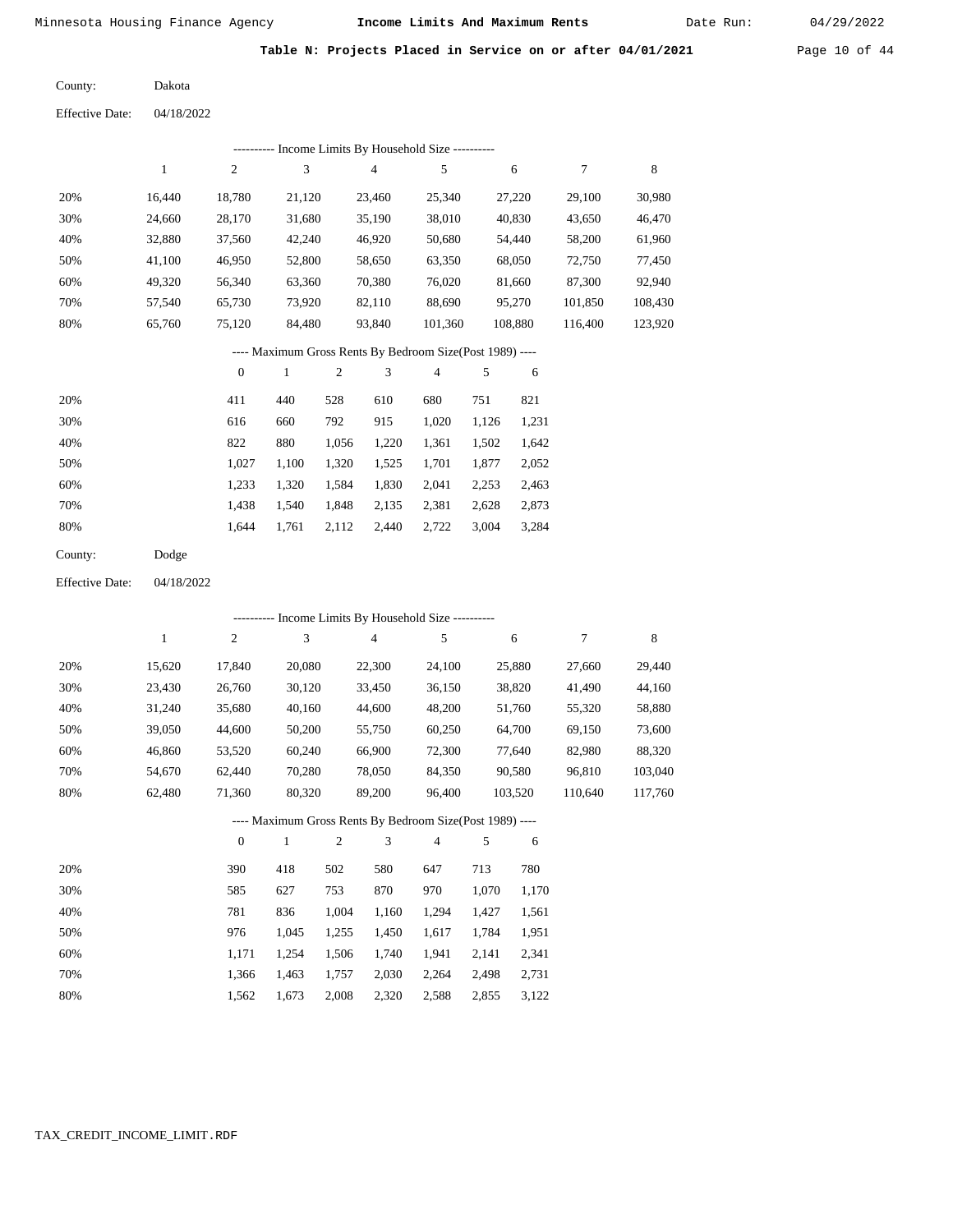Minnesota Housing Finance Agency **Income Limits And Maximum Rents** Date Run: 04/29/2022

**Table N: Projects Placed in Service on or after 04/01/2021**

County: Dakota

Effective Date: 04/18/2022

---------- Income Limits By Household Size ----------

| | 1 | 2 | 3 | 4 | 5 | 6 | 7 | 8 |
|---|---|---|---|---|---|---|---|---|
| 20% | 16,440 | 18,780 | 21,120 | 23,460 | 25,340 | 27,220 | 29,100 | 30,980 |
| 30% | 24,660 | 28,170 | 31,680 | 35,190 | 38,010 | 40,830 | 43,650 | 46,470 |
| 40% | 32,880 | 37,560 | 42,240 | 46,920 | 50,680 | 54,440 | 58,200 | 61,960 |
| 50% | 41,100 | 46,950 | 52,800 | 58,650 | 63,350 | 68,050 | 72,750 | 77,450 |
| 60% | 49,320 | 56,340 | 63,360 | 70,380 | 76,020 | 81,660 | 87,300 | 92,940 |
| 70% | 57,540 | 65,730 | 73,920 | 82,110 | 88,690 | 95,270 | 101,850 | 108,430 |
| 80% | 65,760 | 75,120 | 84,480 | 93,840 | 101,360 | 108,880 | 116,400 | 123,920 |

---- Maximum Gross Rents By Bedroom Size(Post 1989) ----

| | 0 | 1 | 2 | 3 | 4 | 5 | 6 |
|---|---|---|---|---|---|---|---|
| 20% | 411 | 440 | 528 | 610 | 680 | 751 | 821 |
| 30% | 616 | 660 | 792 | 915 | 1,020 | 1,126 | 1,231 |
| 40% | 822 | 880 | 1,056 | 1,220 | 1,361 | 1,502 | 1,642 |
| 50% | 1,027 | 1,100 | 1,320 | 1,525 | 1,701 | 1,877 | 2,052 |
| 60% | 1,233 | 1,320 | 1,584 | 1,830 | 2,041 | 2,253 | 2,463 |
| 70% | 1,438 | 1,540 | 1,848 | 2,135 | 2,381 | 2,628 | 2,873 |
| 80% | 1,644 | 1,761 | 2,112 | 2,440 | 2,722 | 3,004 | 3,284 |

County: Dodge

Effective Date: 04/18/2022

---------- Income Limits By Household Size ----------

| | 1 | 2 | 3 | 4 | 5 | 6 | 7 | 8 |
|---|---|---|---|---|---|---|---|---|
| 20% | 15,620 | 17,840 | 20,080 | 22,300 | 24,100 | 25,880 | 27,660 | 29,440 |
| 30% | 23,430 | 26,760 | 30,120 | 33,450 | 36,150 | 38,820 | 41,490 | 44,160 |
| 40% | 31,240 | 35,680 | 40,160 | 44,600 | 48,200 | 51,760 | 55,320 | 58,880 |
| 50% | 39,050 | 44,600 | 50,200 | 55,750 | 60,250 | 64,700 | 69,150 | 73,600 |
| 60% | 46,860 | 53,520 | 60,240 | 66,900 | 72,300 | 77,640 | 82,980 | 88,320 |
| 70% | 54,670 | 62,440 | 70,280 | 78,050 | 84,350 | 90,580 | 96,810 | 103,040 |
| 80% | 62,480 | 71,360 | 80,320 | 89,200 | 96,400 | 103,520 | 110,640 | 117,760 |

---- Maximum Gross Rents By Bedroom Size(Post 1989) ----

| | 0 | 1 | 2 | 3 | 4 | 5 | 6 |
|---|---|---|---|---|---|---|---|
| 20% | 390 | 418 | 502 | 580 | 647 | 713 | 780 |
| 30% | 585 | 627 | 753 | 870 | 970 | 1,070 | 1,170 |
| 40% | 781 | 836 | 1,004 | 1,160 | 1,294 | 1,427 | 1,561 |
| 50% | 976 | 1,045 | 1,255 | 1,450 | 1,617 | 1,784 | 1,951 |
| 60% | 1,171 | 1,254 | 1,506 | 1,740 | 1,941 | 2,141 | 2,341 |
| 70% | 1,366 | 1,463 | 1,757 | 2,030 | 2,264 | 2,498 | 2,731 |
| 80% | 1,562 | 1,673 | 2,008 | 2,320 | 2,588 | 2,855 | 3,122 |

TAX_CREDIT_INCOME_LIMIT.RDF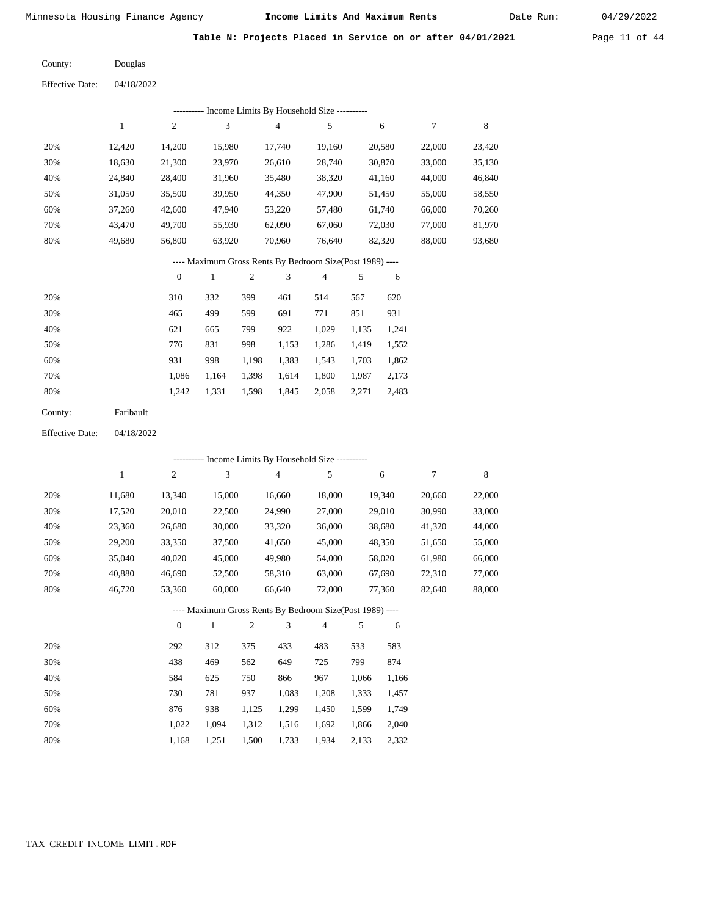Minnesota Housing Finance Agency **Income Limits And Maximum Rents** Date Run: 04/29/2022

**Table N: Projects Placed in Service on or after 04/01/2021**

County: Douglas

Effective Date: 04/18/2022

---------- Income Limits By Household Size ----------

| | 1 | 2 | 3 | 4 | 5 | 6 | 7 | 8 |
|---|---|---|---|---|---|---|---|---|
| 20% | 12,420 | 14,200 | 15,980 | 17,740 | 19,160 | 20,580 | 22,000 | 23,420 |
| 30% | 18,630 | 21,300 | 23,970 | 26,610 | 28,740 | 30,870 | 33,000 | 35,130 |
| 40% | 24,840 | 28,400 | 31,960 | 35,480 | 38,320 | 41,160 | 44,000 | 46,840 |
| 50% | 31,050 | 35,500 | 39,950 | 44,350 | 47,900 | 51,450 | 55,000 | 58,550 |
| 60% | 37,260 | 42,600 | 47,940 | 53,220 | 57,480 | 61,740 | 66,000 | 70,260 |
| 70% | 43,470 | 49,700 | 55,930 | 62,090 | 67,060 | 72,030 | 77,000 | 81,970 |
| 80% | 49,680 | 56,800 | 63,920 | 70,960 | 76,640 | 82,320 | 88,000 | 93,680 |

---- Maximum Gross Rents By Bedroom Size(Post 1989) ----

| | 0 | 1 | 2 | 3 | 4 | 5 | 6 |
|---|---|---|---|---|---|---|---|
| 20% | 310 | 332 | 399 | 461 | 514 | 567 | 620 |
| 30% | 465 | 499 | 599 | 691 | 771 | 851 | 931 |
| 40% | 621 | 665 | 799 | 922 | 1,029 | 1,135 | 1,241 |
| 50% | 776 | 831 | 998 | 1,153 | 1,286 | 1,419 | 1,552 |
| 60% | 931 | 998 | 1,198 | 1,383 | 1,543 | 1,703 | 1,862 |
| 70% | 1,086 | 1,164 | 1,398 | 1,614 | 1,800 | 1,987 | 2,173 |
| 80% | 1,242 | 1,331 | 1,598 | 1,845 | 2,058 | 2,271 | 2,483 |

County: Faribault

Effective Date: 04/18/2022

---------- Income Limits By Household Size ----------

| | 1 | 2 | 3 | 4 | 5 | 6 | 7 | 8 |
|---|---|---|---|---|---|---|---|---|
| 20% | 11,680 | 13,340 | 15,000 | 16,660 | 18,000 | 19,340 | 20,660 | 22,000 |
| 30% | 17,520 | 20,010 | 22,500 | 24,990 | 27,000 | 29,010 | 30,990 | 33,000 |
| 40% | 23,360 | 26,680 | 30,000 | 33,320 | 36,000 | 38,680 | 41,320 | 44,000 |
| 50% | 29,200 | 33,350 | 37,500 | 41,650 | 45,000 | 48,350 | 51,650 | 55,000 |
| 60% | 35,040 | 40,020 | 45,000 | 49,980 | 54,000 | 58,020 | 61,980 | 66,000 |
| 70% | 40,880 | 46,690 | 52,500 | 58,310 | 63,000 | 67,690 | 72,310 | 77,000 |
| 80% | 46,720 | 53,360 | 60,000 | 66,640 | 72,000 | 77,360 | 82,640 | 88,000 |

---- Maximum Gross Rents By Bedroom Size(Post 1989) ----

| | 0 | 1 | 2 | 3 | 4 | 5 | 6 |
|---|---|---|---|---|---|---|---|
| 20% | 292 | 312 | 375 | 433 | 483 | 533 | 583 |
| 30% | 438 | 469 | 562 | 649 | 725 | 799 | 874 |
| 40% | 584 | 625 | 750 | 866 | 967 | 1,066 | 1,166 |
| 50% | 730 | 781 | 937 | 1,083 | 1,208 | 1,333 | 1,457 |
| 60% | 876 | 938 | 1,125 | 1,299 | 1,450 | 1,599 | 1,749 |
| 70% | 1,022 | 1,094 | 1,312 | 1,516 | 1,692 | 1,866 | 2,040 |
| 80% | 1,168 | 1,251 | 1,500 | 1,733 | 1,934 | 2,133 | 2,332 |

TAX_CREDIT_INCOME_LIMIT.RDF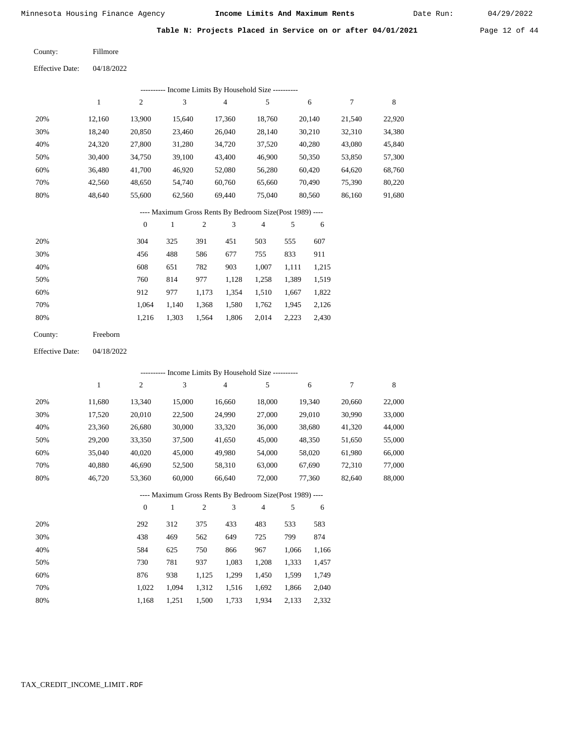Minnesota Housing Finance Agency **Income Limits And Maximum Rents** Date Run: 04/29/2022

**Table N: Projects Placed in Service on or after 04/01/2021**

County: Fillmore

Effective Date: 04/18/2022

---------- Income Limits By Household Size ----------

| | 1 | 2 | 3 | 4 | 5 | 6 | 7 | 8 |
|---|---|---|---|---|---|---|---|---|
| 20% | 12,160 | 13,900 | 15,640 | 17,360 | 18,760 | 20,140 | 21,540 | 22,920 |
| 30% | 18,240 | 20,850 | 23,460 | 26,040 | 28,140 | 30,210 | 32,310 | 34,380 |
| 40% | 24,320 | 27,800 | 31,280 | 34,720 | 37,520 | 40,280 | 43,080 | 45,840 |
| 50% | 30,400 | 34,750 | 39,100 | 43,400 | 46,900 | 50,350 | 53,850 | 57,300 |
| 60% | 36,480 | 41,700 | 46,920 | 52,080 | 56,280 | 60,420 | 64,620 | 68,760 |
| 70% | 42,560 | 48,650 | 54,740 | 60,760 | 65,660 | 70,490 | 75,390 | 80,220 |
| 80% | 48,640 | 55,600 | 62,560 | 69,440 | 75,040 | 80,560 | 86,160 | 91,680 |

---- Maximum Gross Rents By Bedroom Size(Post 1989) ----

| | 0 | 1 | 2 | 3 | 4 | 5 | 6 |
|---|---|---|---|---|---|---|---|
| 20% | 304 | 325 | 391 | 451 | 503 | 555 | 607 |
| 30% | 456 | 488 | 586 | 677 | 755 | 833 | 911 |
| 40% | 608 | 651 | 782 | 903 | 1,007 | 1,111 | 1,215 |
| 50% | 760 | 814 | 977 | 1,128 | 1,258 | 1,389 | 1,519 |
| 60% | 912 | 977 | 1,173 | 1,354 | 1,510 | 1,667 | 1,822 |
| 70% | 1,064 | 1,140 | 1,368 | 1,580 | 1,762 | 1,945 | 2,126 |
| 80% | 1,216 | 1,303 | 1,564 | 1,806 | 2,014 | 2,223 | 2,430 |

County: Freeborn

Effective Date: 04/18/2022

---------- Income Limits By Household Size ----------

| | 1 | 2 | 3 | 4 | 5 | 6 | 7 | 8 |
|---|---|---|---|---|---|---|---|---|
| 20% | 11,680 | 13,340 | 15,000 | 16,660 | 18,000 | 19,340 | 20,660 | 22,000 |
| 30% | 17,520 | 20,010 | 22,500 | 24,990 | 27,000 | 29,010 | 30,990 | 33,000 |
| 40% | 23,360 | 26,680 | 30,000 | 33,320 | 36,000 | 38,680 | 41,320 | 44,000 |
| 50% | 29,200 | 33,350 | 37,500 | 41,650 | 45,000 | 48,350 | 51,650 | 55,000 |
| 60% | 35,040 | 40,020 | 45,000 | 49,980 | 54,000 | 58,020 | 61,980 | 66,000 |
| 70% | 40,880 | 46,690 | 52,500 | 58,310 | 63,000 | 67,690 | 72,310 | 77,000 |
| 80% | 46,720 | 53,360 | 60,000 | 66,640 | 72,000 | 77,360 | 82,640 | 88,000 |

---- Maximum Gross Rents By Bedroom Size(Post 1989) ----

| | 0 | 1 | 2 | 3 | 4 | 5 | 6 |
|---|---|---|---|---|---|---|---|
| 20% | 292 | 312 | 375 | 433 | 483 | 533 | 583 |
| 30% | 438 | 469 | 562 | 649 | 725 | 799 | 874 |
| 40% | 584 | 625 | 750 | 866 | 967 | 1,066 | 1,166 |
| 50% | 730 | 781 | 937 | 1,083 | 1,208 | 1,333 | 1,457 |
| 60% | 876 | 938 | 1,125 | 1,299 | 1,450 | 1,599 | 1,749 |
| 70% | 1,022 | 1,094 | 1,312 | 1,516 | 1,692 | 1,866 | 2,040 |
| 80% | 1,168 | 1,251 | 1,500 | 1,733 | 1,934 | 2,133 | 2,332 |

TAX_CREDIT_INCOME_LIMIT.RDF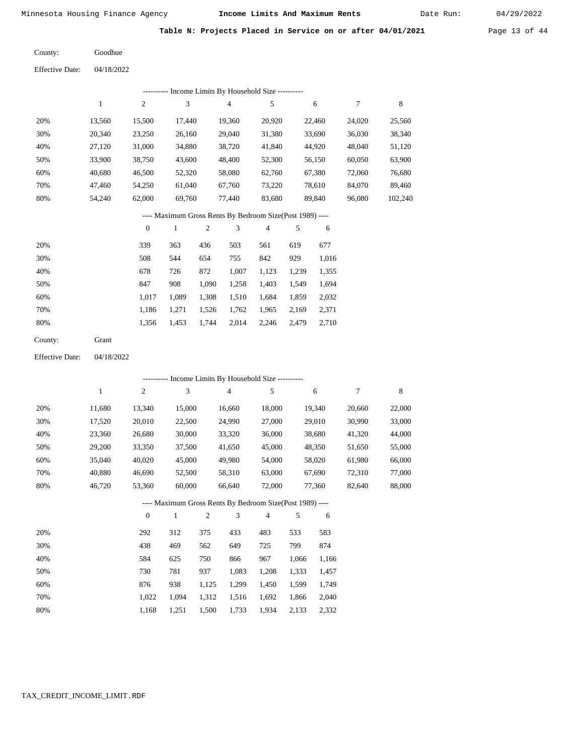Minnesota Housing Finance Agency **Income Limits And Maximum Rents** Date Run: 04/29/2022

**Table N: Projects Placed in Service on or after 04/01/2021**

County: Goodhue

Effective Date: 04/18/2022

---------- Income Limits By Household Size ----------

| | 1 | 2 | 3 | 4 | 5 | 6 | 7 | 8 |
|---|---|---|---|---|---|---|---|---|
| 20% | 13,560 | 15,500 | 17,440 | 19,360 | 20,920 | 22,460 | 24,020 | 25,560 |
| 30% | 20,340 | 23,250 | 26,160 | 29,040 | 31,380 | 33,690 | 36,030 | 38,340 |
| 40% | 27,120 | 31,000 | 34,880 | 38,720 | 41,840 | 44,920 | 48,040 | 51,120 |
| 50% | 33,900 | 38,750 | 43,600 | 48,400 | 52,300 | 56,150 | 60,050 | 63,900 |
| 60% | 40,680 | 46,500 | 52,320 | 58,080 | 62,760 | 67,380 | 72,060 | 76,680 |
| 70% | 47,460 | 54,250 | 61,040 | 67,760 | 73,220 | 78,610 | 84,070 | 89,460 |
| 80% | 54,240 | 62,000 | 69,760 | 77,440 | 83,680 | 89,840 | 96,080 | 102,240 |

---- Maximum Gross Rents By Bedroom Size(Post 1989) ----

| | 0 | 1 | 2 | 3 | 4 | 5 | 6 |
|---|---|---|---|---|---|---|---|
| 20% | 339 | 363 | 436 | 503 | 561 | 619 | 677 |
| 30% | 508 | 544 | 654 | 755 | 842 | 929 | 1,016 |
| 40% | 678 | 726 | 872 | 1,007 | 1,123 | 1,239 | 1,355 |
| 50% | 847 | 908 | 1,090 | 1,258 | 1,403 | 1,549 | 1,694 |
| 60% | 1,017 | 1,089 | 1,308 | 1,510 | 1,684 | 1,859 | 2,032 |
| 70% | 1,186 | 1,271 | 1,526 | 1,762 | 1,965 | 2,169 | 2,371 |
| 80% | 1,356 | 1,453 | 1,744 | 2,014 | 2,246 | 2,479 | 2,710 |

County: Grant

Effective Date: 04/18/2022

---------- Income Limits By Household Size ----------

| | 1 | 2 | 3 | 4 | 5 | 6 | 7 | 8 |
|---|---|---|---|---|---|---|---|---|
| 20% | 11,680 | 13,340 | 15,000 | 16,660 | 18,000 | 19,340 | 20,660 | 22,000 |
| 30% | 17,520 | 20,010 | 22,500 | 24,990 | 27,000 | 29,010 | 30,990 | 33,000 |
| 40% | 23,360 | 26,680 | 30,000 | 33,320 | 36,000 | 38,680 | 41,320 | 44,000 |
| 50% | 29,200 | 33,350 | 37,500 | 41,650 | 45,000 | 48,350 | 51,650 | 55,000 |
| 60% | 35,040 | 40,020 | 45,000 | 49,980 | 54,000 | 58,020 | 61,980 | 66,000 |
| 70% | 40,880 | 46,690 | 52,500 | 58,310 | 63,000 | 67,690 | 72,310 | 77,000 |
| 80% | 46,720 | 53,360 | 60,000 | 66,640 | 72,000 | 77,360 | 82,640 | 88,000 |

---- Maximum Gross Rents By Bedroom Size(Post 1989) ----

| | 0 | 1 | 2 | 3 | 4 | 5 | 6 |
|---|---|---|---|---|---|---|---|
| 20% | 292 | 312 | 375 | 433 | 483 | 533 | 583 |
| 30% | 438 | 469 | 562 | 649 | 725 | 799 | 874 |
| 40% | 584 | 625 | 750 | 866 | 967 | 1,066 | 1,166 |
| 50% | 730 | 781 | 937 | 1,083 | 1,208 | 1,333 | 1,457 |
| 60% | 876 | 938 | 1,125 | 1,299 | 1,450 | 1,599 | 1,749 |
| 70% | 1,022 | 1,094 | 1,312 | 1,516 | 1,692 | 1,866 | 2,040 |
| 80% | 1,168 | 1,251 | 1,500 | 1,733 | 1,934 | 2,133 | 2,332 |

TAX_CREDIT_INCOME_LIMIT.RDF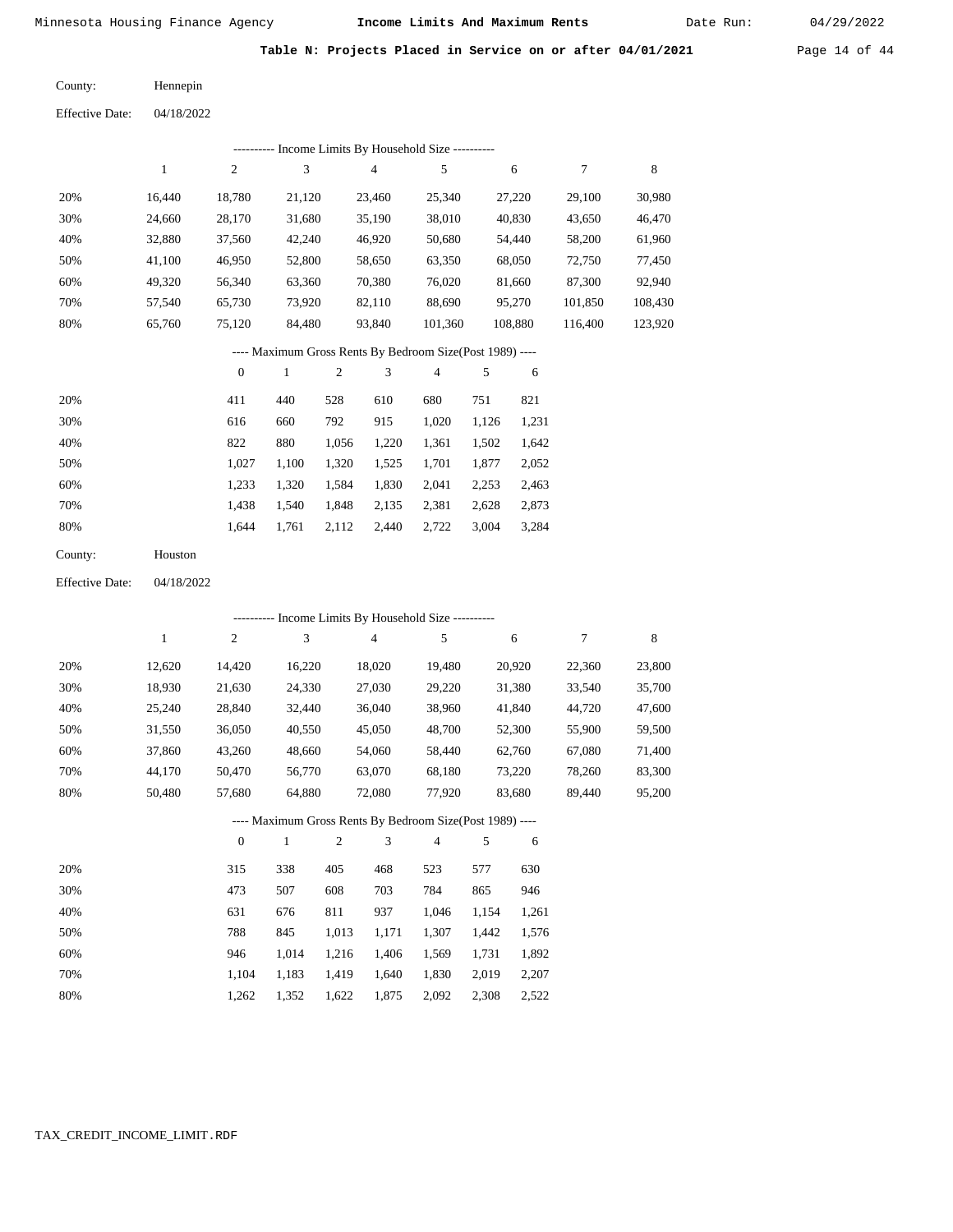Minnesota Housing Finance Agency **Income Limits And Maximum Rents** Date Run: 04/29/2022

**Table N: Projects Placed in Service on or after 04/01/2021**

County: Hennepin

Effective Date: 04/18/2022

---------- Income Limits By Household Size ----------

| | 1 | 2 | 3 | 4 | 5 | 6 | 7 | 8 |
|---|---|---|---|---|---|---|---|---|
| 20% | 16,440 | 18,780 | 21,120 | 23,460 | 25,340 | 27,220 | 29,100 | 30,980 |
| 30% | 24,660 | 28,170 | 31,680 | 35,190 | 38,010 | 40,830 | 43,650 | 46,470 |
| 40% | 32,880 | 37,560 | 42,240 | 46,920 | 50,680 | 54,440 | 58,200 | 61,960 |
| 50% | 41,100 | 46,950 | 52,800 | 58,650 | 63,350 | 68,050 | 72,750 | 77,450 |
| 60% | 49,320 | 56,340 | 63,360 | 70,380 | 76,020 | 81,660 | 87,300 | 92,940 |
| 70% | 57,540 | 65,730 | 73,920 | 82,110 | 88,690 | 95,270 | 101,850 | 108,430 |
| 80% | 65,760 | 75,120 | 84,480 | 93,840 | 101,360 | 108,880 | 116,400 | 123,920 |

---- Maximum Gross Rents By Bedroom Size(Post 1989) ----

| | 0 | 1 | 2 | 3 | 4 | 5 | 6 |
|---|---|---|---|---|---|---|---|
| 20% | 411 | 440 | 528 | 610 | 680 | 751 | 821 |
| 30% | 616 | 660 | 792 | 915 | 1,020 | 1,126 | 1,231 |
| 40% | 822 | 880 | 1,056 | 1,220 | 1,361 | 1,502 | 1,642 |
| 50% | 1,027 | 1,100 | 1,320 | 1,525 | 1,701 | 1,877 | 2,052 |
| 60% | 1,233 | 1,320 | 1,584 | 1,830 | 2,041 | 2,253 | 2,463 |
| 70% | 1,438 | 1,540 | 1,848 | 2,135 | 2,381 | 2,628 | 2,873 |
| 80% | 1,644 | 1,761 | 2,112 | 2,440 | 2,722 | 3,004 | 3,284 |

County: Houston

Effective Date: 04/18/2022

---------- Income Limits By Household Size ----------

| | 1 | 2 | 3 | 4 | 5 | 6 | 7 | 8 |
|---|---|---|---|---|---|---|---|---|
| 20% | 12,620 | 14,420 | 16,220 | 18,020 | 19,480 | 20,920 | 22,360 | 23,800 |
| 30% | 18,930 | 21,630 | 24,330 | 27,030 | 29,220 | 31,380 | 33,540 | 35,700 |
| 40% | 25,240 | 28,840 | 32,440 | 36,040 | 38,960 | 41,840 | 44,720 | 47,600 |
| 50% | 31,550 | 36,050 | 40,550 | 45,050 | 48,700 | 52,300 | 55,900 | 59,500 |
| 60% | 37,860 | 43,260 | 48,660 | 54,060 | 58,440 | 62,760 | 67,080 | 71,400 |
| 70% | 44,170 | 50,470 | 56,770 | 63,070 | 68,180 | 73,220 | 78,260 | 83,300 |
| 80% | 50,480 | 57,680 | 64,880 | 72,080 | 77,920 | 83,680 | 89,440 | 95,200 |

---- Maximum Gross Rents By Bedroom Size(Post 1989) ----

| | 0 | 1 | 2 | 3 | 4 | 5 | 6 |
|---|---|---|---|---|---|---|---|
| 20% | 315 | 338 | 405 | 468 | 523 | 577 | 630 |
| 30% | 473 | 507 | 608 | 703 | 784 | 865 | 946 |
| 40% | 631 | 676 | 811 | 937 | 1,046 | 1,154 | 1,261 |
| 50% | 788 | 845 | 1,013 | 1,171 | 1,307 | 1,442 | 1,576 |
| 60% | 946 | 1,014 | 1,216 | 1,406 | 1,569 | 1,731 | 1,892 |
| 70% | 1,104 | 1,183 | 1,419 | 1,640 | 1,830 | 2,019 | 2,207 |
| 80% | 1,262 | 1,352 | 1,622 | 1,875 | 2,092 | 2,308 | 2,522 |

TAX_CREDIT_INCOME_LIMIT.RDF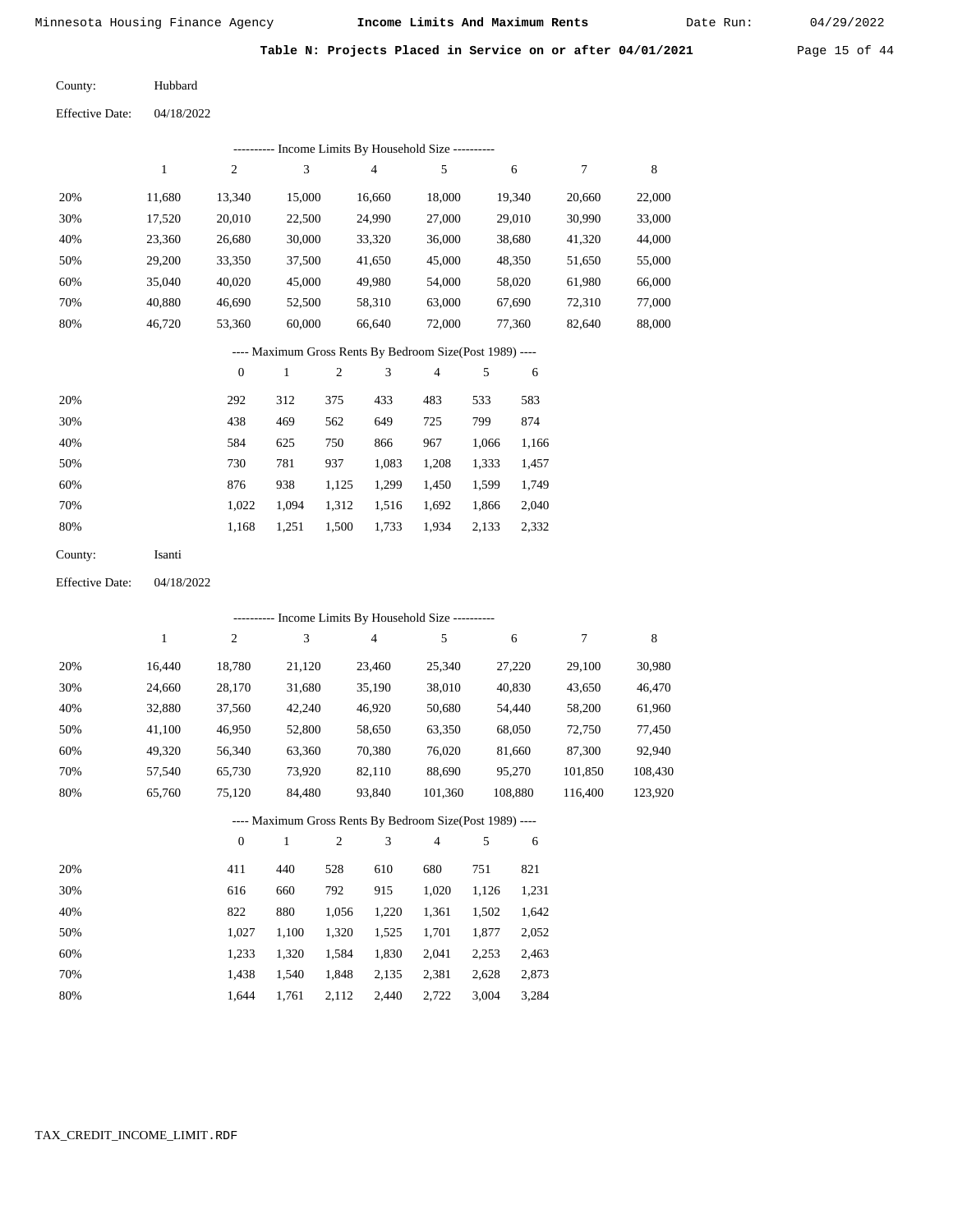**Table N: Projects Placed in Service on or after 04/01/2021**

County: Hubbard

Effective Date: 04/18/2022

---------- Income Limits By Household Size ----------

| | 1 | 2 | 3 | 4 | 5 | 6 | 7 | 8 |
|---|---|---|---|---|---|---|---|---|
| 20% | 11,680 | 13,340 | 15,000 | 16,660 | 18,000 | 19,340 | 20,660 | 22,000 |
| 30% | 17,520 | 20,010 | 22,500 | 24,990 | 27,000 | 29,010 | 30,990 | 33,000 |
| 40% | 23,360 | 26,680 | 30,000 | 33,320 | 36,000 | 38,680 | 41,320 | 44,000 |
| 50% | 29,200 | 33,350 | 37,500 | 41,650 | 45,000 | 48,350 | 51,650 | 55,000 |
| 60% | 35,040 | 40,020 | 45,000 | 49,980 | 54,000 | 58,020 | 61,980 | 66,000 |
| 70% | 40,880 | 46,690 | 52,500 | 58,310 | 63,000 | 67,690 | 72,310 | 77,000 |
| 80% | 46,720 | 53,360 | 60,000 | 66,640 | 72,000 | 77,360 | 82,640 | 88,000 |

---- Maximum Gross Rents By Bedroom Size(Post 1989) ----

| | 0 | 1 | 2 | 3 | 4 | 5 | 6 |
|---|---|---|---|---|---|---|---|
| 20% | 292 | 312 | 375 | 433 | 483 | 533 | 583 |
| 30% | 438 | 469 | 562 | 649 | 725 | 799 | 874 |
| 40% | 584 | 625 | 750 | 866 | 967 | 1,066 | 1,166 |
| 50% | 730 | 781 | 937 | 1,083 | 1,208 | 1,333 | 1,457 |
| 60% | 876 | 938 | 1,125 | 1,299 | 1,450 | 1,599 | 1,749 |
| 70% | 1,022 | 1,094 | 1,312 | 1,516 | 1,692 | 1,866 | 2,040 |
| 80% | 1,168 | 1,251 | 1,500 | 1,733 | 1,934 | 2,133 | 2,332 |

County: Isanti

Effective Date: 04/18/2022

---------- Income Limits By Household Size ----------

| | 1 | 2 | 3 | 4 | 5 | 6 | 7 | 8 |
|---|---|---|---|---|---|---|---|---|
| 20% | 16,440 | 18,780 | 21,120 | 23,460 | 25,340 | 27,220 | 29,100 | 30,980 |
| 30% | 24,660 | 28,170 | 31,680 | 35,190 | 38,010 | 40,830 | 43,650 | 46,470 |
| 40% | 32,880 | 37,560 | 42,240 | 46,920 | 50,680 | 54,440 | 58,200 | 61,960 |
| 50% | 41,100 | 46,950 | 52,800 | 58,650 | 63,350 | 68,050 | 72,750 | 77,450 |
| 60% | 49,320 | 56,340 | 63,360 | 70,380 | 76,020 | 81,660 | 87,300 | 92,940 |
| 70% | 57,540 | 65,730 | 73,920 | 82,110 | 88,690 | 95,270 | 101,850 | 108,430 |
| 80% | 65,760 | 75,120 | 84,480 | 93,840 | 101,360 | 108,880 | 116,400 | 123,920 |

---- Maximum Gross Rents By Bedroom Size(Post 1989) ----

| | 0 | 1 | 2 | 3 | 4 | 5 | 6 |
|---|---|---|---|---|---|---|---|
| 20% | 411 | 440 | 528 | 610 | 680 | 751 | 821 |
| 30% | 616 | 660 | 792 | 915 | 1,020 | 1,126 | 1,231 |
| 40% | 822 | 880 | 1,056 | 1,220 | 1,361 | 1,502 | 1,642 |
| 50% | 1,027 | 1,100 | 1,320 | 1,525 | 1,701 | 1,877 | 2,052 |
| 60% | 1,233 | 1,320 | 1,584 | 1,830 | 2,041 | 2,253 | 2,463 |
| 70% | 1,438 | 1,540 | 1,848 | 2,135 | 2,381 | 2,628 | 2,873 |
| 80% | 1,644 | 1,761 | 2,112 | 2,440 | 2,722 | 3,004 | 3,284 |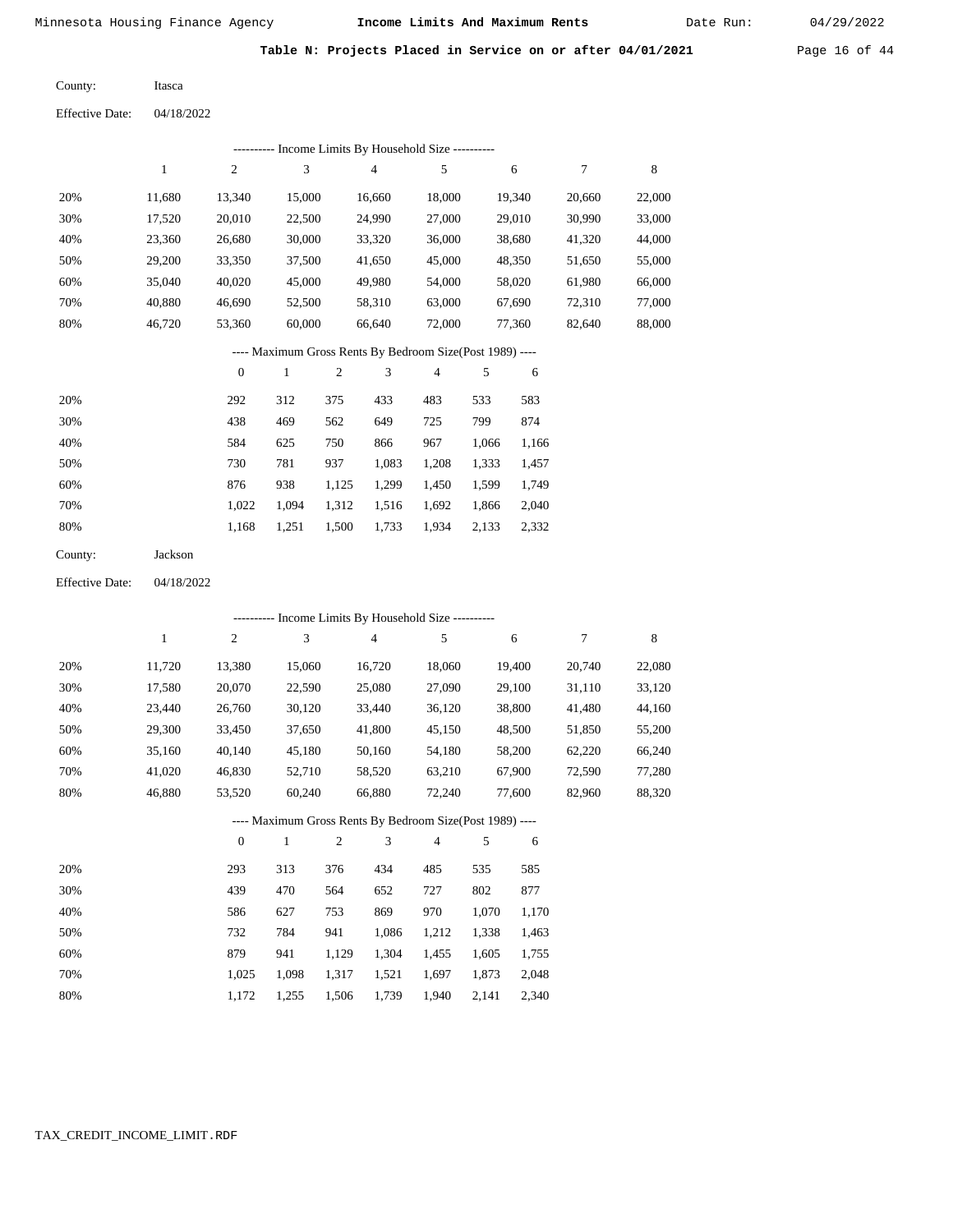**Table N: Projects Placed in Service on or after 04/01/2021**

County: Itasca

Effective Date: 04/18/2022

---------- Income Limits By Household Size ----------

| | 1 | 2 | 3 | 4 | 5 | 6 | 7 | 8 |
|---|---|---|---|---|---|---|---|---|
| 20% | 11,680 | 13,340 | 15,000 | 16,660 | 18,000 | 19,340 | 20,660 | 22,000 |
| 30% | 17,520 | 20,010 | 22,500 | 24,990 | 27,000 | 29,010 | 30,990 | 33,000 |
| 40% | 23,360 | 26,680 | 30,000 | 33,320 | 36,000 | 38,680 | 41,320 | 44,000 |
| 50% | 29,200 | 33,350 | 37,500 | 41,650 | 45,000 | 48,350 | 51,650 | 55,000 |
| 60% | 35,040 | 40,020 | 45,000 | 49,980 | 54,000 | 58,020 | 61,980 | 66,000 |
| 70% | 40,880 | 46,690 | 52,500 | 58,310 | 63,000 | 67,690 | 72,310 | 77,000 |
| 80% | 46,720 | 53,360 | 60,000 | 66,640 | 72,000 | 77,360 | 82,640 | 88,000 |

---- Maximum Gross Rents By Bedroom Size(Post 1989) ----

| | 0 | 1 | 2 | 3 | 4 | 5 | 6 |
|---|---|---|---|---|---|---|---|
| 20% | 292 | 312 | 375 | 433 | 483 | 533 | 583 |
| 30% | 438 | 469 | 562 | 649 | 725 | 799 | 874 |
| 40% | 584 | 625 | 750 | 866 | 967 | 1,066 | 1,166 |
| 50% | 730 | 781 | 937 | 1,083 | 1,208 | 1,333 | 1,457 |
| 60% | 876 | 938 | 1,125 | 1,299 | 1,450 | 1,599 | 1,749 |
| 70% | 1,022 | 1,094 | 1,312 | 1,516 | 1,692 | 1,866 | 2,040 |
| 80% | 1,168 | 1,251 | 1,500 | 1,733 | 1,934 | 2,133 | 2,332 |

County: Jackson

Effective Date: 04/18/2022

---------- Income Limits By Household Size ----------

| | 1 | 2 | 3 | 4 | 5 | 6 | 7 | 8 |
|---|---|---|---|---|---|---|---|---|
| 20% | 11,720 | 13,380 | 15,060 | 16,720 | 18,060 | 19,400 | 20,740 | 22,080 |
| 30% | 17,580 | 20,070 | 22,590 | 25,080 | 27,090 | 29,100 | 31,110 | 33,120 |
| 40% | 23,440 | 26,760 | 30,120 | 33,440 | 36,120 | 38,800 | 41,480 | 44,160 |
| 50% | 29,300 | 33,450 | 37,650 | 41,800 | 45,150 | 48,500 | 51,850 | 55,200 |
| 60% | 35,160 | 40,140 | 45,180 | 50,160 | 54,180 | 58,200 | 62,220 | 66,240 |
| 70% | 41,020 | 46,830 | 52,710 | 58,520 | 63,210 | 67,900 | 72,590 | 77,280 |
| 80% | 46,880 | 53,520 | 60,240 | 66,880 | 72,240 | 77,600 | 82,960 | 88,320 |

---- Maximum Gross Rents By Bedroom Size(Post 1989) ----

| | 0 | 1 | 2 | 3 | 4 | 5 | 6 |
|---|---|---|---|---|---|---|---|
| 20% | 293 | 313 | 376 | 434 | 485 | 535 | 585 |
| 30% | 439 | 470 | 564 | 652 | 727 | 802 | 877 |
| 40% | 586 | 627 | 753 | 869 | 970 | 1,070 | 1,170 |
| 50% | 732 | 784 | 941 | 1,086 | 1,212 | 1,338 | 1,463 |
| 60% | 879 | 941 | 1,129 | 1,304 | 1,455 | 1,605 | 1,755 |
| 70% | 1,025 | 1,098 | 1,317 | 1,521 | 1,697 | 1,873 | 2,048 |
| 80% | 1,172 | 1,255 | 1,506 | 1,739 | 1,940 | 2,141 | 2,340 |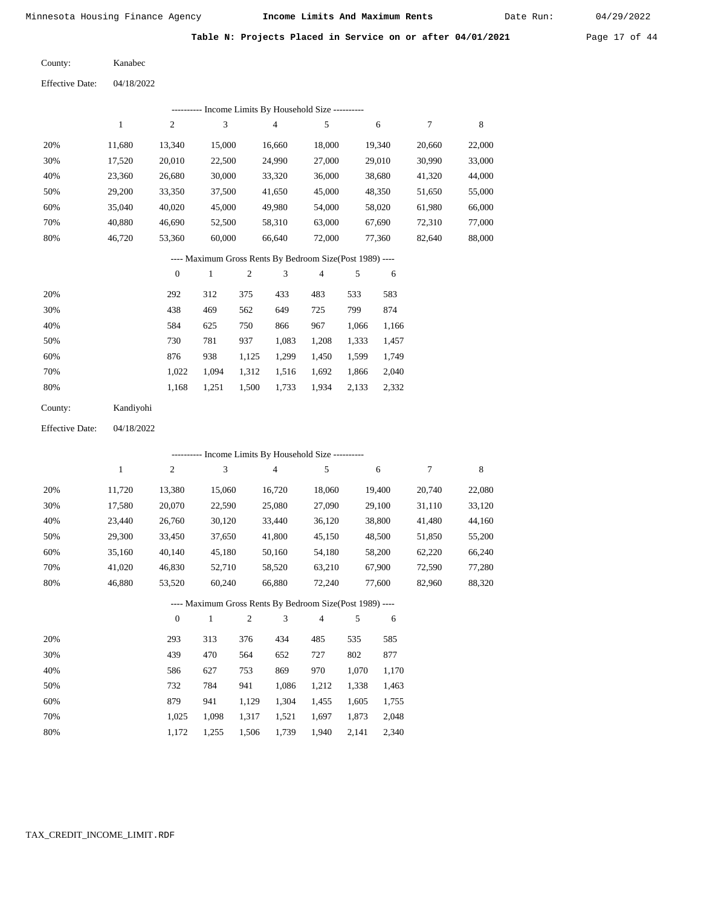Minnesota Housing Finance Agency **Income Limits And Maximum Rents** Date Run: 04/29/2022

**Table N: Projects Placed in Service on or after 04/01/2021**

County: Kanabec

Effective Date: 04/18/2022

---------- Income Limits By Household Size ----------

| | 1 | 2 | 3 | 4 | 5 | 6 | 7 | 8 |
|---|---|---|---|---|---|---|---|---|
| 20% | 11,680 | 13,340 | 15,000 | 16,660 | 18,000 | 19,340 | 20,660 | 22,000 |
| 30% | 17,520 | 20,010 | 22,500 | 24,990 | 27,000 | 29,010 | 30,990 | 33,000 |
| 40% | 23,360 | 26,680 | 30,000 | 33,320 | 36,000 | 38,680 | 41,320 | 44,000 |
| 50% | 29,200 | 33,350 | 37,500 | 41,650 | 45,000 | 48,350 | 51,650 | 55,000 |
| 60% | 35,040 | 40,020 | 45,000 | 49,980 | 54,000 | 58,020 | 61,980 | 66,000 |
| 70% | 40,880 | 46,690 | 52,500 | 58,310 | 63,000 | 67,690 | 72,310 | 77,000 |
| 80% | 46,720 | 53,360 | 60,000 | 66,640 | 72,000 | 77,360 | 82,640 | 88,000 |

---- Maximum Gross Rents By Bedroom Size(Post 1989) ----

| | 0 | 1 | 2 | 3 | 4 | 5 | 6 |
|---|---|---|---|---|---|---|---|
| 20% | 292 | 312 | 375 | 433 | 483 | 533 | 583 |
| 30% | 438 | 469 | 562 | 649 | 725 | 799 | 874 |
| 40% | 584 | 625 | 750 | 866 | 967 | 1,066 | 1,166 |
| 50% | 730 | 781 | 937 | 1,083 | 1,208 | 1,333 | 1,457 |
| 60% | 876 | 938 | 1,125 | 1,299 | 1,450 | 1,599 | 1,749 |
| 70% | 1,022 | 1,094 | 1,312 | 1,516 | 1,692 | 1,866 | 2,040 |
| 80% | 1,168 | 1,251 | 1,500 | 1,733 | 1,934 | 2,133 | 2,332 |

County: Kandiyohi

Effective Date: 04/18/2022

---------- Income Limits By Household Size ----------

| | 1 | 2 | 3 | 4 | 5 | 6 | 7 | 8 |
|---|---|---|---|---|---|---|---|---|
| 20% | 11,720 | 13,380 | 15,060 | 16,720 | 18,060 | 19,400 | 20,740 | 22,080 |
| 30% | 17,580 | 20,070 | 22,590 | 25,080 | 27,090 | 29,100 | 31,110 | 33,120 |
| 40% | 23,440 | 26,760 | 30,120 | 33,440 | 36,120 | 38,800 | 41,480 | 44,160 |
| 50% | 29,300 | 33,450 | 37,650 | 41,800 | 45,150 | 48,500 | 51,850 | 55,200 |
| 60% | 35,160 | 40,140 | 45,180 | 50,160 | 54,180 | 58,200 | 62,220 | 66,240 |
| 70% | 41,020 | 46,830 | 52,710 | 58,520 | 63,210 | 67,900 | 72,590 | 77,280 |
| 80% | 46,880 | 53,520 | 60,240 | 66,880 | 72,240 | 77,600 | 82,960 | 88,320 |

---- Maximum Gross Rents By Bedroom Size(Post 1989) ----

| | 0 | 1 | 2 | 3 | 4 | 5 | 6 |
|---|---|---|---|---|---|---|---|
| 20% | 293 | 313 | 376 | 434 | 485 | 535 | 585 |
| 30% | 439 | 470 | 564 | 652 | 727 | 802 | 877 |
| 40% | 586 | 627 | 753 | 869 | 970 | 1,070 | 1,170 |
| 50% | 732 | 784 | 941 | 1,086 | 1,212 | 1,338 | 1,463 |
| 60% | 879 | 941 | 1,129 | 1,304 | 1,455 | 1,605 | 1,755 |
| 70% | 1,025 | 1,098 | 1,317 | 1,521 | 1,697 | 1,873 | 2,048 |
| 80% | 1,172 | 1,255 | 1,506 | 1,739 | 1,940 | 2,141 | 2,340 |

TAX_CREDIT_INCOME_LIMIT.RDF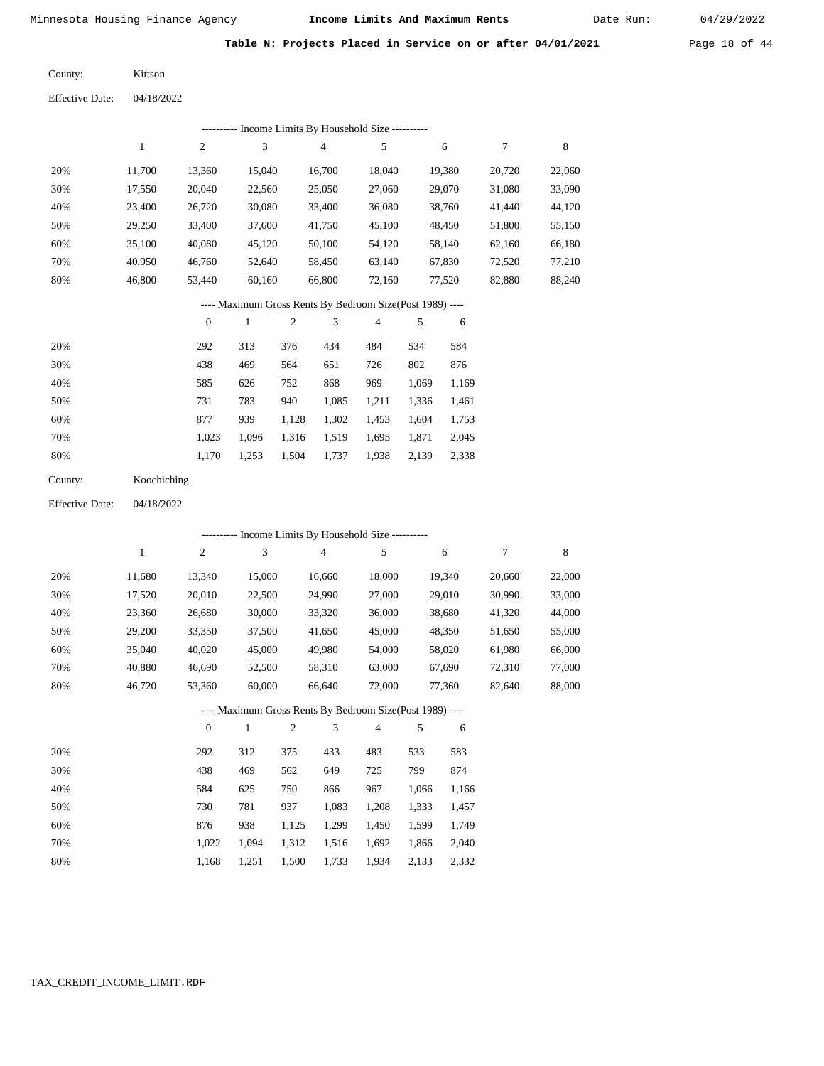Minnesota Housing Finance Agency **Income Limits And Maximum Rents** Date Run: 04/29/2022

**Table N: Projects Placed in Service on or after 04/01/2021**

County: Kittson

Effective Date: 04/18/2022

---------- Income Limits By Household Size ----------

| | 1 | 2 | 3 | 4 | 5 | 6 | 7 | 8 |
|---|---|---|---|---|---|---|---|---|
| 20% | 11,700 | 13,360 | 15,040 | 16,700 | 18,040 | 19,380 | 20,720 | 22,060 |
| 30% | 17,550 | 20,040 | 22,560 | 25,050 | 27,060 | 29,070 | 31,080 | 33,090 |
| 40% | 23,400 | 26,720 | 30,080 | 33,400 | 36,080 | 38,760 | 41,440 | 44,120 |
| 50% | 29,250 | 33,400 | 37,600 | 41,750 | 45,100 | 48,450 | 51,800 | 55,150 |
| 60% | 35,100 | 40,080 | 45,120 | 50,100 | 54,120 | 58,140 | 62,160 | 66,180 |
| 70% | 40,950 | 46,760 | 52,640 | 58,450 | 63,140 | 67,830 | 72,520 | 77,210 |
| 80% | 46,800 | 53,440 | 60,160 | 66,800 | 72,160 | 77,520 | 82,880 | 88,240 |

---- Maximum Gross Rents By Bedroom Size(Post 1989) ----

| | 0 | 1 | 2 | 3 | 4 | 5 | 6 |
|---|---|---|---|---|---|---|---|
| 20% | 292 | 313 | 376 | 434 | 484 | 534 | 584 |
| 30% | 438 | 469 | 564 | 651 | 726 | 802 | 876 |
| 40% | 585 | 626 | 752 | 868 | 969 | 1,069 | 1,169 |
| 50% | 731 | 783 | 940 | 1,085 | 1,211 | 1,336 | 1,461 |
| 60% | 877 | 939 | 1,128 | 1,302 | 1,453 | 1,604 | 1,753 |
| 70% | 1,023 | 1,096 | 1,316 | 1,519 | 1,695 | 1,871 | 2,045 |
| 80% | 1,170 | 1,253 | 1,504 | 1,737 | 1,938 | 2,139 | 2,338 |

County: Koochiching

Effective Date: 04/18/2022

---------- Income Limits By Household Size ----------

| | 1 | 2 | 3 | 4 | 5 | 6 | 7 | 8 |
|---|---|---|---|---|---|---|---|---|
| 20% | 11,680 | 13,340 | 15,000 | 16,660 | 18,000 | 19,340 | 20,660 | 22,000 |
| 30% | 17,520 | 20,010 | 22,500 | 24,990 | 27,000 | 29,010 | 30,990 | 33,000 |
| 40% | 23,360 | 26,680 | 30,000 | 33,320 | 36,000 | 38,680 | 41,320 | 44,000 |
| 50% | 29,200 | 33,350 | 37,500 | 41,650 | 45,000 | 48,350 | 51,650 | 55,000 |
| 60% | 35,040 | 40,020 | 45,000 | 49,980 | 54,000 | 58,020 | 61,980 | 66,000 |
| 70% | 40,880 | 46,690 | 52,500 | 58,310 | 63,000 | 67,690 | 72,310 | 77,000 |
| 80% | 46,720 | 53,360 | 60,000 | 66,640 | 72,000 | 77,360 | 82,640 | 88,000 |

---- Maximum Gross Rents By Bedroom Size(Post 1989) ----

| | 0 | 1 | 2 | 3 | 4 | 5 | 6 |
|---|---|---|---|---|---|---|---|
| 20% | 292 | 312 | 375 | 433 | 483 | 533 | 583 |
| 30% | 438 | 469 | 562 | 649 | 725 | 799 | 874 |
| 40% | 584 | 625 | 750 | 866 | 967 | 1,066 | 1,166 |
| 50% | 730 | 781 | 937 | 1,083 | 1,208 | 1,333 | 1,457 |
| 60% | 876 | 938 | 1,125 | 1,299 | 1,450 | 1,599 | 1,749 |
| 70% | 1,022 | 1,094 | 1,312 | 1,516 | 1,692 | 1,866 | 2,040 |
| 80% | 1,168 | 1,251 | 1,500 | 1,733 | 1,934 | 2,133 | 2,332 |

TAX_CREDIT_INCOME_LIMIT.RDF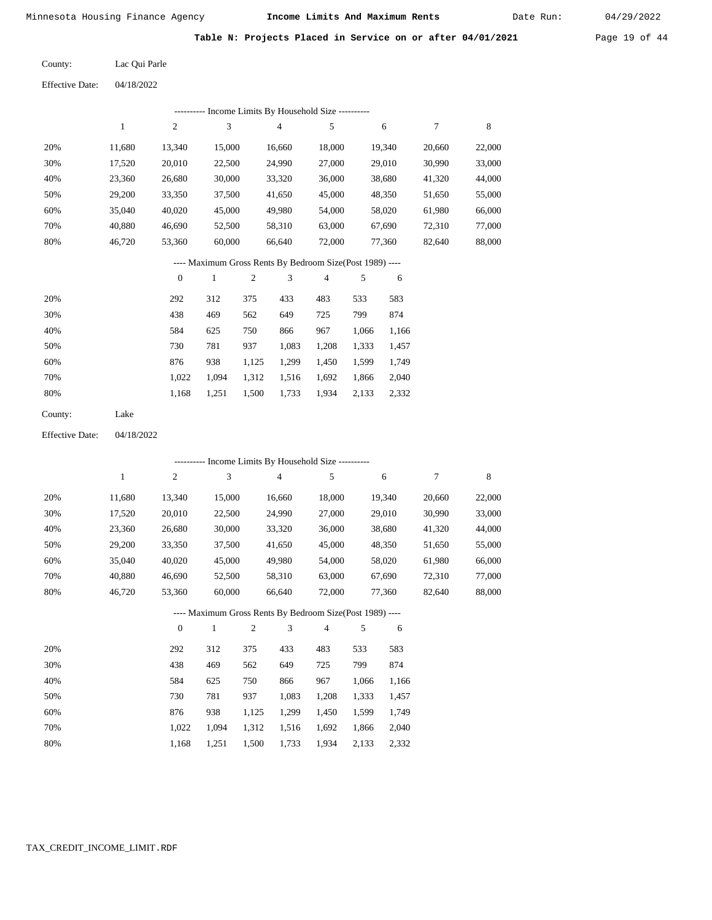# Table N: Projects Placed in Service on or after 04/01/2021

County: Lac Qui Parle

Effective Date: 04/18/2022

---------- Income Limits By Household Size ----------

| | 1 | 2 | 3 | 4 | 5 | 6 | 7 | 8 |
|---|---|---|---|---|---|---|---|---|
| 20% | 11,680 | 13,340 | 15,000 | 16,660 | 18,000 | 19,340 | 20,660 | 22,000 |
| 30% | 17,520 | 20,010 | 22,500 | 24,990 | 27,000 | 29,010 | 30,990 | 33,000 |
| 40% | 23,360 | 26,680 | 30,000 | 33,320 | 36,000 | 38,680 | 41,320 | 44,000 |
| 50% | 29,200 | 33,350 | 37,500 | 41,650 | 45,000 | 48,350 | 51,650 | 55,000 |
| 60% | 35,040 | 40,020 | 45,000 | 49,980 | 54,000 | 58,020 | 61,980 | 66,000 |
| 70% | 40,880 | 46,690 | 52,500 | 58,310 | 63,000 | 67,690 | 72,310 | 77,000 |
| 80% | 46,720 | 53,360 | 60,000 | 66,640 | 72,000 | 77,360 | 82,640 | 88,000 |

---- Maximum Gross Rents By Bedroom Size(Post 1989) ----

| | 0 | 1 | 2 | 3 | 4 | 5 | 6 |
|---|---|---|---|---|---|---|---|
| 20% | 292 | 312 | 375 | 433 | 483 | 533 | 583 |
| 30% | 438 | 469 | 562 | 649 | 725 | 799 | 874 |
| 40% | 584 | 625 | 750 | 866 | 967 | 1,066 | 1,166 |
| 50% | 730 | 781 | 937 | 1,083 | 1,208 | 1,333 | 1,457 |
| 60% | 876 | 938 | 1,125 | 1,299 | 1,450 | 1,599 | 1,749 |
| 70% | 1,022 | 1,094 | 1,312 | 1,516 | 1,692 | 1,866 | 2,040 |
| 80% | 1,168 | 1,251 | 1,500 | 1,733 | 1,934 | 2,133 | 2,332 |

County: Lake

Effective Date: 04/18/2022

---------- Income Limits By Household Size ----------

| | 1 | 2 | 3 | 4 | 5 | 6 | 7 | 8 |
|---|---|---|---|---|---|---|---|---|
| 20% | 11,680 | 13,340 | 15,000 | 16,660 | 18,000 | 19,340 | 20,660 | 22,000 |
| 30% | 17,520 | 20,010 | 22,500 | 24,990 | 27,000 | 29,010 | 30,990 | 33,000 |
| 40% | 23,360 | 26,680 | 30,000 | 33,320 | 36,000 | 38,680 | 41,320 | 44,000 |
| 50% | 29,200 | 33,350 | 37,500 | 41,650 | 45,000 | 48,350 | 51,650 | 55,000 |
| 60% | 35,040 | 40,020 | 45,000 | 49,980 | 54,000 | 58,020 | 61,980 | 66,000 |
| 70% | 40,880 | 46,690 | 52,500 | 58,310 | 63,000 | 67,690 | 72,310 | 77,000 |
| 80% | 46,720 | 53,360 | 60,000 | 66,640 | 72,000 | 77,360 | 82,640 | 88,000 |

---- Maximum Gross Rents By Bedroom Size(Post 1989) ----

| | 0 | 1 | 2 | 3 | 4 | 5 | 6 |
|---|---|---|---|---|---|---|---|
| 20% | 292 | 312 | 375 | 433 | 483 | 533 | 583 |
| 30% | 438 | 469 | 562 | 649 | 725 | 799 | 874 |
| 40% | 584 | 625 | 750 | 866 | 967 | 1,066 | 1,166 |
| 50% | 730 | 781 | 937 | 1,083 | 1,208 | 1,333 | 1,457 |
| 60% | 876 | 938 | 1,125 | 1,299 | 1,450 | 1,599 | 1,749 |
| 70% | 1,022 | 1,094 | 1,312 | 1,516 | 1,692 | 1,866 | 2,040 |
| 80% | 1,168 | 1,251 | 1,500 | 1,733 | 1,934 | 2,133 | 2,332 |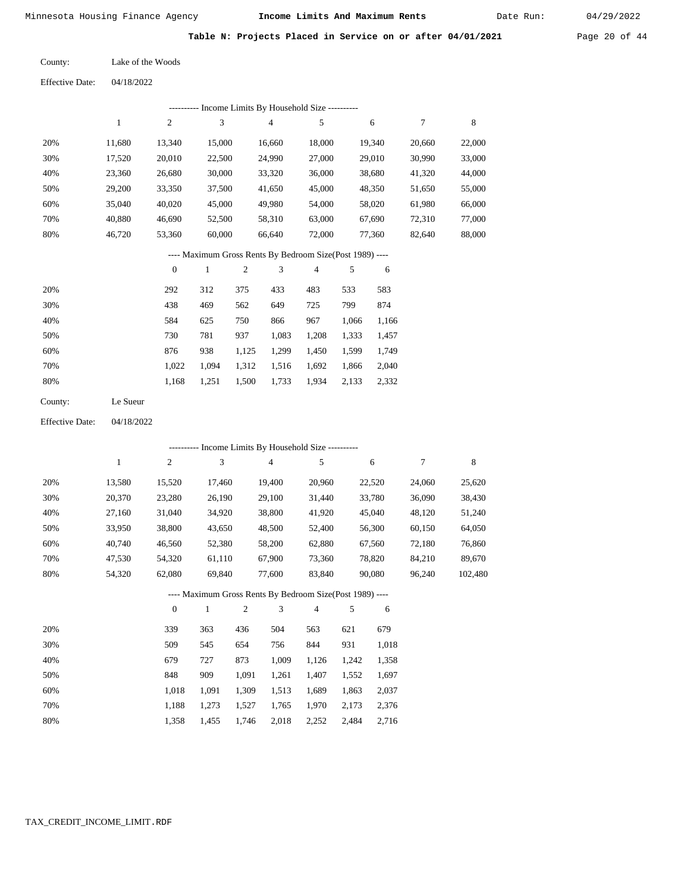Minnesota Housing Finance Agency **Income Limits And Maximum Rents** Date Run: 04/29/2022

**Table N: Projects Placed in Service on or after 04/01/2021**

County: Lake of the Woods

Effective Date: 04/18/2022

---------- Income Limits By Household Size ----------

| | 1 | 2 | 3 | 4 | 5 | 6 | 7 | 8 |
|---|---|---|---|---|---|---|---|---|
| 20% | 11,680 | 13,340 | 15,000 | 16,660 | 18,000 | 19,340 | 20,660 | 22,000 |
| 30% | 17,520 | 20,010 | 22,500 | 24,990 | 27,000 | 29,010 | 30,990 | 33,000 |
| 40% | 23,360 | 26,680 | 30,000 | 33,320 | 36,000 | 38,680 | 41,320 | 44,000 |
| 50% | 29,200 | 33,350 | 37,500 | 41,650 | 45,000 | 48,350 | 51,650 | 55,000 |
| 60% | 35,040 | 40,020 | 45,000 | 49,980 | 54,000 | 58,020 | 61,980 | 66,000 |
| 70% | 40,880 | 46,690 | 52,500 | 58,310 | 63,000 | 67,690 | 72,310 | 77,000 |
| 80% | 46,720 | 53,360 | 60,000 | 66,640 | 72,000 | 77,360 | 82,640 | 88,000 |

---- Maximum Gross Rents By Bedroom Size(Post 1989) ----

| | 0 | 1 | 2 | 3 | 4 | 5 | 6 |
|---|---|---|---|---|---|---|---|
| 20% | 292 | 312 | 375 | 433 | 483 | 533 | 583 |
| 30% | 438 | 469 | 562 | 649 | 725 | 799 | 874 |
| 40% | 584 | 625 | 750 | 866 | 967 | 1,066 | 1,166 |
| 50% | 730 | 781 | 937 | 1,083 | 1,208 | 1,333 | 1,457 |
| 60% | 876 | 938 | 1,125 | 1,299 | 1,450 | 1,599 | 1,749 |
| 70% | 1,022 | 1,094 | 1,312 | 1,516 | 1,692 | 1,866 | 2,040 |
| 80% | 1,168 | 1,251 | 1,500 | 1,733 | 1,934 | 2,133 | 2,332 |

County: Le Sueur

Effective Date: 04/18/2022

---------- Income Limits By Household Size ----------

| | 1 | 2 | 3 | 4 | 5 | 6 | 7 | 8 |
|---|---|---|---|---|---|---|---|---|
| 20% | 13,580 | 15,520 | 17,460 | 19,400 | 20,960 | 22,520 | 24,060 | 25,620 |
| 30% | 20,370 | 23,280 | 26,190 | 29,100 | 31,440 | 33,780 | 36,090 | 38,430 |
| 40% | 27,160 | 31,040 | 34,920 | 38,800 | 41,920 | 45,040 | 48,120 | 51,240 |
| 50% | 33,950 | 38,800 | 43,650 | 48,500 | 52,400 | 56,300 | 60,150 | 64,050 |
| 60% | 40,740 | 46,560 | 52,380 | 58,200 | 62,880 | 67,560 | 72,180 | 76,860 |
| 70% | 47,530 | 54,320 | 61,110 | 67,900 | 73,360 | 78,820 | 84,210 | 89,670 |
| 80% | 54,320 | 62,080 | 69,840 | 77,600 | 83,840 | 90,080 | 96,240 | 102,480 |

---- Maximum Gross Rents By Bedroom Size(Post 1989) ----

| | 0 | 1 | 2 | 3 | 4 | 5 | 6 |
|---|---|---|---|---|---|---|---|
| 20% | 339 | 363 | 436 | 504 | 563 | 621 | 679 |
| 30% | 509 | 545 | 654 | 756 | 844 | 931 | 1,018 |
| 40% | 679 | 727 | 873 | 1,009 | 1,126 | 1,242 | 1,358 |
| 50% | 848 | 909 | 1,091 | 1,261 | 1,407 | 1,552 | 1,697 |
| 60% | 1,018 | 1,091 | 1,309 | 1,513 | 1,689 | 1,863 | 2,037 |
| 70% | 1,188 | 1,273 | 1,527 | 1,765 | 1,970 | 2,173 | 2,376 |
| 80% | 1,358 | 1,455 | 1,746 | 2,018 | 2,252 | 2,484 | 2,716 |

TAX_CREDIT_INCOME_LIMIT.RDF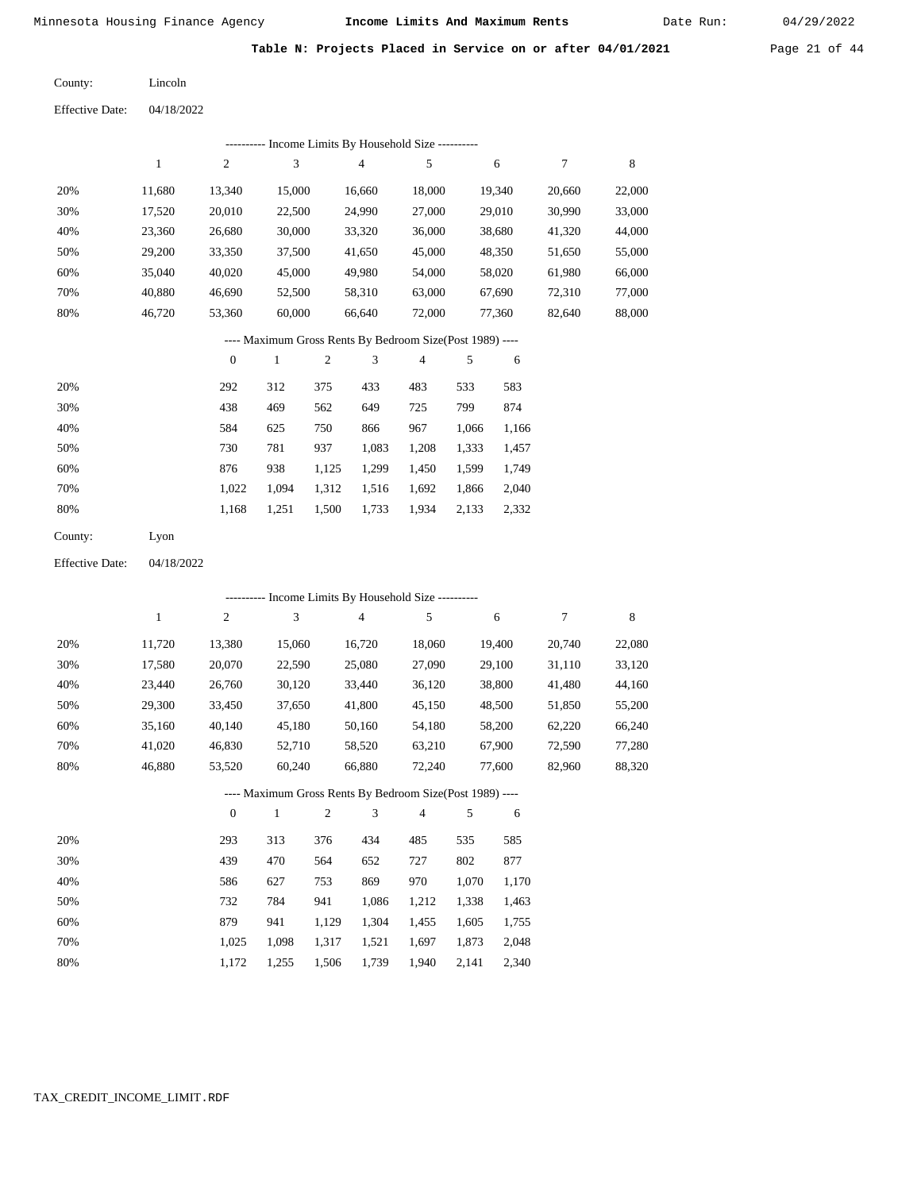**Table N: Projects Placed in Service on or after 04/01/2021**

County: Lincoln

Effective Date: 04/18/2022

---------- Income Limits By Household Size ----------

| | 1 | 2 | 3 | 4 | 5 | 6 | 7 | 8 |
|---|---|---|---|---|---|---|---|---|
| 20% | 11,680 | 13,340 | 15,000 | 16,660 | 18,000 | 19,340 | 20,660 | 22,000 |
| 30% | 17,520 | 20,010 | 22,500 | 24,990 | 27,000 | 29,010 | 30,990 | 33,000 |
| 40% | 23,360 | 26,680 | 30,000 | 33,320 | 36,000 | 38,680 | 41,320 | 44,000 |
| 50% | 29,200 | 33,350 | 37,500 | 41,650 | 45,000 | 48,350 | 51,650 | 55,000 |
| 60% | 35,040 | 40,020 | 45,000 | 49,980 | 54,000 | 58,020 | 61,980 | 66,000 |
| 70% | 40,880 | 46,690 | 52,500 | 58,310 | 63,000 | 67,690 | 72,310 | 77,000 |
| 80% | 46,720 | 53,360 | 60,000 | 66,640 | 72,000 | 77,360 | 82,640 | 88,000 |

---- Maximum Gross Rents By Bedroom Size(Post 1989) ----

| | 0 | 1 | 2 | 3 | 4 | 5 | 6 |
|---|---|---|---|---|---|---|---|
| 20% | 292 | 312 | 375 | 433 | 483 | 533 | 583 |
| 30% | 438 | 469 | 562 | 649 | 725 | 799 | 874 |
| 40% | 584 | 625 | 750 | 866 | 967 | 1,066 | 1,166 |
| 50% | 730 | 781 | 937 | 1,083 | 1,208 | 1,333 | 1,457 |
| 60% | 876 | 938 | 1,125 | 1,299 | 1,450 | 1,599 | 1,749 |
| 70% | 1,022 | 1,094 | 1,312 | 1,516 | 1,692 | 1,866 | 2,040 |
| 80% | 1,168 | 1,251 | 1,500 | 1,733 | 1,934 | 2,133 | 2,332 |

County: Lyon

Effective Date: 04/18/2022

---------- Income Limits By Household Size ----------

| | 1 | 2 | 3 | 4 | 5 | 6 | 7 | 8 |
|---|---|---|---|---|---|---|---|---|
| 20% | 11,720 | 13,380 | 15,060 | 16,720 | 18,060 | 19,400 | 20,740 | 22,080 |
| 30% | 17,580 | 20,070 | 22,590 | 25,080 | 27,090 | 29,100 | 31,110 | 33,120 |
| 40% | 23,440 | 26,760 | 30,120 | 33,440 | 36,120 | 38,800 | 41,480 | 44,160 |
| 50% | 29,300 | 33,450 | 37,650 | 41,800 | 45,150 | 48,500 | 51,850 | 55,200 |
| 60% | 35,160 | 40,140 | 45,180 | 50,160 | 54,180 | 58,200 | 62,220 | 66,240 |
| 70% | 41,020 | 46,830 | 52,710 | 58,520 | 63,210 | 67,900 | 72,590 | 77,280 |
| 80% | 46,880 | 53,520 | 60,240 | 66,880 | 72,240 | 77,600 | 82,960 | 88,320 |

---- Maximum Gross Rents By Bedroom Size(Post 1989) ----

| | 0 | 1 | 2 | 3 | 4 | 5 | 6 |
|---|---|---|---|---|---|---|---|
| 20% | 293 | 313 | 376 | 434 | 485 | 535 | 585 |
| 30% | 439 | 470 | 564 | 652 | 727 | 802 | 877 |
| 40% | 586 | 627 | 753 | 869 | 970 | 1,070 | 1,170 |
| 50% | 732 | 784 | 941 | 1,086 | 1,212 | 1,338 | 1,463 |
| 60% | 879 | 941 | 1,129 | 1,304 | 1,455 | 1,605 | 1,755 |
| 70% | 1,025 | 1,098 | 1,317 | 1,521 | 1,697 | 1,873 | 2,048 |
| 80% | 1,172 | 1,255 | 1,506 | 1,739 | 1,940 | 2,141 | 2,340 |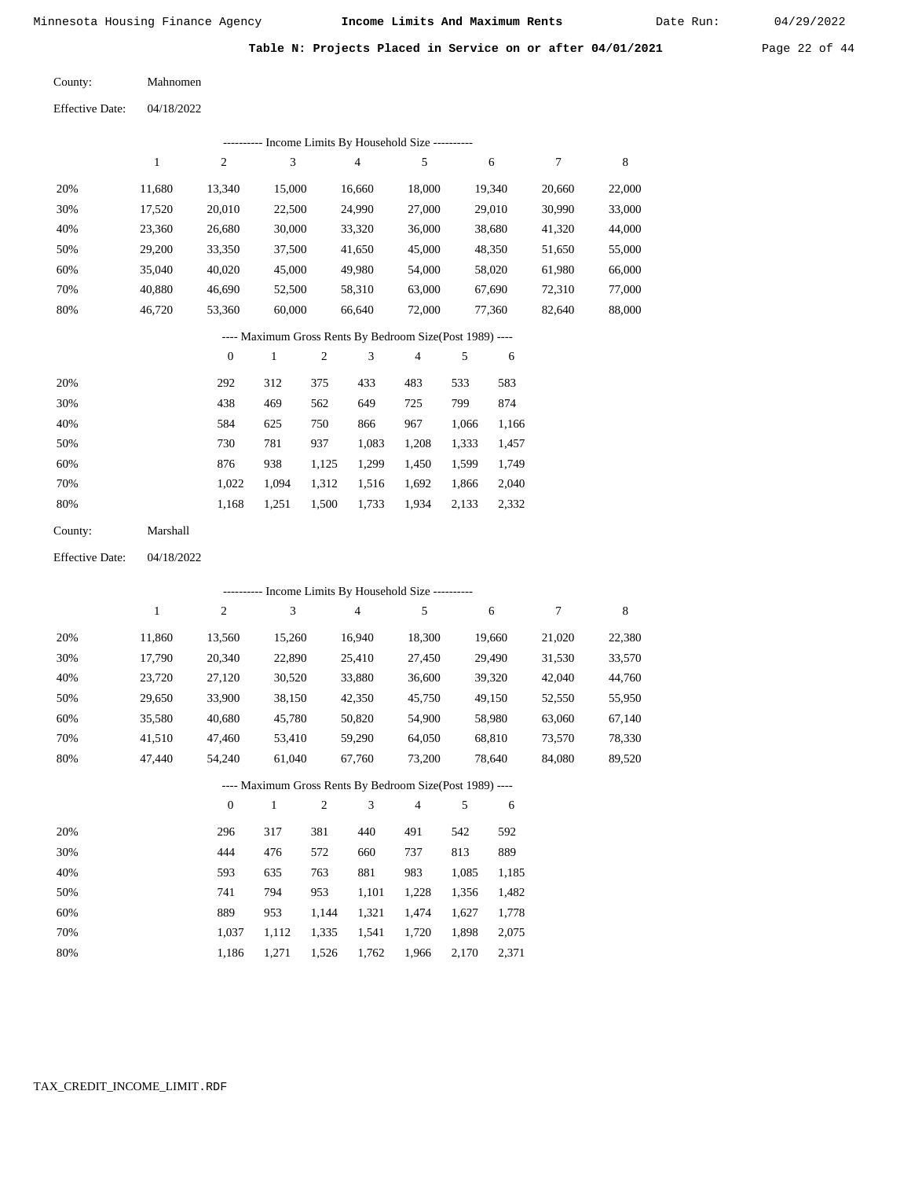Minnesota Housing Finance Agency **Income Limits And Maximum Rents** Date Run: 04/29/2022

**Table N: Projects Placed in Service on or after 04/01/2021**

County: Mahnomen

Effective Date: 04/18/2022

---------- Income Limits By Household Size ----------

| | 1 | 2 | 3 | 4 | 5 | 6 | 7 | 8 |
|---|---|---|---|---|---|---|---|---|
| 20% | 11,680 | 13,340 | 15,000 | 16,660 | 18,000 | 19,340 | 20,660 | 22,000 |
| 30% | 17,520 | 20,010 | 22,500 | 24,990 | 27,000 | 29,010 | 30,990 | 33,000 |
| 40% | 23,360 | 26,680 | 30,000 | 33,320 | 36,000 | 38,680 | 41,320 | 44,000 |
| 50% | 29,200 | 33,350 | 37,500 | 41,650 | 45,000 | 48,350 | 51,650 | 55,000 |
| 60% | 35,040 | 40,020 | 45,000 | 49,980 | 54,000 | 58,020 | 61,980 | 66,000 |
| 70% | 40,880 | 46,690 | 52,500 | 58,310 | 63,000 | 67,690 | 72,310 | 77,000 |
| 80% | 46,720 | 53,360 | 60,000 | 66,640 | 72,000 | 77,360 | 82,640 | 88,000 |

---- Maximum Gross Rents By Bedroom Size(Post 1989) ----

| | 0 | 1 | 2 | 3 | 4 | 5 | 6 |
|---|---|---|---|---|---|---|---|
| 20% | 292 | 312 | 375 | 433 | 483 | 533 | 583 |
| 30% | 438 | 469 | 562 | 649 | 725 | 799 | 874 |
| 40% | 584 | 625 | 750 | 866 | 967 | 1,066 | 1,166 |
| 50% | 730 | 781 | 937 | 1,083 | 1,208 | 1,333 | 1,457 |
| 60% | 876 | 938 | 1,125 | 1,299 | 1,450 | 1,599 | 1,749 |
| 70% | 1,022 | 1,094 | 1,312 | 1,516 | 1,692 | 1,866 | 2,040 |
| 80% | 1,168 | 1,251 | 1,500 | 1,733 | 1,934 | 2,133 | 2,332 |

County: Marshall

Effective Date: 04/18/2022

---------- Income Limits By Household Size ----------

| | 1 | 2 | 3 | 4 | 5 | 6 | 7 | 8 |
|---|---|---|---|---|---|---|---|---|
| 20% | 11,860 | 13,560 | 15,260 | 16,940 | 18,300 | 19,660 | 21,020 | 22,380 |
| 30% | 17,790 | 20,340 | 22,890 | 25,410 | 27,450 | 29,490 | 31,530 | 33,570 |
| 40% | 23,720 | 27,120 | 30,520 | 33,880 | 36,600 | 39,320 | 42,040 | 44,760 |
| 50% | 29,650 | 33,900 | 38,150 | 42,350 | 45,750 | 49,150 | 52,550 | 55,950 |
| 60% | 35,580 | 40,680 | 45,780 | 50,820 | 54,900 | 58,980 | 63,060 | 67,140 |
| 70% | 41,510 | 47,460 | 53,410 | 59,290 | 64,050 | 68,810 | 73,570 | 78,330 |
| 80% | 47,440 | 54,240 | 61,040 | 67,760 | 73,200 | 78,640 | 84,080 | 89,520 |

---- Maximum Gross Rents By Bedroom Size(Post 1989) ----

| | 0 | 1 | 2 | 3 | 4 | 5 | 6 |
|---|---|---|---|---|---|---|---|
| 20% | 296 | 317 | 381 | 440 | 491 | 542 | 592 |
| 30% | 444 | 476 | 572 | 660 | 737 | 813 | 889 |
| 40% | 593 | 635 | 763 | 881 | 983 | 1,085 | 1,185 |
| 50% | 741 | 794 | 953 | 1,101 | 1,228 | 1,356 | 1,482 |
| 60% | 889 | 953 | 1,144 | 1,321 | 1,474 | 1,627 | 1,778 |
| 70% | 1,037 | 1,112 | 1,335 | 1,541 | 1,720 | 1,898 | 2,075 |
| 80% | 1,186 | 1,271 | 1,526 | 1,762 | 1,966 | 2,170 | 2,371 |

TAX_CREDIT_INCOME_LIMIT.RDF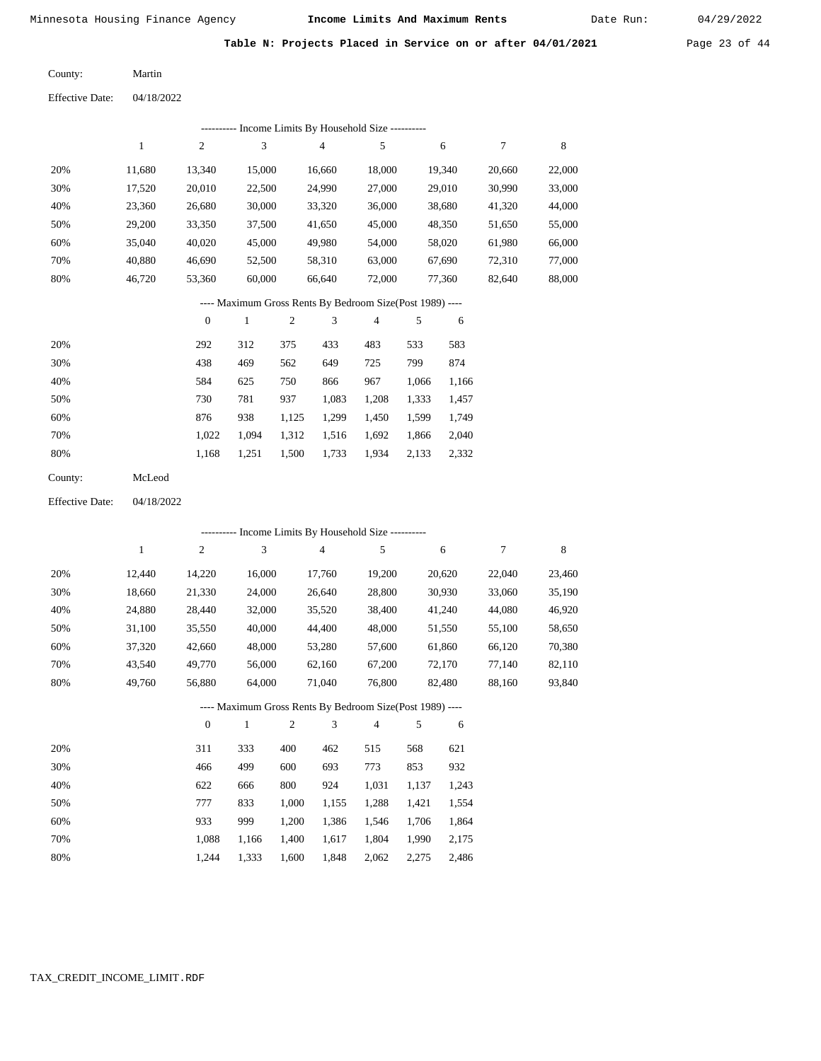Minnesota Housing Finance Agency **Income Limits And Maximum Rents** Date Run: 04/29/2022

**Table N: Projects Placed in Service on or after 04/01/2021**

County: Martin

Effective Date: 04/18/2022

---------- Income Limits By Household Size ----------

| | 1 | 2 | 3 | 4 | 5 | 6 | 7 | 8 |
|---|---|---|---|---|---|---|---|---|
| 20% | 11,680 | 13,340 | 15,000 | 16,660 | 18,000 | 19,340 | 20,660 | 22,000 |
| 30% | 17,520 | 20,010 | 22,500 | 24,990 | 27,000 | 29,010 | 30,990 | 33,000 |
| 40% | 23,360 | 26,680 | 30,000 | 33,320 | 36,000 | 38,680 | 41,320 | 44,000 |
| 50% | 29,200 | 33,350 | 37,500 | 41,650 | 45,000 | 48,350 | 51,650 | 55,000 |
| 60% | 35,040 | 40,020 | 45,000 | 49,980 | 54,000 | 58,020 | 61,980 | 66,000 |
| 70% | 40,880 | 46,690 | 52,500 | 58,310 | 63,000 | 67,690 | 72,310 | 77,000 |
| 80% | 46,720 | 53,360 | 60,000 | 66,640 | 72,000 | 77,360 | 82,640 | 88,000 |

---- Maximum Gross Rents By Bedroom Size(Post 1989) ----

| | 0 | 1 | 2 | 3 | 4 | 5 | 6 |
|---|---|---|---|---|---|---|---|
| 20% | 292 | 312 | 375 | 433 | 483 | 533 | 583 |
| 30% | 438 | 469 | 562 | 649 | 725 | 799 | 874 |
| 40% | 584 | 625 | 750 | 866 | 967 | 1,066 | 1,166 |
| 50% | 730 | 781 | 937 | 1,083 | 1,208 | 1,333 | 1,457 |
| 60% | 876 | 938 | 1,125 | 1,299 | 1,450 | 1,599 | 1,749 |
| 70% | 1,022 | 1,094 | 1,312 | 1,516 | 1,692 | 1,866 | 2,040 |
| 80% | 1,168 | 1,251 | 1,500 | 1,733 | 1,934 | 2,133 | 2,332 |

County: McLeod

Effective Date: 04/18/2022

---------- Income Limits By Household Size ----------

| | 1 | 2 | 3 | 4 | 5 | 6 | 7 | 8 |
|---|---|---|---|---|---|---|---|---|
| 20% | 12,440 | 14,220 | 16,000 | 17,760 | 19,200 | 20,620 | 22,040 | 23,460 |
| 30% | 18,660 | 21,330 | 24,000 | 26,640 | 28,800 | 30,930 | 33,060 | 35,190 |
| 40% | 24,880 | 28,440 | 32,000 | 35,520 | 38,400 | 41,240 | 44,080 | 46,920 |
| 50% | 31,100 | 35,550 | 40,000 | 44,400 | 48,000 | 51,550 | 55,100 | 58,650 |
| 60% | 37,320 | 42,660 | 48,000 | 53,280 | 57,600 | 61,860 | 66,120 | 70,380 |
| 70% | 43,540 | 49,770 | 56,000 | 62,160 | 67,200 | 72,170 | 77,140 | 82,110 |
| 80% | 49,760 | 56,880 | 64,000 | 71,040 | 76,800 | 82,480 | 88,160 | 93,840 |

---- Maximum Gross Rents By Bedroom Size(Post 1989) ----

| | 0 | 1 | 2 | 3 | 4 | 5 | 6 |
|---|---|---|---|---|---|---|---|
| 20% | 311 | 333 | 400 | 462 | 515 | 568 | 621 |
| 30% | 466 | 499 | 600 | 693 | 773 | 853 | 932 |
| 40% | 622 | 666 | 800 | 924 | 1,031 | 1,137 | 1,243 |
| 50% | 777 | 833 | 1,000 | 1,155 | 1,288 | 1,421 | 1,554 |
| 60% | 933 | 999 | 1,200 | 1,386 | 1,546 | 1,706 | 1,864 |
| 70% | 1,088 | 1,166 | 1,400 | 1,617 | 1,804 | 1,990 | 2,175 |
| 80% | 1,244 | 1,333 | 1,600 | 1,848 | 2,062 | 2,275 | 2,486 |

TAX_CREDIT_INCOME_LIMIT.RDF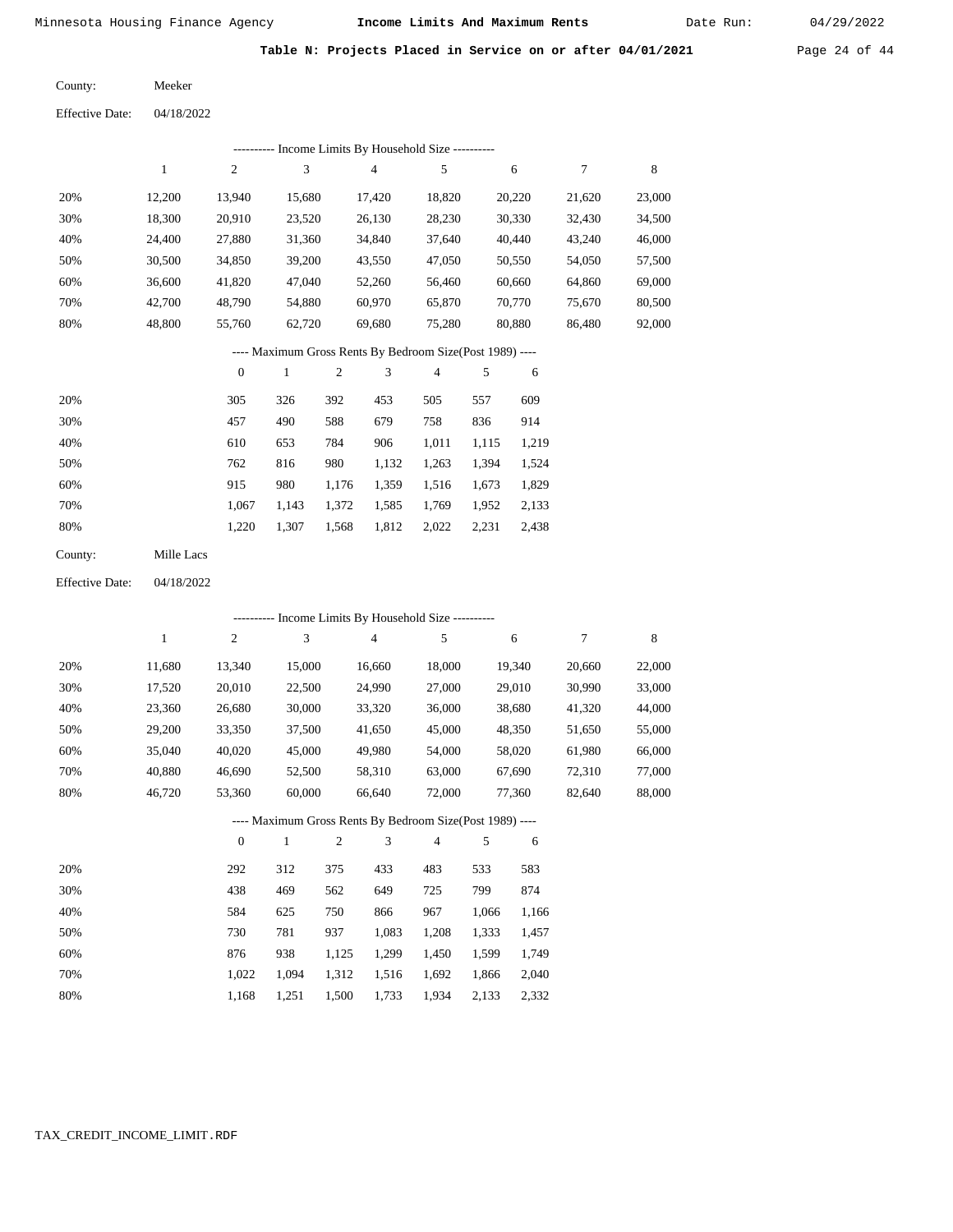**Table N: Projects Placed in Service on or after 04/01/2021**

County: Meeker

Effective Date: 04/18/2022

---------- Income Limits By Household Size ----------

| | 1 | 2 | 3 | 4 | 5 | 6 | 7 | 8 |
|---|---|---|---|---|---|---|---|---|
| 20% | 12,200 | 13,940 | 15,680 | 17,420 | 18,820 | 20,220 | 21,620 | 23,000 |
| 30% | 18,300 | 20,910 | 23,520 | 26,130 | 28,230 | 30,330 | 32,430 | 34,500 |
| 40% | 24,400 | 27,880 | 31,360 | 34,840 | 37,640 | 40,440 | 43,240 | 46,000 |
| 50% | 30,500 | 34,850 | 39,200 | 43,550 | 47,050 | 50,550 | 54,050 | 57,500 |
| 60% | 36,600 | 41,820 | 47,040 | 52,260 | 56,460 | 60,660 | 64,860 | 69,000 |
| 70% | 42,700 | 48,790 | 54,880 | 60,970 | 65,870 | 70,770 | 75,670 | 80,500 |
| 80% | 48,800 | 55,760 | 62,720 | 69,680 | 75,280 | 80,880 | 86,480 | 92,000 |

---- Maximum Gross Rents By Bedroom Size(Post 1989) ----

| | 0 | 1 | 2 | 3 | 4 | 5 | 6 |
|---|---|---|---|---|---|---|---|
| 20% | 305 | 326 | 392 | 453 | 505 | 557 | 609 |
| 30% | 457 | 490 | 588 | 679 | 758 | 836 | 914 |
| 40% | 610 | 653 | 784 | 906 | 1,011 | 1,115 | 1,219 |
| 50% | 762 | 816 | 980 | 1,132 | 1,263 | 1,394 | 1,524 |
| 60% | 915 | 980 | 1,176 | 1,359 | 1,516 | 1,673 | 1,829 |
| 70% | 1,067 | 1,143 | 1,372 | 1,585 | 1,769 | 1,952 | 2,133 |
| 80% | 1,220 | 1,307 | 1,568 | 1,812 | 2,022 | 2,231 | 2,438 |

County: Mille Lacs

Effective Date: 04/18/2022

---------- Income Limits By Household Size ----------

| | 1 | 2 | 3 | 4 | 5 | 6 | 7 | 8 |
|---|---|---|---|---|---|---|---|---|
| 20% | 11,680 | 13,340 | 15,000 | 16,660 | 18,000 | 19,340 | 20,660 | 22,000 |
| 30% | 17,520 | 20,010 | 22,500 | 24,990 | 27,000 | 29,010 | 30,990 | 33,000 |
| 40% | 23,360 | 26,680 | 30,000 | 33,320 | 36,000 | 38,680 | 41,320 | 44,000 |
| 50% | 29,200 | 33,350 | 37,500 | 41,650 | 45,000 | 48,350 | 51,650 | 55,000 |
| 60% | 35,040 | 40,020 | 45,000 | 49,980 | 54,000 | 58,020 | 61,980 | 66,000 |
| 70% | 40,880 | 46,690 | 52,500 | 58,310 | 63,000 | 67,690 | 72,310 | 77,000 |
| 80% | 46,720 | 53,360 | 60,000 | 66,640 | 72,000 | 77,360 | 82,640 | 88,000 |

---- Maximum Gross Rents By Bedroom Size(Post 1989) ----

| | 0 | 1 | 2 | 3 | 4 | 5 | 6 |
|---|---|---|---|---|---|---|---|
| 20% | 292 | 312 | 375 | 433 | 483 | 533 | 583 |
| 30% | 438 | 469 | 562 | 649 | 725 | 799 | 874 |
| 40% | 584 | 625 | 750 | 866 | 967 | 1,066 | 1,166 |
| 50% | 730 | 781 | 937 | 1,083 | 1,208 | 1,333 | 1,457 |
| 60% | 876 | 938 | 1,125 | 1,299 | 1,450 | 1,599 | 1,749 |
| 70% | 1,022 | 1,094 | 1,312 | 1,516 | 1,692 | 1,866 | 2,040 |
| 80% | 1,168 | 1,251 | 1,500 | 1,733 | 1,934 | 2,133 | 2,332 |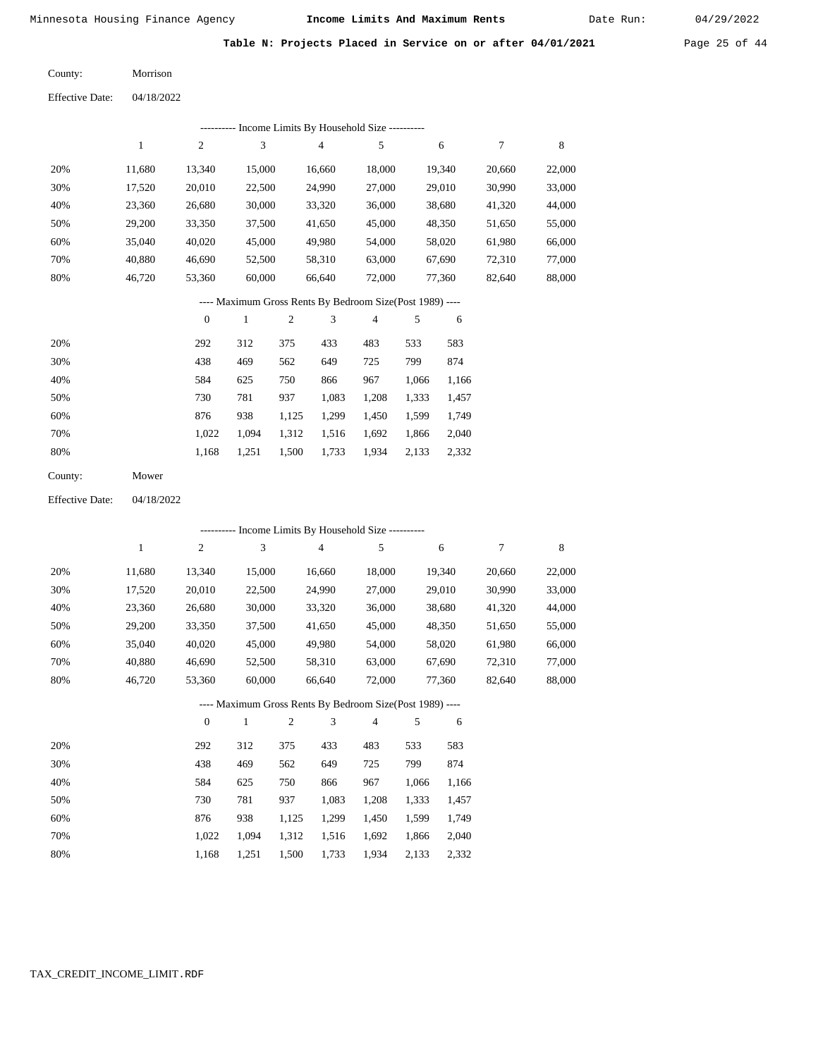Minnesota Housing Finance Agency **Income Limits And Maximum Rents** Date Run: 04/29/2022

**Table N: Projects Placed in Service on or after 04/01/2021**

County: Morrison

Effective Date: 04/18/2022

---------- Income Limits By Household Size ----------

| | 1 | 2 | 3 | 4 | 5 | 6 | 7 | 8 |
|---|---|---|---|---|---|---|---|---|
| 20% | 11,680 | 13,340 | 15,000 | 16,660 | 18,000 | 19,340 | 20,660 | 22,000 |
| 30% | 17,520 | 20,010 | 22,500 | 24,990 | 27,000 | 29,010 | 30,990 | 33,000 |
| 40% | 23,360 | 26,680 | 30,000 | 33,320 | 36,000 | 38,680 | 41,320 | 44,000 |
| 50% | 29,200 | 33,350 | 37,500 | 41,650 | 45,000 | 48,350 | 51,650 | 55,000 |
| 60% | 35,040 | 40,020 | 45,000 | 49,980 | 54,000 | 58,020 | 61,980 | 66,000 |
| 70% | 40,880 | 46,690 | 52,500 | 58,310 | 63,000 | 67,690 | 72,310 | 77,000 |
| 80% | 46,720 | 53,360 | 60,000 | 66,640 | 72,000 | 77,360 | 82,640 | 88,000 |

---- Maximum Gross Rents By Bedroom Size(Post 1989) ----

| | 0 | 1 | 2 | 3 | 4 | 5 | 6 |
|---|---|---|---|---|---|---|---|
| 20% | 292 | 312 | 375 | 433 | 483 | 533 | 583 |
| 30% | 438 | 469 | 562 | 649 | 725 | 799 | 874 |
| 40% | 584 | 625 | 750 | 866 | 967 | 1,066 | 1,166 |
| 50% | 730 | 781 | 937 | 1,083 | 1,208 | 1,333 | 1,457 |
| 60% | 876 | 938 | 1,125 | 1,299 | 1,450 | 1,599 | 1,749 |
| 70% | 1,022 | 1,094 | 1,312 | 1,516 | 1,692 | 1,866 | 2,040 |
| 80% | 1,168 | 1,251 | 1,500 | 1,733 | 1,934 | 2,133 | 2,332 |

County: Mower

Effective Date: 04/18/2022

---------- Income Limits By Household Size ----------

| | 1 | 2 | 3 | 4 | 5 | 6 | 7 | 8 |
|---|---|---|---|---|---|---|---|---|
| 20% | 11,680 | 13,340 | 15,000 | 16,660 | 18,000 | 19,340 | 20,660 | 22,000 |
| 30% | 17,520 | 20,010 | 22,500 | 24,990 | 27,000 | 29,010 | 30,990 | 33,000 |
| 40% | 23,360 | 26,680 | 30,000 | 33,320 | 36,000 | 38,680 | 41,320 | 44,000 |
| 50% | 29,200 | 33,350 | 37,500 | 41,650 | 45,000 | 48,350 | 51,650 | 55,000 |
| 60% | 35,040 | 40,020 | 45,000 | 49,980 | 54,000 | 58,020 | 61,980 | 66,000 |
| 70% | 40,880 | 46,690 | 52,500 | 58,310 | 63,000 | 67,690 | 72,310 | 77,000 |
| 80% | 46,720 | 53,360 | 60,000 | 66,640 | 72,000 | 77,360 | 82,640 | 88,000 |

---- Maximum Gross Rents By Bedroom Size(Post 1989) ----

| | 0 | 1 | 2 | 3 | 4 | 5 | 6 |
|---|---|---|---|---|---|---|---|
| 20% | 292 | 312 | 375 | 433 | 483 | 533 | 583 |
| 30% | 438 | 469 | 562 | 649 | 725 | 799 | 874 |
| 40% | 584 | 625 | 750 | 866 | 967 | 1,066 | 1,166 |
| 50% | 730 | 781 | 937 | 1,083 | 1,208 | 1,333 | 1,457 |
| 60% | 876 | 938 | 1,125 | 1,299 | 1,450 | 1,599 | 1,749 |
| 70% | 1,022 | 1,094 | 1,312 | 1,516 | 1,692 | 1,866 | 2,040 |
| 80% | 1,168 | 1,251 | 1,500 | 1,733 | 1,934 | 2,133 | 2,332 |

TAX_CREDIT_INCOME_LIMIT.RDF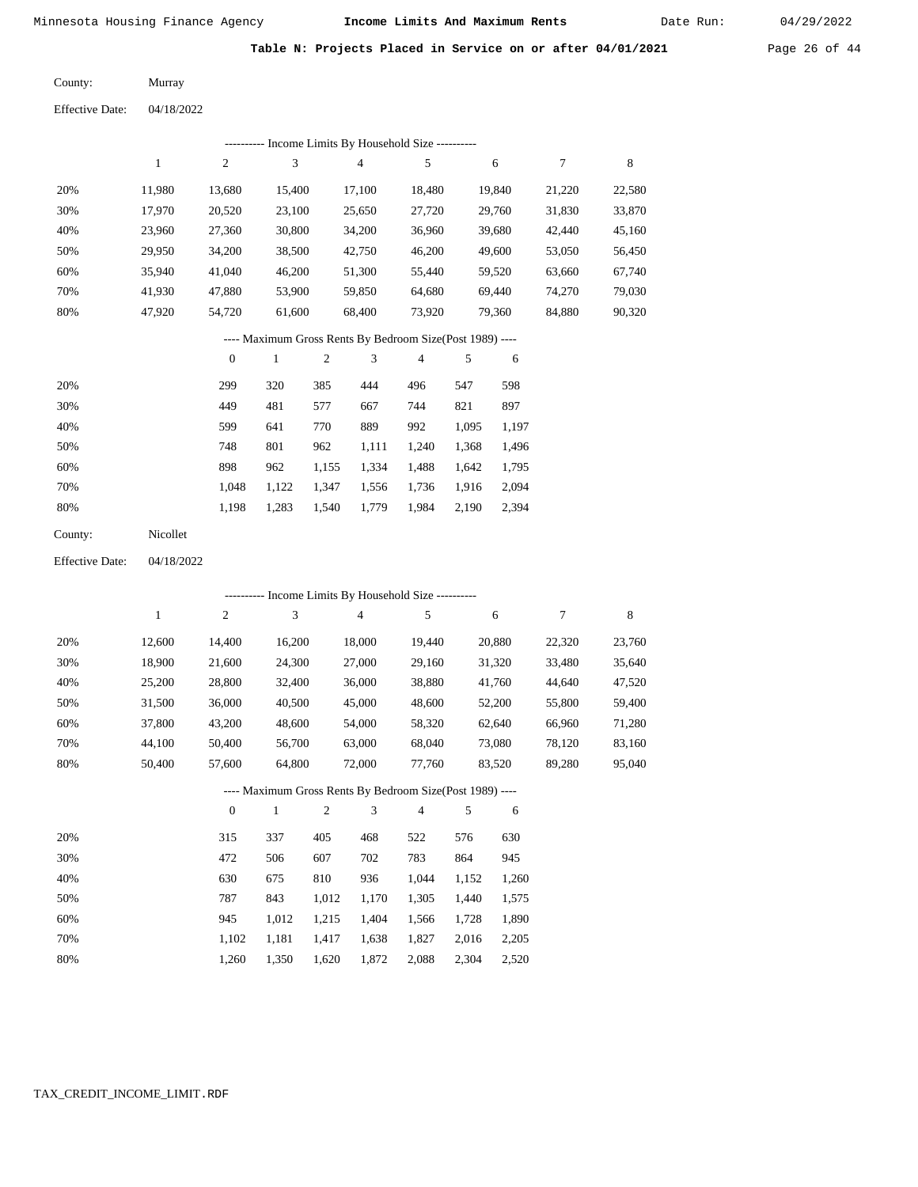**Table N: Projects Placed in Service on or after 04/01/2021**

County: Murray

Effective Date: 04/18/2022

---------- Income Limits By Household Size ----------

| | 1 | 2 | 3 | 4 | 5 | 6 | 7 | 8 |
|---|---|---|---|---|---|---|---|---|
| 20% | 11,980 | 13,680 | 15,400 | 17,100 | 18,480 | 19,840 | 21,220 | 22,580 |
| 30% | 17,970 | 20,520 | 23,100 | 25,650 | 27,720 | 29,760 | 31,830 | 33,870 |
| 40% | 23,960 | 27,360 | 30,800 | 34,200 | 36,960 | 39,680 | 42,440 | 45,160 |
| 50% | 29,950 | 34,200 | 38,500 | 42,750 | 46,200 | 49,600 | 53,050 | 56,450 |
| 60% | 35,940 | 41,040 | 46,200 | 51,300 | 55,440 | 59,520 | 63,660 | 67,740 |
| 70% | 41,930 | 47,880 | 53,900 | 59,850 | 64,680 | 69,440 | 74,270 | 79,030 |
| 80% | 47,920 | 54,720 | 61,600 | 68,400 | 73,920 | 79,360 | 84,880 | 90,320 |

---- Maximum Gross Rents By Bedroom Size(Post 1989) ----

| | 0 | 1 | 2 | 3 | 4 | 5 | 6 |
|---|---|---|---|---|---|---|---|
| 20% | 299 | 320 | 385 | 444 | 496 | 547 | 598 |
| 30% | 449 | 481 | 577 | 667 | 744 | 821 | 897 |
| 40% | 599 | 641 | 770 | 889 | 992 | 1,095 | 1,197 |
| 50% | 748 | 801 | 962 | 1,111 | 1,240 | 1,368 | 1,496 |
| 60% | 898 | 962 | 1,155 | 1,334 | 1,488 | 1,642 | 1,795 |
| 70% | 1,048 | 1,122 | 1,347 | 1,556 | 1,736 | 1,916 | 2,094 |
| 80% | 1,198 | 1,283 | 1,540 | 1,779 | 1,984 | 2,190 | 2,394 |

County: Nicollet

Effective Date: 04/18/2022

---------- Income Limits By Household Size ----------

| | 1 | 2 | 3 | 4 | 5 | 6 | 7 | 8 |
|---|---|---|---|---|---|---|---|---|
| 20% | 12,600 | 14,400 | 16,200 | 18,000 | 19,440 | 20,880 | 22,320 | 23,760 |
| 30% | 18,900 | 21,600 | 24,300 | 27,000 | 29,160 | 31,320 | 33,480 | 35,640 |
| 40% | 25,200 | 28,800 | 32,400 | 36,000 | 38,880 | 41,760 | 44,640 | 47,520 |
| 50% | 31,500 | 36,000 | 40,500 | 45,000 | 48,600 | 52,200 | 55,800 | 59,400 |
| 60% | 37,800 | 43,200 | 48,600 | 54,000 | 58,320 | 62,640 | 66,960 | 71,280 |
| 70% | 44,100 | 50,400 | 56,700 | 63,000 | 68,040 | 73,080 | 78,120 | 83,160 |
| 80% | 50,400 | 57,600 | 64,800 | 72,000 | 77,760 | 83,520 | 89,280 | 95,040 |

---- Maximum Gross Rents By Bedroom Size(Post 1989) ----

| | 0 | 1 | 2 | 3 | 4 | 5 | 6 |
|---|---|---|---|---|---|---|---|
| 20% | 315 | 337 | 405 | 468 | 522 | 576 | 630 |
| 30% | 472 | 506 | 607 | 702 | 783 | 864 | 945 |
| 40% | 630 | 675 | 810 | 936 | 1,044 | 1,152 | 1,260 |
| 50% | 787 | 843 | 1,012 | 1,170 | 1,305 | 1,440 | 1,575 |
| 60% | 945 | 1,012 | 1,215 | 1,404 | 1,566 | 1,728 | 1,890 |
| 70% | 1,102 | 1,181 | 1,417 | 1,638 | 1,827 | 2,016 | 2,205 |
| 80% | 1,260 | 1,350 | 1,620 | 1,872 | 2,088 | 2,304 | 2,520 |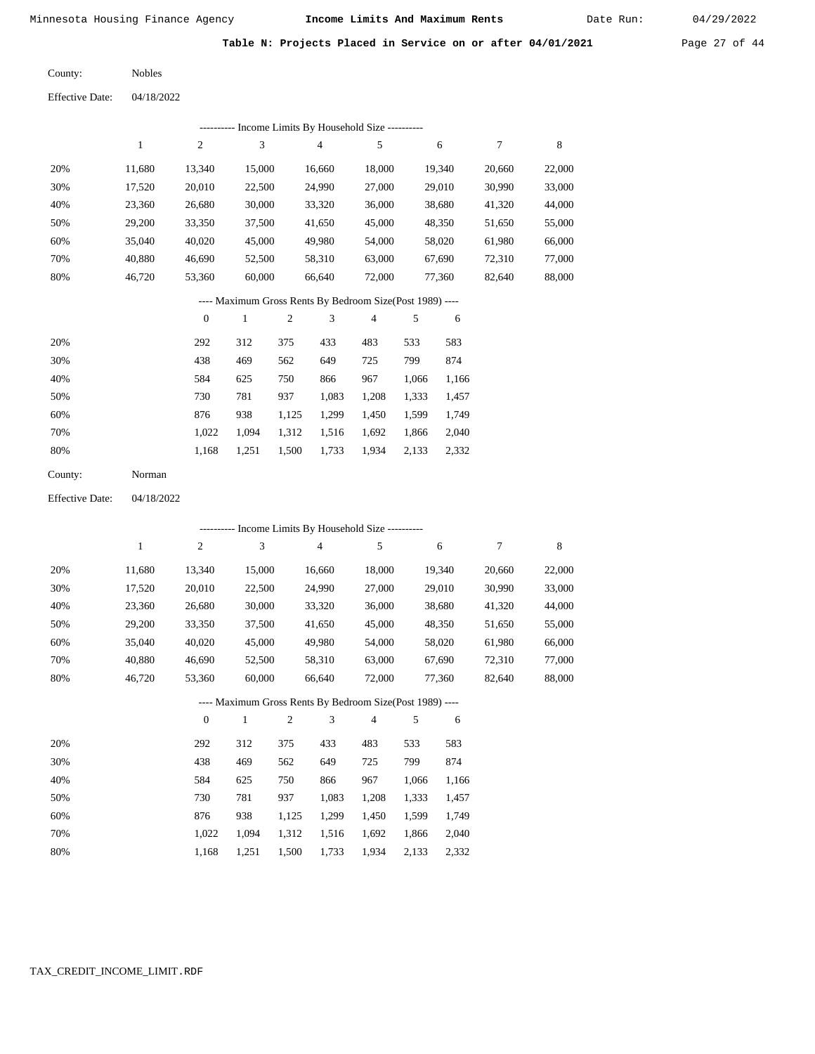Minnesota Housing Finance Agency **Income Limits And Maximum Rents** Date Run: 04/29/2022

**Table N: Projects Placed in Service on or after 04/01/2021**

County: Nobles

Effective Date: 04/18/2022

---------- Income Limits By Household Size ----------

| | 1 | 2 | 3 | 4 | 5 | 6 | 7 | 8 |
|---|---|---|---|---|---|---|---|---|
| 20% | 11,680 | 13,340 | 15,000 | 16,660 | 18,000 | 19,340 | 20,660 | 22,000 |
| 30% | 17,520 | 20,010 | 22,500 | 24,990 | 27,000 | 29,010 | 30,990 | 33,000 |
| 40% | 23,360 | 26,680 | 30,000 | 33,320 | 36,000 | 38,680 | 41,320 | 44,000 |
| 50% | 29,200 | 33,350 | 37,500 | 41,650 | 45,000 | 48,350 | 51,650 | 55,000 |
| 60% | 35,040 | 40,020 | 45,000 | 49,980 | 54,000 | 58,020 | 61,980 | 66,000 |
| 70% | 40,880 | 46,690 | 52,500 | 58,310 | 63,000 | 67,690 | 72,310 | 77,000 |
| 80% | 46,720 | 53,360 | 60,000 | 66,640 | 72,000 | 77,360 | 82,640 | 88,000 |

---- Maximum Gross Rents By Bedroom Size(Post 1989) ----

| | 0 | 1 | 2 | 3 | 4 | 5 | 6 |
|---|---|---|---|---|---|---|---|
| 20% | 292 | 312 | 375 | 433 | 483 | 533 | 583 |
| 30% | 438 | 469 | 562 | 649 | 725 | 799 | 874 |
| 40% | 584 | 625 | 750 | 866 | 967 | 1,066 | 1,166 |
| 50% | 730 | 781 | 937 | 1,083 | 1,208 | 1,333 | 1,457 |
| 60% | 876 | 938 | 1,125 | 1,299 | 1,450 | 1,599 | 1,749 |
| 70% | 1,022 | 1,094 | 1,312 | 1,516 | 1,692 | 1,866 | 2,040 |
| 80% | 1,168 | 1,251 | 1,500 | 1,733 | 1,934 | 2,133 | 2,332 |

County: Norman

Effective Date: 04/18/2022

---------- Income Limits By Household Size ----------

| | 1 | 2 | 3 | 4 | 5 | 6 | 7 | 8 |
|---|---|---|---|---|---|---|---|---|
| 20% | 11,680 | 13,340 | 15,000 | 16,660 | 18,000 | 19,340 | 20,660 | 22,000 |
| 30% | 17,520 | 20,010 | 22,500 | 24,990 | 27,000 | 29,010 | 30,990 | 33,000 |
| 40% | 23,360 | 26,680 | 30,000 | 33,320 | 36,000 | 38,680 | 41,320 | 44,000 |
| 50% | 29,200 | 33,350 | 37,500 | 41,650 | 45,000 | 48,350 | 51,650 | 55,000 |
| 60% | 35,040 | 40,020 | 45,000 | 49,980 | 54,000 | 58,020 | 61,980 | 66,000 |
| 70% | 40,880 | 46,690 | 52,500 | 58,310 | 63,000 | 67,690 | 72,310 | 77,000 |
| 80% | 46,720 | 53,360 | 60,000 | 66,640 | 72,000 | 77,360 | 82,640 | 88,000 |

---- Maximum Gross Rents By Bedroom Size(Post 1989) ----

| | 0 | 1 | 2 | 3 | 4 | 5 | 6 |
|---|---|---|---|---|---|---|---|
| 20% | 292 | 312 | 375 | 433 | 483 | 533 | 583 |
| 30% | 438 | 469 | 562 | 649 | 725 | 799 | 874 |
| 40% | 584 | 625 | 750 | 866 | 967 | 1,066 | 1,166 |
| 50% | 730 | 781 | 937 | 1,083 | 1,208 | 1,333 | 1,457 |
| 60% | 876 | 938 | 1,125 | 1,299 | 1,450 | 1,599 | 1,749 |
| 70% | 1,022 | 1,094 | 1,312 | 1,516 | 1,692 | 1,866 | 2,040 |
| 80% | 1,168 | 1,251 | 1,500 | 1,733 | 1,934 | 2,133 | 2,332 |

TAX_CREDIT_INCOME_LIMIT.RDF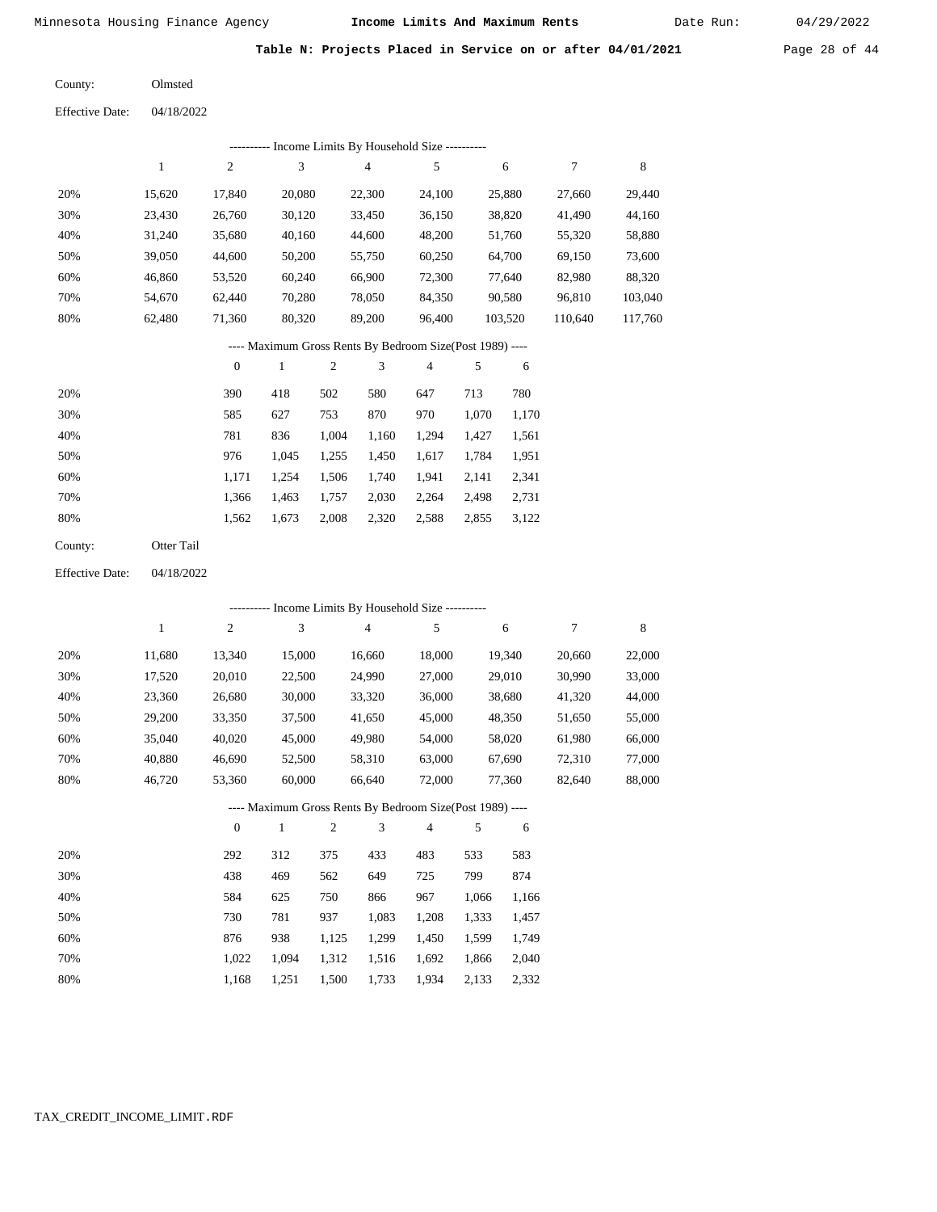Minnesota Housing Finance Agency **Income Limits And Maximum Rents** Date Run: 04/29/2022

**Table N: Projects Placed in Service on or after 04/01/2021**

County: Olmsted

Effective Date: 04/18/2022

---------- Income Limits By Household Size ----------

| | 1 | 2 | 3 | 4 | 5 | 6 | 7 | 8 |
|---|---|---|---|---|---|---|---|---|
| 20% | 15,620 | 17,840 | 20,080 | 22,300 | 24,100 | 25,880 | 27,660 | 29,440 |
| 30% | 23,430 | 26,760 | 30,120 | 33,450 | 36,150 | 38,820 | 41,490 | 44,160 |
| 40% | 31,240 | 35,680 | 40,160 | 44,600 | 48,200 | 51,760 | 55,320 | 58,880 |
| 50% | 39,050 | 44,600 | 50,200 | 55,750 | 60,250 | 64,700 | 69,150 | 73,600 |
| 60% | 46,860 | 53,520 | 60,240 | 66,900 | 72,300 | 77,640 | 82,980 | 88,320 |
| 70% | 54,670 | 62,440 | 70,280 | 78,050 | 84,350 | 90,580 | 96,810 | 103,040 |
| 80% | 62,480 | 71,360 | 80,320 | 89,200 | 96,400 | 103,520 | 110,640 | 117,760 |

---- Maximum Gross Rents By Bedroom Size(Post 1989) ----

| | 0 | 1 | 2 | 3 | 4 | 5 | 6 |
|---|---|---|---|---|---|---|---|
| 20% | 390 | 418 | 502 | 580 | 647 | 713 | 780 |
| 30% | 585 | 627 | 753 | 870 | 970 | 1,070 | 1,170 |
| 40% | 781 | 836 | 1,004 | 1,160 | 1,294 | 1,427 | 1,561 |
| 50% | 976 | 1,045 | 1,255 | 1,450 | 1,617 | 1,784 | 1,951 |
| 60% | 1,171 | 1,254 | 1,506 | 1,740 | 1,941 | 2,141 | 2,341 |
| 70% | 1,366 | 1,463 | 1,757 | 2,030 | 2,264 | 2,498 | 2,731 |
| 80% | 1,562 | 1,673 | 2,008 | 2,320 | 2,588 | 2,855 | 3,122 |

County: Otter Tail

Effective Date: 04/18/2022

---------- Income Limits By Household Size ----------

| | 1 | 2 | 3 | 4 | 5 | 6 | 7 | 8 |
|---|---|---|---|---|---|---|---|---|
| 20% | 11,680 | 13,340 | 15,000 | 16,660 | 18,000 | 19,340 | 20,660 | 22,000 |
| 30% | 17,520 | 20,010 | 22,500 | 24,990 | 27,000 | 29,010 | 30,990 | 33,000 |
| 40% | 23,360 | 26,680 | 30,000 | 33,320 | 36,000 | 38,680 | 41,320 | 44,000 |
| 50% | 29,200 | 33,350 | 37,500 | 41,650 | 45,000 | 48,350 | 51,650 | 55,000 |
| 60% | 35,040 | 40,020 | 45,000 | 49,980 | 54,000 | 58,020 | 61,980 | 66,000 |
| 70% | 40,880 | 46,690 | 52,500 | 58,310 | 63,000 | 67,690 | 72,310 | 77,000 |
| 80% | 46,720 | 53,360 | 60,000 | 66,640 | 72,000 | 77,360 | 82,640 | 88,000 |

---- Maximum Gross Rents By Bedroom Size(Post 1989) ----

| | 0 | 1 | 2 | 3 | 4 | 5 | 6 |
|---|---|---|---|---|---|---|---|
| 20% | 292 | 312 | 375 | 433 | 483 | 533 | 583 |
| 30% | 438 | 469 | 562 | 649 | 725 | 799 | 874 |
| 40% | 584 | 625 | 750 | 866 | 967 | 1,066 | 1,166 |
| 50% | 730 | 781 | 937 | 1,083 | 1,208 | 1,333 | 1,457 |
| 60% | 876 | 938 | 1,125 | 1,299 | 1,450 | 1,599 | 1,749 |
| 70% | 1,022 | 1,094 | 1,312 | 1,516 | 1,692 | 1,866 | 2,040 |
| 80% | 1,168 | 1,251 | 1,500 | 1,733 | 1,934 | 2,133 | 2,332 |

TAX_CREDIT_INCOME_LIMIT.RDF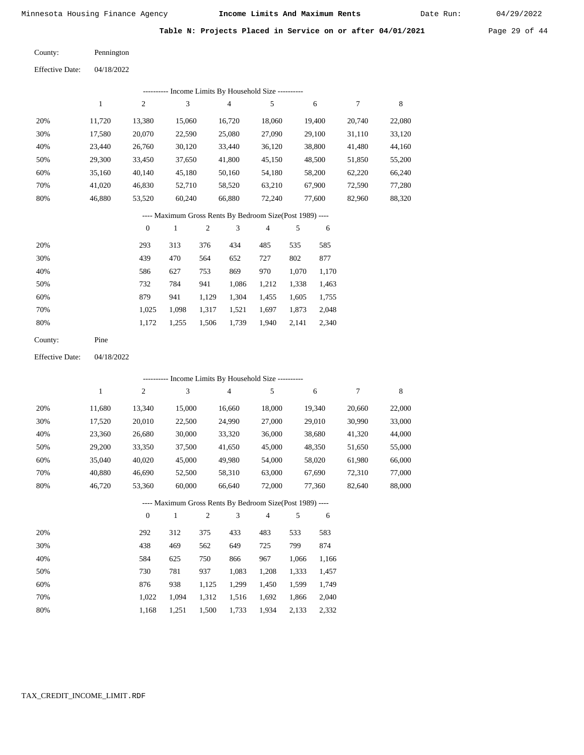**Table N: Projects Placed in Service on or after 04/01/2021**

County: Pennington

Effective Date: 04/18/2022

---------- Income Limits By Household Size ----------

| | 1 | 2 | 3 | 4 | 5 | 6 | 7 | 8 |
|---|---|---|---|---|---|---|---|---|
| 20% | 11,720 | 13,380 | 15,060 | 16,720 | 18,060 | 19,400 | 20,740 | 22,080 |
| 30% | 17,580 | 20,070 | 22,590 | 25,080 | 27,090 | 29,100 | 31,110 | 33,120 |
| 40% | 23,440 | 26,760 | 30,120 | 33,440 | 36,120 | 38,800 | 41,480 | 44,160 |
| 50% | 29,300 | 33,450 | 37,650 | 41,800 | 45,150 | 48,500 | 51,850 | 55,200 |
| 60% | 35,160 | 40,140 | 45,180 | 50,160 | 54,180 | 58,200 | 62,220 | 66,240 |
| 70% | 41,020 | 46,830 | 52,710 | 58,520 | 63,210 | 67,900 | 72,590 | 77,280 |
| 80% | 46,880 | 53,520 | 60,240 | 66,880 | 72,240 | 77,600 | 82,960 | 88,320 |

---- Maximum Gross Rents By Bedroom Size(Post 1989) ----

| | 0 | 1 | 2 | 3 | 4 | 5 | 6 |
|---|---|---|---|---|---|---|---|
| 20% | 293 | 313 | 376 | 434 | 485 | 535 | 585 |
| 30% | 439 | 470 | 564 | 652 | 727 | 802 | 877 |
| 40% | 586 | 627 | 753 | 869 | 970 | 1,070 | 1,170 |
| 50% | 732 | 784 | 941 | 1,086 | 1,212 | 1,338 | 1,463 |
| 60% | 879 | 941 | 1,129 | 1,304 | 1,455 | 1,605 | 1,755 |
| 70% | 1,025 | 1,098 | 1,317 | 1,521 | 1,697 | 1,873 | 2,048 |
| 80% | 1,172 | 1,255 | 1,506 | 1,739 | 1,940 | 2,141 | 2,340 |

County: Pine

Effective Date: 04/18/2022

---------- Income Limits By Household Size ----------

| | 1 | 2 | 3 | 4 | 5 | 6 | 7 | 8 |
|---|---|---|---|---|---|---|---|---|
| 20% | 11,680 | 13,340 | 15,000 | 16,660 | 18,000 | 19,340 | 20,660 | 22,000 |
| 30% | 17,520 | 20,010 | 22,500 | 24,990 | 27,000 | 29,010 | 30,990 | 33,000 |
| 40% | 23,360 | 26,680 | 30,000 | 33,320 | 36,000 | 38,680 | 41,320 | 44,000 |
| 50% | 29,200 | 33,350 | 37,500 | 41,650 | 45,000 | 48,350 | 51,650 | 55,000 |
| 60% | 35,040 | 40,020 | 45,000 | 49,980 | 54,000 | 58,020 | 61,980 | 66,000 |
| 70% | 40,880 | 46,690 | 52,500 | 58,310 | 63,000 | 67,690 | 72,310 | 77,000 |
| 80% | 46,720 | 53,360 | 60,000 | 66,640 | 72,000 | 77,360 | 82,640 | 88,000 |

---- Maximum Gross Rents By Bedroom Size(Post 1989) ----

| | 0 | 1 | 2 | 3 | 4 | 5 | 6 |
|---|---|---|---|---|---|---|---|
| 20% | 292 | 312 | 375 | 433 | 483 | 533 | 583 |
| 30% | 438 | 469 | 562 | 649 | 725 | 799 | 874 |
| 40% | 584 | 625 | 750 | 866 | 967 | 1,066 | 1,166 |
| 50% | 730 | 781 | 937 | 1,083 | 1,208 | 1,333 | 1,457 |
| 60% | 876 | 938 | 1,125 | 1,299 | 1,450 | 1,599 | 1,749 |
| 70% | 1,022 | 1,094 | 1,312 | 1,516 | 1,692 | 1,866 | 2,040 |
| 80% | 1,168 | 1,251 | 1,500 | 1,733 | 1,934 | 2,133 | 2,332 |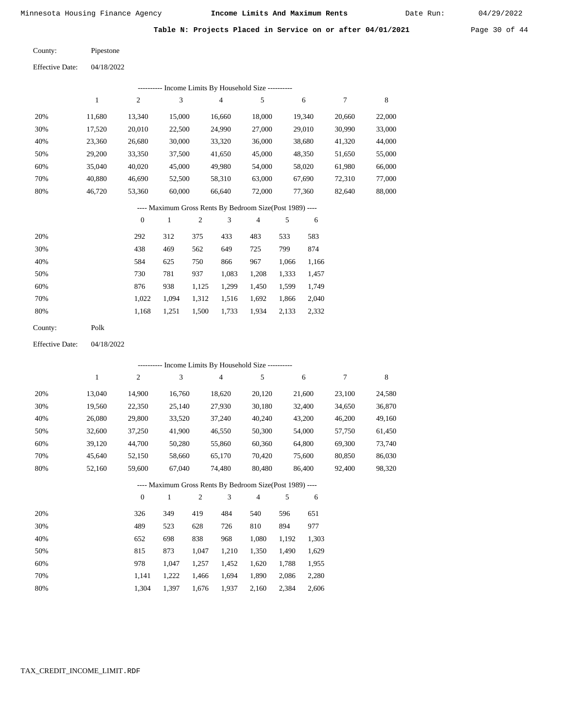Minnesota Housing Finance Agency **Income Limits And Maximum Rents** Date Run: 04/29/2022

**Table N: Projects Placed in Service on or after 04/01/2021**

County: Pipestone

Effective Date: 04/18/2022

---------- Income Limits By Household Size ----------

| | 1 | 2 | 3 | 4 | 5 | 6 | 7 | 8 |
|---|---|---|---|---|---|---|---|---|
| 20% | 11,680 | 13,340 | 15,000 | 16,660 | 18,000 | 19,340 | 20,660 | 22,000 |
| 30% | 17,520 | 20,010 | 22,500 | 24,990 | 27,000 | 29,010 | 30,990 | 33,000 |
| 40% | 23,360 | 26,680 | 30,000 | 33,320 | 36,000 | 38,680 | 41,320 | 44,000 |
| 50% | 29,200 | 33,350 | 37,500 | 41,650 | 45,000 | 48,350 | 51,650 | 55,000 |
| 60% | 35,040 | 40,020 | 45,000 | 49,980 | 54,000 | 58,020 | 61,980 | 66,000 |
| 70% | 40,880 | 46,690 | 52,500 | 58,310 | 63,000 | 67,690 | 72,310 | 77,000 |
| 80% | 46,720 | 53,360 | 60,000 | 66,640 | 72,000 | 77,360 | 82,640 | 88,000 |

---- Maximum Gross Rents By Bedroom Size(Post 1989) ----

| | 0 | 1 | 2 | 3 | 4 | 5 | 6 |
|---|---|---|---|---|---|---|---|
| 20% | 292 | 312 | 375 | 433 | 483 | 533 | 583 |
| 30% | 438 | 469 | 562 | 649 | 725 | 799 | 874 |
| 40% | 584 | 625 | 750 | 866 | 967 | 1,066 | 1,166 |
| 50% | 730 | 781 | 937 | 1,083 | 1,208 | 1,333 | 1,457 |
| 60% | 876 | 938 | 1,125 | 1,299 | 1,450 | 1,599 | 1,749 |
| 70% | 1,022 | 1,094 | 1,312 | 1,516 | 1,692 | 1,866 | 2,040 |
| 80% | 1,168 | 1,251 | 1,500 | 1,733 | 1,934 | 2,133 | 2,332 |

County: Polk

Effective Date: 04/18/2022

---------- Income Limits By Household Size ----------

| | 1 | 2 | 3 | 4 | 5 | 6 | 7 | 8 |
|---|---|---|---|---|---|---|---|---|
| 20% | 13,040 | 14,900 | 16,760 | 18,620 | 20,120 | 21,600 | 23,100 | 24,580 |
| 30% | 19,560 | 22,350 | 25,140 | 27,930 | 30,180 | 32,400 | 34,650 | 36,870 |
| 40% | 26,080 | 29,800 | 33,520 | 37,240 | 40,240 | 43,200 | 46,200 | 49,160 |
| 50% | 32,600 | 37,250 | 41,900 | 46,550 | 50,300 | 54,000 | 57,750 | 61,450 |
| 60% | 39,120 | 44,700 | 50,280 | 55,860 | 60,360 | 64,800 | 69,300 | 73,740 |
| 70% | 45,640 | 52,150 | 58,660 | 65,170 | 70,420 | 75,600 | 80,850 | 86,030 |
| 80% | 52,160 | 59,600 | 67,040 | 74,480 | 80,480 | 86,400 | 92,400 | 98,320 |

---- Maximum Gross Rents By Bedroom Size(Post 1989) ----

| | 0 | 1 | 2 | 3 | 4 | 5 | 6 |
|---|---|---|---|---|---|---|---|
| 20% | 326 | 349 | 419 | 484 | 540 | 596 | 651 |
| 30% | 489 | 523 | 628 | 726 | 810 | 894 | 977 |
| 40% | 652 | 698 | 838 | 968 | 1,080 | 1,192 | 1,303 |
| 50% | 815 | 873 | 1,047 | 1,210 | 1,350 | 1,490 | 1,629 |
| 60% | 978 | 1,047 | 1,257 | 1,452 | 1,620 | 1,788 | 1,955 |
| 70% | 1,141 | 1,222 | 1,466 | 1,694 | 1,890 | 2,086 | 2,280 |
| 80% | 1,304 | 1,397 | 1,676 | 1,937 | 2,160 | 2,384 | 2,606 |

TAX_CREDIT_INCOME_LIMIT.RDF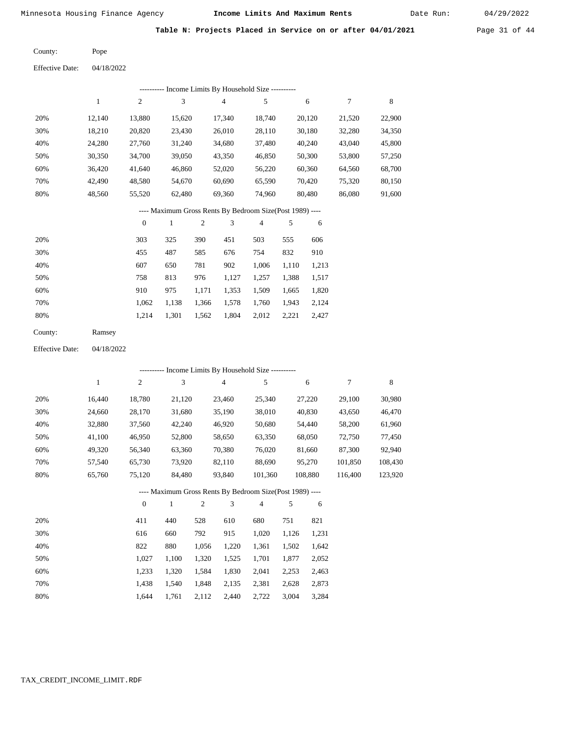Minnesota Housing Finance Agency **Income Limits And Maximum Rents** Date Run: 04/29/2022

**Table N: Projects Placed in Service on or after 04/01/2021**

County: Pope

Effective Date: 04/18/2022

---------- Income Limits By Household Size ----------

| | 1 | 2 | 3 | 4 | 5 | 6 | 7 | 8 |
|---|---|---|---|---|---|---|---|---|
| 20% | 12,140 | 13,880 | 15,620 | 17,340 | 18,740 | 20,120 | 21,520 | 22,900 |
| 30% | 18,210 | 20,820 | 23,430 | 26,010 | 28,110 | 30,180 | 32,280 | 34,350 |
| 40% | 24,280 | 27,760 | 31,240 | 34,680 | 37,480 | 40,240 | 43,040 | 45,800 |
| 50% | 30,350 | 34,700 | 39,050 | 43,350 | 46,850 | 50,300 | 53,800 | 57,250 |
| 60% | 36,420 | 41,640 | 46,860 | 52,020 | 56,220 | 60,360 | 64,560 | 68,700 |
| 70% | 42,490 | 48,580 | 54,670 | 60,690 | 65,590 | 70,420 | 75,320 | 80,150 |
| 80% | 48,560 | 55,520 | 62,480 | 69,360 | 74,960 | 80,480 | 86,080 | 91,600 |

---- Maximum Gross Rents By Bedroom Size(Post 1989) ----

| | 0 | 1 | 2 | 3 | 4 | 5 | 6 |
|---|---|---|---|---|---|---|---|
| 20% | 303 | 325 | 390 | 451 | 503 | 555 | 606 |
| 30% | 455 | 487 | 585 | 676 | 754 | 832 | 910 |
| 40% | 607 | 650 | 781 | 902 | 1,006 | 1,110 | 1,213 |
| 50% | 758 | 813 | 976 | 1,127 | 1,257 | 1,388 | 1,517 |
| 60% | 910 | 975 | 1,171 | 1,353 | 1,509 | 1,665 | 1,820 |
| 70% | 1,062 | 1,138 | 1,366 | 1,578 | 1,760 | 1,943 | 2,124 |
| 80% | 1,214 | 1,301 | 1,562 | 1,804 | 2,012 | 2,221 | 2,427 |

County: Ramsey

Effective Date: 04/18/2022

---------- Income Limits By Household Size ----------

| | 1 | 2 | 3 | 4 | 5 | 6 | 7 | 8 |
|---|---|---|---|---|---|---|---|---|
| 20% | 16,440 | 18,780 | 21,120 | 23,460 | 25,340 | 27,220 | 29,100 | 30,980 |
| 30% | 24,660 | 28,170 | 31,680 | 35,190 | 38,010 | 40,830 | 43,650 | 46,470 |
| 40% | 32,880 | 37,560 | 42,240 | 46,920 | 50,680 | 54,440 | 58,200 | 61,960 |
| 50% | 41,100 | 46,950 | 52,800 | 58,650 | 63,350 | 68,050 | 72,750 | 77,450 |
| 60% | 49,320 | 56,340 | 63,360 | 70,380 | 76,020 | 81,660 | 87,300 | 92,940 |
| 70% | 57,540 | 65,730 | 73,920 | 82,110 | 88,690 | 95,270 | 101,850 | 108,430 |
| 80% | 65,760 | 75,120 | 84,480 | 93,840 | 101,360 | 108,880 | 116,400 | 123,920 |

---- Maximum Gross Rents By Bedroom Size(Post 1989) ----

| | 0 | 1 | 2 | 3 | 4 | 5 | 6 |
|---|---|---|---|---|---|---|---|
| 20% | 411 | 440 | 528 | 610 | 680 | 751 | 821 |
| 30% | 616 | 660 | 792 | 915 | 1,020 | 1,126 | 1,231 |
| 40% | 822 | 880 | 1,056 | 1,220 | 1,361 | 1,502 | 1,642 |
| 50% | 1,027 | 1,100 | 1,320 | 1,525 | 1,701 | 1,877 | 2,052 |
| 60% | 1,233 | 1,320 | 1,584 | 1,830 | 2,041 | 2,253 | 2,463 |
| 70% | 1,438 | 1,540 | 1,848 | 2,135 | 2,381 | 2,628 | 2,873 |
| 80% | 1,644 | 1,761 | 2,112 | 2,440 | 2,722 | 3,004 | 3,284 |

TAX_CREDIT_INCOME_LIMIT.RDF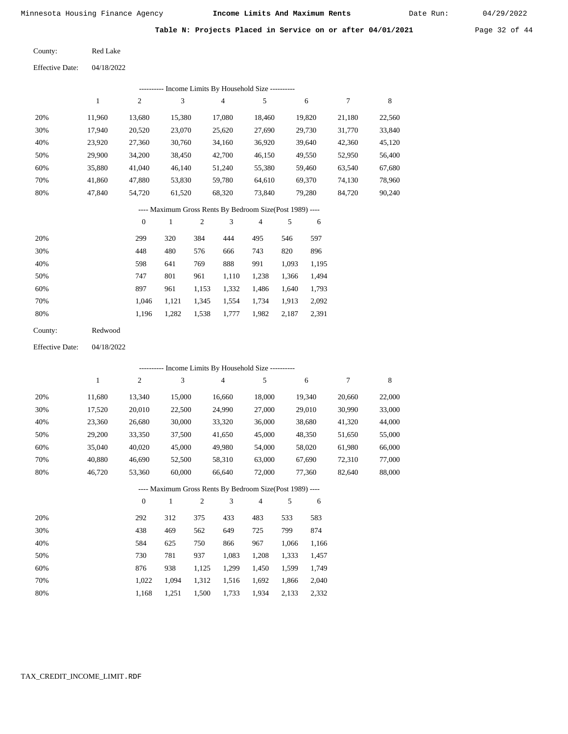Minnesota Housing Finance Agency **Income Limits And Maximum Rents** Date Run: 04/29/2022

**Table N: Projects Placed in Service on or after 04/01/2021**

County: Red Lake

Effective Date: 04/18/2022

---------- Income Limits By Household Size ----------

| | 1 | 2 | 3 | 4 | 5 | 6 | 7 | 8 |
|---|---|---|---|---|---|---|---|---|
| 20% | 11,960 | 13,680 | 15,380 | 17,080 | 18,460 | 19,820 | 21,180 | 22,560 |
| 30% | 17,940 | 20,520 | 23,070 | 25,620 | 27,690 | 29,730 | 31,770 | 33,840 |
| 40% | 23,920 | 27,360 | 30,760 | 34,160 | 36,920 | 39,640 | 42,360 | 45,120 |
| 50% | 29,900 | 34,200 | 38,450 | 42,700 | 46,150 | 49,550 | 52,950 | 56,400 |
| 60% | 35,880 | 41,040 | 46,140 | 51,240 | 55,380 | 59,460 | 63,540 | 67,680 |
| 70% | 41,860 | 47,880 | 53,830 | 59,780 | 64,610 | 69,370 | 74,130 | 78,960 |
| 80% | 47,840 | 54,720 | 61,520 | 68,320 | 73,840 | 79,280 | 84,720 | 90,240 |

---- Maximum Gross Rents By Bedroom Size(Post 1989) ----

| | 0 | 1 | 2 | 3 | 4 | 5 | 6 |
|---|---|---|---|---|---|---|---|
| 20% | 299 | 320 | 384 | 444 | 495 | 546 | 597 |
| 30% | 448 | 480 | 576 | 666 | 743 | 820 | 896 |
| 40% | 598 | 641 | 769 | 888 | 991 | 1,093 | 1,195 |
| 50% | 747 | 801 | 961 | 1,110 | 1,238 | 1,366 | 1,494 |
| 60% | 897 | 961 | 1,153 | 1,332 | 1,486 | 1,640 | 1,793 |
| 70% | 1,046 | 1,121 | 1,345 | 1,554 | 1,734 | 1,913 | 2,092 |
| 80% | 1,196 | 1,282 | 1,538 | 1,777 | 1,982 | 2,187 | 2,391 |

County: Redwood

Effective Date: 04/18/2022

---------- Income Limits By Household Size ----------

| | 1 | 2 | 3 | 4 | 5 | 6 | 7 | 8 |
|---|---|---|---|---|---|---|---|---|
| 20% | 11,680 | 13,340 | 15,000 | 16,660 | 18,000 | 19,340 | 20,660 | 22,000 |
| 30% | 17,520 | 20,010 | 22,500 | 24,990 | 27,000 | 29,010 | 30,990 | 33,000 |
| 40% | 23,360 | 26,680 | 30,000 | 33,320 | 36,000 | 38,680 | 41,320 | 44,000 |
| 50% | 29,200 | 33,350 | 37,500 | 41,650 | 45,000 | 48,350 | 51,650 | 55,000 |
| 60% | 35,040 | 40,020 | 45,000 | 49,980 | 54,000 | 58,020 | 61,980 | 66,000 |
| 70% | 40,880 | 46,690 | 52,500 | 58,310 | 63,000 | 67,690 | 72,310 | 77,000 |
| 80% | 46,720 | 53,360 | 60,000 | 66,640 | 72,000 | 77,360 | 82,640 | 88,000 |

---- Maximum Gross Rents By Bedroom Size(Post 1989) ----

| | 0 | 1 | 2 | 3 | 4 | 5 | 6 |
|---|---|---|---|---|---|---|---|
| 20% | 292 | 312 | 375 | 433 | 483 | 533 | 583 |
| 30% | 438 | 469 | 562 | 649 | 725 | 799 | 874 |
| 40% | 584 | 625 | 750 | 866 | 967 | 1,066 | 1,166 |
| 50% | 730 | 781 | 937 | 1,083 | 1,208 | 1,333 | 1,457 |
| 60% | 876 | 938 | 1,125 | 1,299 | 1,450 | 1,599 | 1,749 |
| 70% | 1,022 | 1,094 | 1,312 | 1,516 | 1,692 | 1,866 | 2,040 |
| 80% | 1,168 | 1,251 | 1,500 | 1,733 | 1,934 | 2,133 | 2,332 |

TAX_CREDIT_INCOME_LIMIT.RDF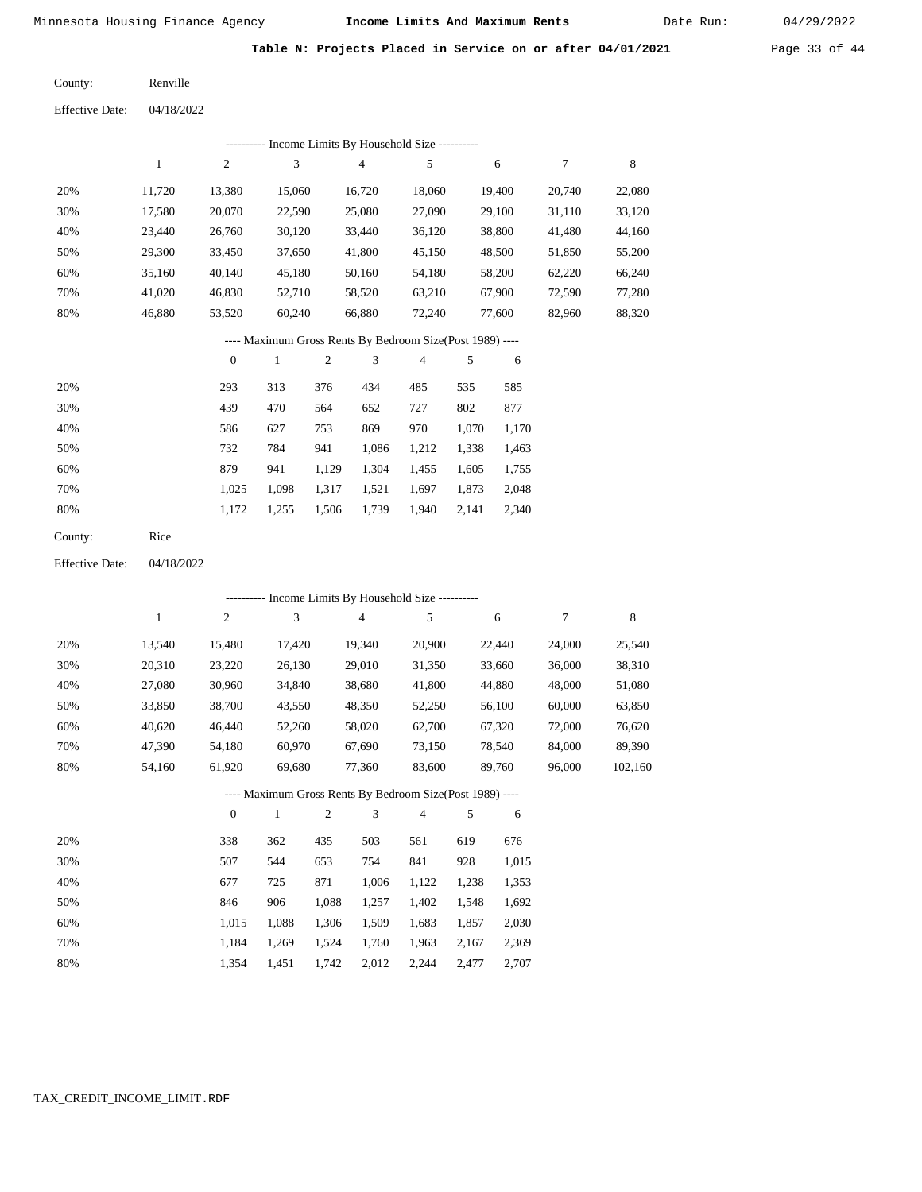**Table N: Projects Placed in Service on or after 04/01/2021**

County: Renville

Effective Date: 04/18/2022

---------- Income Limits By Household Size ----------

| | 1 | 2 | 3 | 4 | 5 | 6 | 7 | 8 |
|---|---|---|---|---|---|---|---|---|
| 20% | 11,720 | 13,380 | 15,060 | 16,720 | 18,060 | 19,400 | 20,740 | 22,080 |
| 30% | 17,580 | 20,070 | 22,590 | 25,080 | 27,090 | 29,100 | 31,110 | 33,120 |
| 40% | 23,440 | 26,760 | 30,120 | 33,440 | 36,120 | 38,800 | 41,480 | 44,160 |
| 50% | 29,300 | 33,450 | 37,650 | 41,800 | 45,150 | 48,500 | 51,850 | 55,200 |
| 60% | 35,160 | 40,140 | 45,180 | 50,160 | 54,180 | 58,200 | 62,220 | 66,240 |
| 70% | 41,020 | 46,830 | 52,710 | 58,520 | 63,210 | 67,900 | 72,590 | 77,280 |
| 80% | 46,880 | 53,520 | 60,240 | 66,880 | 72,240 | 77,600 | 82,960 | 88,320 |

---- Maximum Gross Rents By Bedroom Size(Post 1989) ----

| | 0 | 1 | 2 | 3 | 4 | 5 | 6 |
|---|---|---|---|---|---|---|---|
| 20% | 293 | 313 | 376 | 434 | 485 | 535 | 585 |
| 30% | 439 | 470 | 564 | 652 | 727 | 802 | 877 |
| 40% | 586 | 627 | 753 | 869 | 970 | 1,070 | 1,170 |
| 50% | 732 | 784 | 941 | 1,086 | 1,212 | 1,338 | 1,463 |
| 60% | 879 | 941 | 1,129 | 1,304 | 1,455 | 1,605 | 1,755 |
| 70% | 1,025 | 1,098 | 1,317 | 1,521 | 1,697 | 1,873 | 2,048 |
| 80% | 1,172 | 1,255 | 1,506 | 1,739 | 1,940 | 2,141 | 2,340 |

County: Rice

Effective Date: 04/18/2022

---------- Income Limits By Household Size ----------

| | 1 | 2 | 3 | 4 | 5 | 6 | 7 | 8 |
|---|---|---|---|---|---|---|---|---|
| 20% | 13,540 | 15,480 | 17,420 | 19,340 | 20,900 | 22,440 | 24,000 | 25,540 |
| 30% | 20,310 | 23,220 | 26,130 | 29,010 | 31,350 | 33,660 | 36,000 | 38,310 |
| 40% | 27,080 | 30,960 | 34,840 | 38,680 | 41,800 | 44,880 | 48,000 | 51,080 |
| 50% | 33,850 | 38,700 | 43,550 | 48,350 | 52,250 | 56,100 | 60,000 | 63,850 |
| 60% | 40,620 | 46,440 | 52,260 | 58,020 | 62,700 | 67,320 | 72,000 | 76,620 |
| 70% | 47,390 | 54,180 | 60,970 | 67,690 | 73,150 | 78,540 | 84,000 | 89,390 |
| 80% | 54,160 | 61,920 | 69,680 | 77,360 | 83,600 | 89,760 | 96,000 | 102,160 |

---- Maximum Gross Rents By Bedroom Size(Post 1989) ----

| | 0 | 1 | 2 | 3 | 4 | 5 | 6 |
|---|---|---|---|---|---|---|---|
| 20% | 338 | 362 | 435 | 503 | 561 | 619 | 676 |
| 30% | 507 | 544 | 653 | 754 | 841 | 928 | 1,015 |
| 40% | 677 | 725 | 871 | 1,006 | 1,122 | 1,238 | 1,353 |
| 50% | 846 | 906 | 1,088 | 1,257 | 1,402 | 1,548 | 1,692 |
| 60% | 1,015 | 1,088 | 1,306 | 1,509 | 1,683 | 1,857 | 2,030 |
| 70% | 1,184 | 1,269 | 1,524 | 1,760 | 1,963 | 2,167 | 2,369 |
| 80% | 1,354 | 1,451 | 1,742 | 2,012 | 2,244 | 2,477 | 2,707 |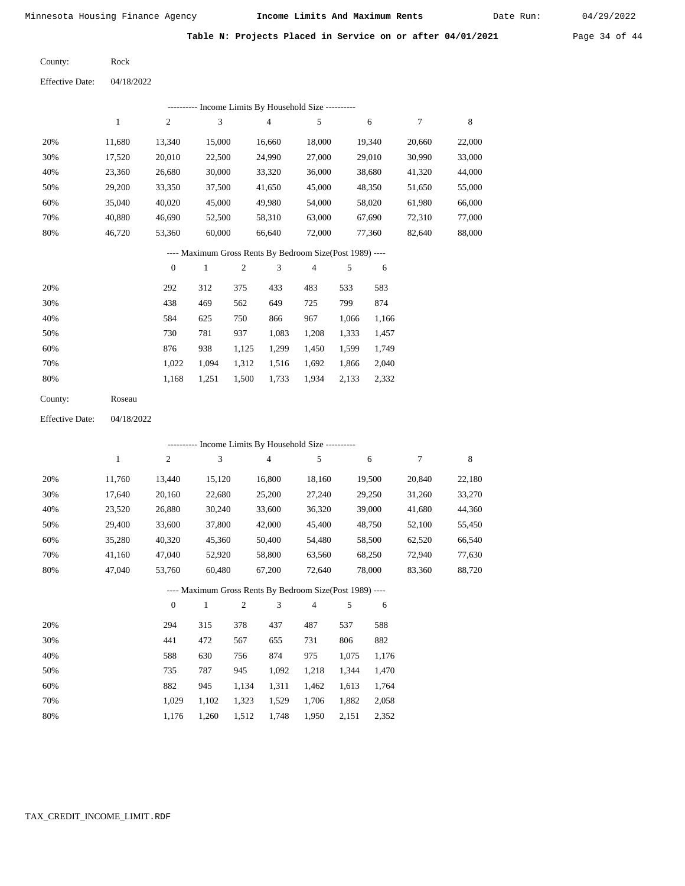Minnesota Housing Finance Agency **Income Limits And Maximum Rents** Date Run: 04/29/2022

**Table N: Projects Placed in Service on or after 04/01/2021**

County: Rock

Effective Date: 04/18/2022

---------- Income Limits By Household Size ----------

| | 1 | 2 | 3 | 4 | 5 | 6 | 7 | 8 |
|---|---|---|---|---|---|---|---|---|
| 20% | 11,680 | 13,340 | 15,000 | 16,660 | 18,000 | 19,340 | 20,660 | 22,000 |
| 30% | 17,520 | 20,010 | 22,500 | 24,990 | 27,000 | 29,010 | 30,990 | 33,000 |
| 40% | 23,360 | 26,680 | 30,000 | 33,320 | 36,000 | 38,680 | 41,320 | 44,000 |
| 50% | 29,200 | 33,350 | 37,500 | 41,650 | 45,000 | 48,350 | 51,650 | 55,000 |
| 60% | 35,040 | 40,020 | 45,000 | 49,980 | 54,000 | 58,020 | 61,980 | 66,000 |
| 70% | 40,880 | 46,690 | 52,500 | 58,310 | 63,000 | 67,690 | 72,310 | 77,000 |
| 80% | 46,720 | 53,360 | 60,000 | 66,640 | 72,000 | 77,360 | 82,640 | 88,000 |

---- Maximum Gross Rents By Bedroom Size(Post 1989) ----

| | 0 | 1 | 2 | 3 | 4 | 5 | 6 |
|---|---|---|---|---|---|---|---|
| 20% | 292 | 312 | 375 | 433 | 483 | 533 | 583 |
| 30% | 438 | 469 | 562 | 649 | 725 | 799 | 874 |
| 40% | 584 | 625 | 750 | 866 | 967 | 1,066 | 1,166 |
| 50% | 730 | 781 | 937 | 1,083 | 1,208 | 1,333 | 1,457 |
| 60% | 876 | 938 | 1,125 | 1,299 | 1,450 | 1,599 | 1,749 |
| 70% | 1,022 | 1,094 | 1,312 | 1,516 | 1,692 | 1,866 | 2,040 |
| 80% | 1,168 | 1,251 | 1,500 | 1,733 | 1,934 | 2,133 | 2,332 |

County: Roseau

Effective Date: 04/18/2022

---------- Income Limits By Household Size ----------

| | 1 | 2 | 3 | 4 | 5 | 6 | 7 | 8 |
|---|---|---|---|---|---|---|---|---|
| 20% | 11,760 | 13,440 | 15,120 | 16,800 | 18,160 | 19,500 | 20,840 | 22,180 |
| 30% | 17,640 | 20,160 | 22,680 | 25,200 | 27,240 | 29,250 | 31,260 | 33,270 |
| 40% | 23,520 | 26,880 | 30,240 | 33,600 | 36,320 | 39,000 | 41,680 | 44,360 |
| 50% | 29,400 | 33,600 | 37,800 | 42,000 | 45,400 | 48,750 | 52,100 | 55,450 |
| 60% | 35,280 | 40,320 | 45,360 | 50,400 | 54,480 | 58,500 | 62,520 | 66,540 |
| 70% | 41,160 | 47,040 | 52,920 | 58,800 | 63,560 | 68,250 | 72,940 | 77,630 |
| 80% | 47,040 | 53,760 | 60,480 | 67,200 | 72,640 | 78,000 | 83,360 | 88,720 |

---- Maximum Gross Rents By Bedroom Size(Post 1989) ----

| | 0 | 1 | 2 | 3 | 4 | 5 | 6 |
|---|---|---|---|---|---|---|---|
| 20% | 294 | 315 | 378 | 437 | 487 | 537 | 588 |
| 30% | 441 | 472 | 567 | 655 | 731 | 806 | 882 |
| 40% | 588 | 630 | 756 | 874 | 975 | 1,075 | 1,176 |
| 50% | 735 | 787 | 945 | 1,092 | 1,218 | 1,344 | 1,470 |
| 60% | 882 | 945 | 1,134 | 1,311 | 1,462 | 1,613 | 1,764 |
| 70% | 1,029 | 1,102 | 1,323 | 1,529 | 1,706 | 1,882 | 2,058 |
| 80% | 1,176 | 1,260 | 1,512 | 1,748 | 1,950 | 2,151 | 2,352 |

TAX_CREDIT_INCOME_LIMIT.RDF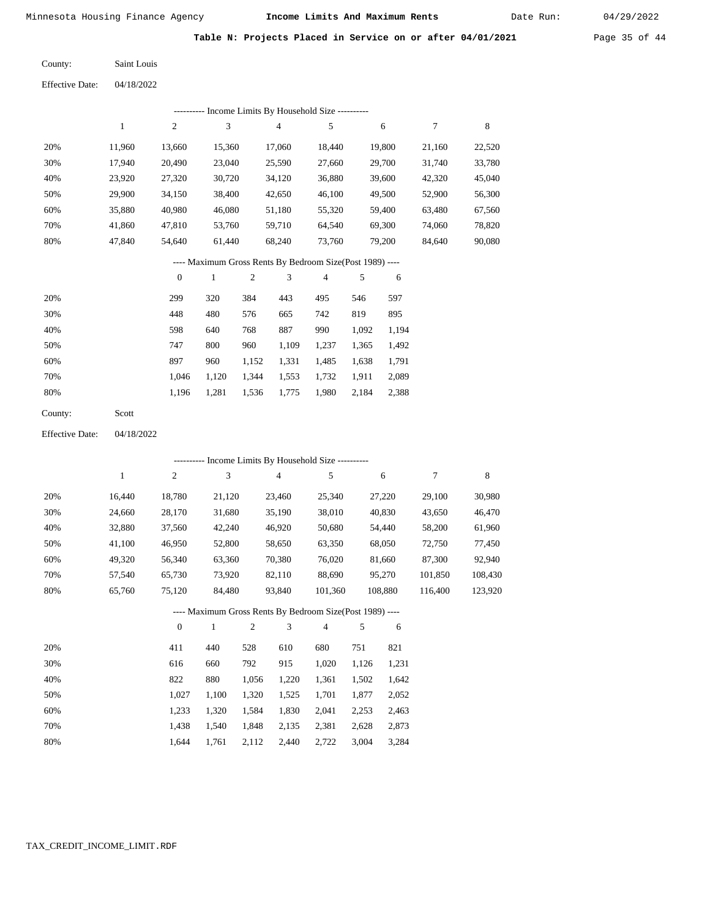**Table N: Projects Placed in Service on or after 04/01/2021**

County: Saint Louis

Effective Date: 04/18/2022

---------- Income Limits By Household Size ----------

| | 1 | 2 | 3 | 4 | 5 | 6 | 7 | 8 |
|---|---|---|---|---|---|---|---|---|
| 20% | 11,960 | 13,660 | 15,360 | 17,060 | 18,440 | 19,800 | 21,160 | 22,520 |
| 30% | 17,940 | 20,490 | 23,040 | 25,590 | 27,660 | 29,700 | 31,740 | 33,780 |
| 40% | 23,920 | 27,320 | 30,720 | 34,120 | 36,880 | 39,600 | 42,320 | 45,040 |
| 50% | 29,900 | 34,150 | 38,400 | 42,650 | 46,100 | 49,500 | 52,900 | 56,300 |
| 60% | 35,880 | 40,980 | 46,080 | 51,180 | 55,320 | 59,400 | 63,480 | 67,560 |
| 70% | 41,860 | 47,810 | 53,760 | 59,710 | 64,540 | 69,300 | 74,060 | 78,820 |
| 80% | 47,840 | 54,640 | 61,440 | 68,240 | 73,760 | 79,200 | 84,640 | 90,080 |

---- Maximum Gross Rents By Bedroom Size(Post 1989) ----

| | 0 | 1 | 2 | 3 | 4 | 5 | 6 |
|---|---|---|---|---|---|---|---|
| 20% | 299 | 320 | 384 | 443 | 495 | 546 | 597 |
| 30% | 448 | 480 | 576 | 665 | 742 | 819 | 895 |
| 40% | 598 | 640 | 768 | 887 | 990 | 1,092 | 1,194 |
| 50% | 747 | 800 | 960 | 1,109 | 1,237 | 1,365 | 1,492 |
| 60% | 897 | 960 | 1,152 | 1,331 | 1,485 | 1,638 | 1,791 |
| 70% | 1,046 | 1,120 | 1,344 | 1,553 | 1,732 | 1,911 | 2,089 |
| 80% | 1,196 | 1,281 | 1,536 | 1,775 | 1,980 | 2,184 | 2,388 |

County: Scott

Effective Date: 04/18/2022

---------- Income Limits By Household Size ----------

| | 1 | 2 | 3 | 4 | 5 | 6 | 7 | 8 |
|---|---|---|---|---|---|---|---|---|
| 20% | 16,440 | 18,780 | 21,120 | 23,460 | 25,340 | 27,220 | 29,100 | 30,980 |
| 30% | 24,660 | 28,170 | 31,680 | 35,190 | 38,010 | 40,830 | 43,650 | 46,470 |
| 40% | 32,880 | 37,560 | 42,240 | 46,920 | 50,680 | 54,440 | 58,200 | 61,960 |
| 50% | 41,100 | 46,950 | 52,800 | 58,650 | 63,350 | 68,050 | 72,750 | 77,450 |
| 60% | 49,320 | 56,340 | 63,360 | 70,380 | 76,020 | 81,660 | 87,300 | 92,940 |
| 70% | 57,540 | 65,730 | 73,920 | 82,110 | 88,690 | 95,270 | 101,850 | 108,430 |
| 80% | 65,760 | 75,120 | 84,480 | 93,840 | 101,360 | 108,880 | 116,400 | 123,920 |

---- Maximum Gross Rents By Bedroom Size(Post 1989) ----

| | 0 | 1 | 2 | 3 | 4 | 5 | 6 |
|---|---|---|---|---|---|---|---|
| 20% | 411 | 440 | 528 | 610 | 680 | 751 | 821 |
| 30% | 616 | 660 | 792 | 915 | 1,020 | 1,126 | 1,231 |
| 40% | 822 | 880 | 1,056 | 1,220 | 1,361 | 1,502 | 1,642 |
| 50% | 1,027 | 1,100 | 1,320 | 1,525 | 1,701 | 1,877 | 2,052 |
| 60% | 1,233 | 1,320 | 1,584 | 1,830 | 2,041 | 2,253 | 2,463 |
| 70% | 1,438 | 1,540 | 1,848 | 2,135 | 2,381 | 2,628 | 2,873 |
| 80% | 1,644 | 1,761 | 2,112 | 2,440 | 2,722 | 3,004 | 3,284 |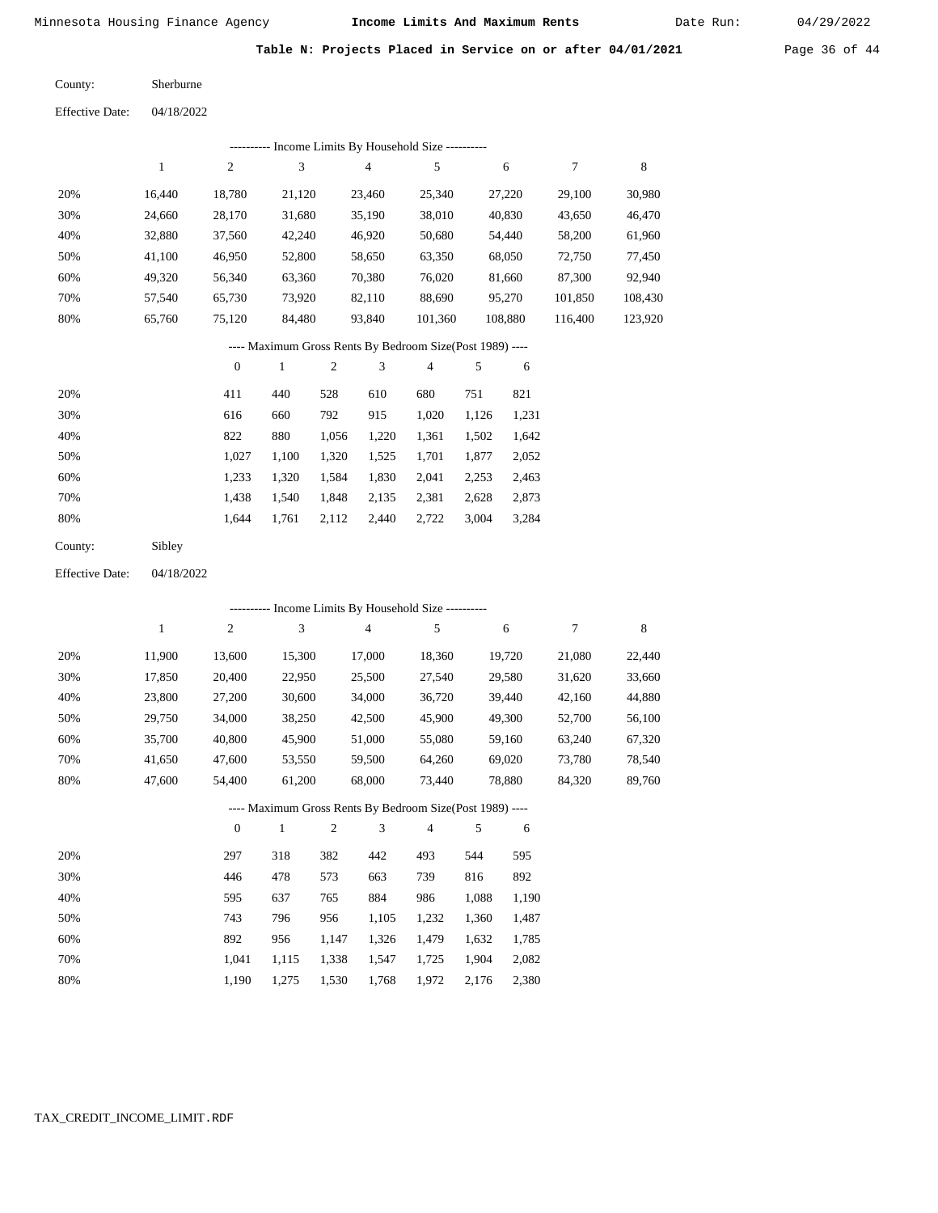## Table N: Projects Placed in Service on or after 04/01/2021

County: Sherburne

Effective Date: 04/18/2022

---------- Income Limits By Household Size ----------

| | 1 | 2 | 3 | 4 | 5 | 6 | 7 | 8 |
|---|---|---|---|---|---|---|---|---|
| 20% | 16,440 | 18,780 | 21,120 | 23,460 | 25,340 | 27,220 | 29,100 | 30,980 |
| 30% | 24,660 | 28,170 | 31,680 | 35,190 | 38,010 | 40,830 | 43,650 | 46,470 |
| 40% | 32,880 | 37,560 | 42,240 | 46,920 | 50,680 | 54,440 | 58,200 | 61,960 |
| 50% | 41,100 | 46,950 | 52,800 | 58,650 | 63,350 | 68,050 | 72,750 | 77,450 |
| 60% | 49,320 | 56,340 | 63,360 | 70,380 | 76,020 | 81,660 | 87,300 | 92,940 |
| 70% | 57,540 | 65,730 | 73,920 | 82,110 | 88,690 | 95,270 | 101,850 | 108,430 |
| 80% | 65,760 | 75,120 | 84,480 | 93,840 | 101,360 | 108,880 | 116,400 | 123,920 |

---- Maximum Gross Rents By Bedroom Size(Post 1989) ----

| | 0 | 1 | 2 | 3 | 4 | 5 | 6 |
|---|---|---|---|---|---|---|---|
| 20% | 411 | 440 | 528 | 610 | 680 | 751 | 821 |
| 30% | 616 | 660 | 792 | 915 | 1,020 | 1,126 | 1,231 |
| 40% | 822 | 880 | 1,056 | 1,220 | 1,361 | 1,502 | 1,642 |
| 50% | 1,027 | 1,100 | 1,320 | 1,525 | 1,701 | 1,877 | 2,052 |
| 60% | 1,233 | 1,320 | 1,584 | 1,830 | 2,041 | 2,253 | 2,463 |
| 70% | 1,438 | 1,540 | 1,848 | 2,135 | 2,381 | 2,628 | 2,873 |
| 80% | 1,644 | 1,761 | 2,112 | 2,440 | 2,722 | 3,004 | 3,284 |

County: Sibley

Effective Date: 04/18/2022

---------- Income Limits By Household Size ----------

| | 1 | 2 | 3 | 4 | 5 | 6 | 7 | 8 |
|---|---|---|---|---|---|---|---|---|
| 20% | 11,900 | 13,600 | 15,300 | 17,000 | 18,360 | 19,720 | 21,080 | 22,440 |
| 30% | 17,850 | 20,400 | 22,950 | 25,500 | 27,540 | 29,580 | 31,620 | 33,660 |
| 40% | 23,800 | 27,200 | 30,600 | 34,000 | 36,720 | 39,440 | 42,160 | 44,880 |
| 50% | 29,750 | 34,000 | 38,250 | 42,500 | 45,900 | 49,300 | 52,700 | 56,100 |
| 60% | 35,700 | 40,800 | 45,900 | 51,000 | 55,080 | 59,160 | 63,240 | 67,320 |
| 70% | 41,650 | 47,600 | 53,550 | 59,500 | 64,260 | 69,020 | 73,780 | 78,540 |
| 80% | 47,600 | 54,400 | 61,200 | 68,000 | 73,440 | 78,880 | 84,320 | 89,760 |

---- Maximum Gross Rents By Bedroom Size(Post 1989) ----

| | 0 | 1 | 2 | 3 | 4 | 5 | 6 |
|---|---|---|---|---|---|---|---|
| 20% | 297 | 318 | 382 | 442 | 493 | 544 | 595 |
| 30% | 446 | 478 | 573 | 663 | 739 | 816 | 892 |
| 40% | 595 | 637 | 765 | 884 | 986 | 1,088 | 1,190 |
| 50% | 743 | 796 | 956 | 1,105 | 1,232 | 1,360 | 1,487 |
| 60% | 892 | 956 | 1,147 | 1,326 | 1,479 | 1,632 | 1,785 |
| 70% | 1,041 | 1,115 | 1,338 | 1,547 | 1,725 | 1,904 | 2,082 |
| 80% | 1,190 | 1,275 | 1,530 | 1,768 | 1,972 | 2,176 | 2,380 |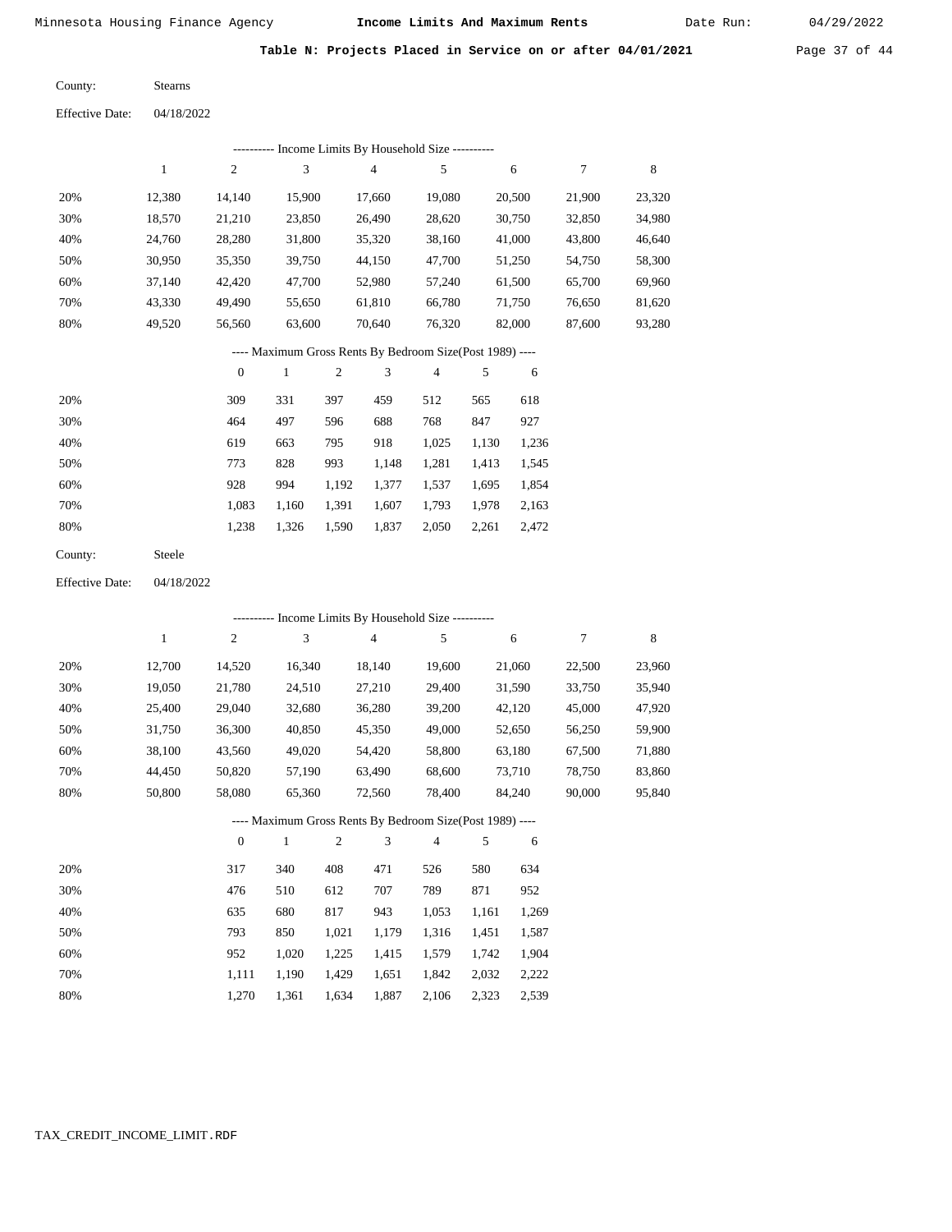**Table N: Projects Placed in Service on or after 04/01/2021**

County: Stearns

Effective Date: 04/18/2022

---------- Income Limits By Household Size ----------

| | 1 | 2 | 3 | 4 | 5 | 6 | 7 | 8 |
|---|---|---|---|---|---|---|---|---|
| 20% | 12,380 | 14,140 | 15,900 | 17,660 | 19,080 | 20,500 | 21,900 | 23,320 |
| 30% | 18,570 | 21,210 | 23,850 | 26,490 | 28,620 | 30,750 | 32,850 | 34,980 |
| 40% | 24,760 | 28,280 | 31,800 | 35,320 | 38,160 | 41,000 | 43,800 | 46,640 |
| 50% | 30,950 | 35,350 | 39,750 | 44,150 | 47,700 | 51,250 | 54,750 | 58,300 |
| 60% | 37,140 | 42,420 | 47,700 | 52,980 | 57,240 | 61,500 | 65,700 | 69,960 |
| 70% | 43,330 | 49,490 | 55,650 | 61,810 | 66,780 | 71,750 | 76,650 | 81,620 |
| 80% | 49,520 | 56,560 | 63,600 | 70,640 | 76,320 | 82,000 | 87,600 | 93,280 |

---- Maximum Gross Rents By Bedroom Size(Post 1989) ----

| | 0 | 1 | 2 | 3 | 4 | 5 | 6 |
|---|---|---|---|---|---|---|---|
| 20% | 309 | 331 | 397 | 459 | 512 | 565 | 618 |
| 30% | 464 | 497 | 596 | 688 | 768 | 847 | 927 |
| 40% | 619 | 663 | 795 | 918 | 1,025 | 1,130 | 1,236 |
| 50% | 773 | 828 | 993 | 1,148 | 1,281 | 1,413 | 1,545 |
| 60% | 928 | 994 | 1,192 | 1,377 | 1,537 | 1,695 | 1,854 |
| 70% | 1,083 | 1,160 | 1,391 | 1,607 | 1,793 | 1,978 | 2,163 |
| 80% | 1,238 | 1,326 | 1,590 | 1,837 | 2,050 | 2,261 | 2,472 |

County: Steele

Effective Date: 04/18/2022

---------- Income Limits By Household Size ----------

| | 1 | 2 | 3 | 4 | 5 | 6 | 7 | 8 |
|---|---|---|---|---|---|---|---|---|
| 20% | 12,700 | 14,520 | 16,340 | 18,140 | 19,600 | 21,060 | 22,500 | 23,960 |
| 30% | 19,050 | 21,780 | 24,510 | 27,210 | 29,400 | 31,590 | 33,750 | 35,940 |
| 40% | 25,400 | 29,040 | 32,680 | 36,280 | 39,200 | 42,120 | 45,000 | 47,920 |
| 50% | 31,750 | 36,300 | 40,850 | 45,350 | 49,000 | 52,650 | 56,250 | 59,900 |
| 60% | 38,100 | 43,560 | 49,020 | 54,420 | 58,800 | 63,180 | 67,500 | 71,880 |
| 70% | 44,450 | 50,820 | 57,190 | 63,490 | 68,600 | 73,710 | 78,750 | 83,860 |
| 80% | 50,800 | 58,080 | 65,360 | 72,560 | 78,400 | 84,240 | 90,000 | 95,840 |

---- Maximum Gross Rents By Bedroom Size(Post 1989) ----

| | 0 | 1 | 2 | 3 | 4 | 5 | 6 |
|---|---|---|---|---|---|---|---|
| 20% | 317 | 340 | 408 | 471 | 526 | 580 | 634 |
| 30% | 476 | 510 | 612 | 707 | 789 | 871 | 952 |
| 40% | 635 | 680 | 817 | 943 | 1,053 | 1,161 | 1,269 |
| 50% | 793 | 850 | 1,021 | 1,179 | 1,316 | 1,451 | 1,587 |
| 60% | 952 | 1,020 | 1,225 | 1,415 | 1,579 | 1,742 | 1,904 |
| 70% | 1,111 | 1,190 | 1,429 | 1,651 | 1,842 | 2,032 | 2,222 |
| 80% | 1,270 | 1,361 | 1,634 | 1,887 | 2,106 | 2,323 | 2,539 |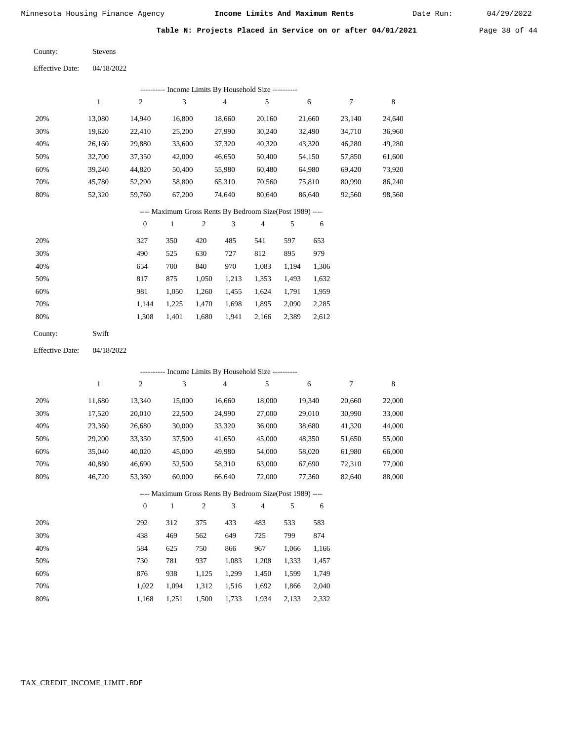**Table N: Projects Placed in Service on or after 04/01/2021**

County: Stevens

Effective Date: 04/18/2022

---------- Income Limits By Household Size ----------

| | 1 | 2 | 3 | 4 | 5 | 6 | 7 | 8 |
|---|---|---|---|---|---|---|---|---|
| 20% | 13,080 | 14,940 | 16,800 | 18,660 | 20,160 | 21,660 | 23,140 | 24,640 |
| 30% | 19,620 | 22,410 | 25,200 | 27,990 | 30,240 | 32,490 | 34,710 | 36,960 |
| 40% | 26,160 | 29,880 | 33,600 | 37,320 | 40,320 | 43,320 | 46,280 | 49,280 |
| 50% | 32,700 | 37,350 | 42,000 | 46,650 | 50,400 | 54,150 | 57,850 | 61,600 |
| 60% | 39,240 | 44,820 | 50,400 | 55,980 | 60,480 | 64,980 | 69,420 | 73,920 |
| 70% | 45,780 | 52,290 | 58,800 | 65,310 | 70,560 | 75,810 | 80,990 | 86,240 |
| 80% | 52,320 | 59,760 | 67,200 | 74,640 | 80,640 | 86,640 | 92,560 | 98,560 |

---- Maximum Gross Rents By Bedroom Size(Post 1989) ----

| | 0 | 1 | 2 | 3 | 4 | 5 | 6 |
|---|---|---|---|---|---|---|---|
| 20% | 327 | 350 | 420 | 485 | 541 | 597 | 653 |
| 30% | 490 | 525 | 630 | 727 | 812 | 895 | 979 |
| 40% | 654 | 700 | 840 | 970 | 1,083 | 1,194 | 1,306 |
| 50% | 817 | 875 | 1,050 | 1,213 | 1,353 | 1,493 | 1,632 |
| 60% | 981 | 1,050 | 1,260 | 1,455 | 1,624 | 1,791 | 1,959 |
| 70% | 1,144 | 1,225 | 1,470 | 1,698 | 1,895 | 2,090 | 2,285 |
| 80% | 1,308 | 1,401 | 1,680 | 1,941 | 2,166 | 2,389 | 2,612 |

County: Swift

Effective Date: 04/18/2022

---------- Income Limits By Household Size ----------

| | 1 | 2 | 3 | 4 | 5 | 6 | 7 | 8 |
|---|---|---|---|---|---|---|---|---|
| 20% | 11,680 | 13,340 | 15,000 | 16,660 | 18,000 | 19,340 | 20,660 | 22,000 |
| 30% | 17,520 | 20,010 | 22,500 | 24,990 | 27,000 | 29,010 | 30,990 | 33,000 |
| 40% | 23,360 | 26,680 | 30,000 | 33,320 | 36,000 | 38,680 | 41,320 | 44,000 |
| 50% | 29,200 | 33,350 | 37,500 | 41,650 | 45,000 | 48,350 | 51,650 | 55,000 |
| 60% | 35,040 | 40,020 | 45,000 | 49,980 | 54,000 | 58,020 | 61,980 | 66,000 |
| 70% | 40,880 | 46,690 | 52,500 | 58,310 | 63,000 | 67,690 | 72,310 | 77,000 |
| 80% | 46,720 | 53,360 | 60,000 | 66,640 | 72,000 | 77,360 | 82,640 | 88,000 |

---- Maximum Gross Rents By Bedroom Size(Post 1989) ----

| | 0 | 1 | 2 | 3 | 4 | 5 | 6 |
|---|---|---|---|---|---|---|---|
| 20% | 292 | 312 | 375 | 433 | 483 | 533 | 583 |
| 30% | 438 | 469 | 562 | 649 | 725 | 799 | 874 |
| 40% | 584 | 625 | 750 | 866 | 967 | 1,066 | 1,166 |
| 50% | 730 | 781 | 937 | 1,083 | 1,208 | 1,333 | 1,457 |
| 60% | 876 | 938 | 1,125 | 1,299 | 1,450 | 1,599 | 1,749 |
| 70% | 1,022 | 1,094 | 1,312 | 1,516 | 1,692 | 1,866 | 2,040 |
| 80% | 1,168 | 1,251 | 1,500 | 1,733 | 1,934 | 2,133 | 2,332 |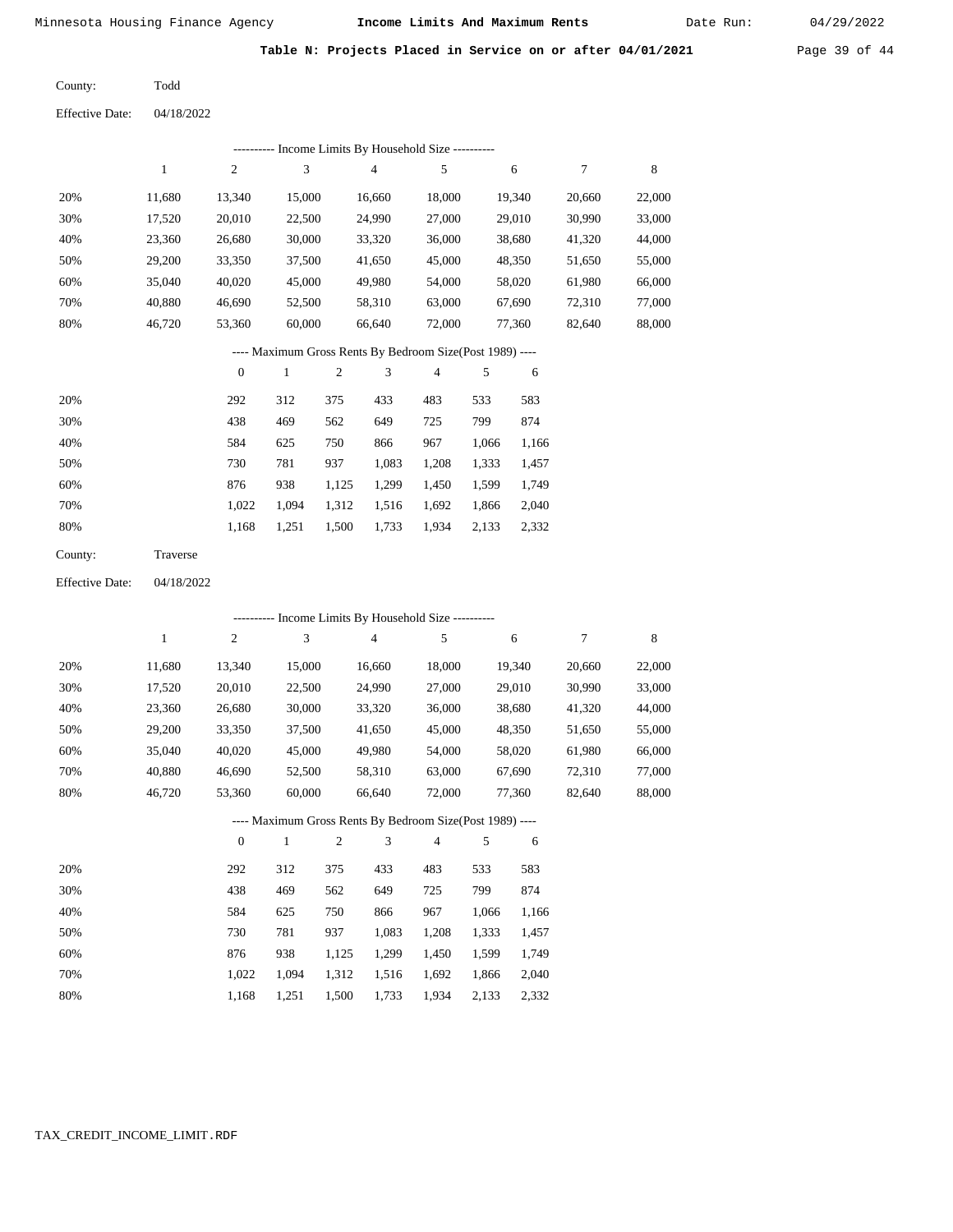**Table N: Projects Placed in Service on or after 04/01/2021**

County: Todd

Effective Date: 04/18/2022

---------- Income Limits By Household Size ----------

| | 1 | 2 | 3 | 4 | 5 | 6 | 7 | 8 |
|---|---|---|---|---|---|---|---|---|
| 20% | 11,680 | 13,340 | 15,000 | 16,660 | 18,000 | 19,340 | 20,660 | 22,000 |
| 30% | 17,520 | 20,010 | 22,500 | 24,990 | 27,000 | 29,010 | 30,990 | 33,000 |
| 40% | 23,360 | 26,680 | 30,000 | 33,320 | 36,000 | 38,680 | 41,320 | 44,000 |
| 50% | 29,200 | 33,350 | 37,500 | 41,650 | 45,000 | 48,350 | 51,650 | 55,000 |
| 60% | 35,040 | 40,020 | 45,000 | 49,980 | 54,000 | 58,020 | 61,980 | 66,000 |
| 70% | 40,880 | 46,690 | 52,500 | 58,310 | 63,000 | 67,690 | 72,310 | 77,000 |
| 80% | 46,720 | 53,360 | 60,000 | 66,640 | 72,000 | 77,360 | 82,640 | 88,000 |

---- Maximum Gross Rents By Bedroom Size(Post 1989) ----

| | 0 | 1 | 2 | 3 | 4 | 5 | 6 |
|---|---|---|---|---|---|---|---|
| 20% | 292 | 312 | 375 | 433 | 483 | 533 | 583 |
| 30% | 438 | 469 | 562 | 649 | 725 | 799 | 874 |
| 40% | 584 | 625 | 750 | 866 | 967 | 1,066 | 1,166 |
| 50% | 730 | 781 | 937 | 1,083 | 1,208 | 1,333 | 1,457 |
| 60% | 876 | 938 | 1,125 | 1,299 | 1,450 | 1,599 | 1,749 |
| 70% | 1,022 | 1,094 | 1,312 | 1,516 | 1,692 | 1,866 | 2,040 |
| 80% | 1,168 | 1,251 | 1,500 | 1,733 | 1,934 | 2,133 | 2,332 |

County: Traverse

Effective Date: 04/18/2022

---------- Income Limits By Household Size ----------

| | 1 | 2 | 3 | 4 | 5 | 6 | 7 | 8 |
|---|---|---|---|---|---|---|---|---|
| 20% | 11,680 | 13,340 | 15,000 | 16,660 | 18,000 | 19,340 | 20,660 | 22,000 |
| 30% | 17,520 | 20,010 | 22,500 | 24,990 | 27,000 | 29,010 | 30,990 | 33,000 |
| 40% | 23,360 | 26,680 | 30,000 | 33,320 | 36,000 | 38,680 | 41,320 | 44,000 |
| 50% | 29,200 | 33,350 | 37,500 | 41,650 | 45,000 | 48,350 | 51,650 | 55,000 |
| 60% | 35,040 | 40,020 | 45,000 | 49,980 | 54,000 | 58,020 | 61,980 | 66,000 |
| 70% | 40,880 | 46,690 | 52,500 | 58,310 | 63,000 | 67,690 | 72,310 | 77,000 |
| 80% | 46,720 | 53,360 | 60,000 | 66,640 | 72,000 | 77,360 | 82,640 | 88,000 |

---- Maximum Gross Rents By Bedroom Size(Post 1989) ----

| | 0 | 1 | 2 | 3 | 4 | 5 | 6 |
|---|---|---|---|---|---|---|---|
| 20% | 292 | 312 | 375 | 433 | 483 | 533 | 583 |
| 30% | 438 | 469 | 562 | 649 | 725 | 799 | 874 |
| 40% | 584 | 625 | 750 | 866 | 967 | 1,066 | 1,166 |
| 50% | 730 | 781 | 937 | 1,083 | 1,208 | 1,333 | 1,457 |
| 60% | 876 | 938 | 1,125 | 1,299 | 1,450 | 1,599 | 1,749 |
| 70% | 1,022 | 1,094 | 1,312 | 1,516 | 1,692 | 1,866 | 2,040 |
| 80% | 1,168 | 1,251 | 1,500 | 1,733 | 1,934 | 2,133 | 2,332 |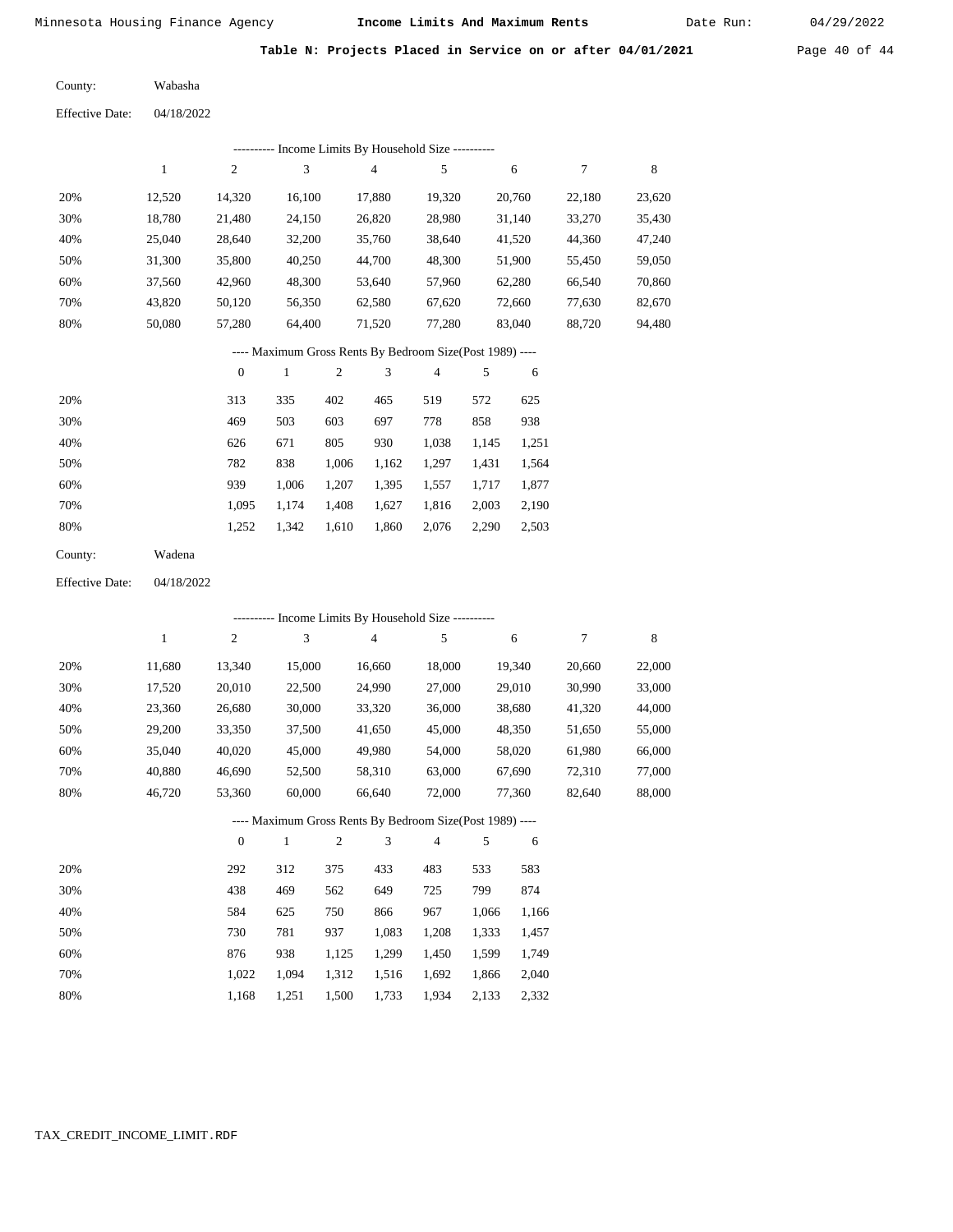## Table N: Projects Placed in Service on or after 04/01/2021

County: Wabasha

Effective Date: 04/18/2022

---------- Income Limits By Household Size ----------

| | 1 | 2 | 3 | 4 | 5 | 6 | 7 | 8 |
|---|---|---|---|---|---|---|---|---|
| 20% | 12,520 | 14,320 | 16,100 | 17,880 | 19,320 | 20,760 | 22,180 | 23,620 |
| 30% | 18,780 | 21,480 | 24,150 | 26,820 | 28,980 | 31,140 | 33,270 | 35,430 |
| 40% | 25,040 | 28,640 | 32,200 | 35,760 | 38,640 | 41,520 | 44,360 | 47,240 |
| 50% | 31,300 | 35,800 | 40,250 | 44,700 | 48,300 | 51,900 | 55,450 | 59,050 |
| 60% | 37,560 | 42,960 | 48,300 | 53,640 | 57,960 | 62,280 | 66,540 | 70,860 |
| 70% | 43,820 | 50,120 | 56,350 | 62,580 | 67,620 | 72,660 | 77,630 | 82,670 |
| 80% | 50,080 | 57,280 | 64,400 | 71,520 | 77,280 | 83,040 | 88,720 | 94,480 |

---- Maximum Gross Rents By Bedroom Size(Post 1989) ----

| | 0 | 1 | 2 | 3 | 4 | 5 | 6 |
|---|---|---|---|---|---|---|---|
| 20% | 313 | 335 | 402 | 465 | 519 | 572 | 625 |
| 30% | 469 | 503 | 603 | 697 | 778 | 858 | 938 |
| 40% | 626 | 671 | 805 | 930 | 1,038 | 1,145 | 1,251 |
| 50% | 782 | 838 | 1,006 | 1,162 | 1,297 | 1,431 | 1,564 |
| 60% | 939 | 1,006 | 1,207 | 1,395 | 1,557 | 1,717 | 1,877 |
| 70% | 1,095 | 1,174 | 1,408 | 1,627 | 1,816 | 2,003 | 2,190 |
| 80% | 1,252 | 1,342 | 1,610 | 1,860 | 2,076 | 2,290 | 2,503 |

County: Wadena

Effective Date: 04/18/2022

---------- Income Limits By Household Size ----------

| | 1 | 2 | 3 | 4 | 5 | 6 | 7 | 8 |
|---|---|---|---|---|---|---|---|---|
| 20% | 11,680 | 13,340 | 15,000 | 16,660 | 18,000 | 19,340 | 20,660 | 22,000 |
| 30% | 17,520 | 20,010 | 22,500 | 24,990 | 27,000 | 29,010 | 30,990 | 33,000 |
| 40% | 23,360 | 26,680 | 30,000 | 33,320 | 36,000 | 38,680 | 41,320 | 44,000 |
| 50% | 29,200 | 33,350 | 37,500 | 41,650 | 45,000 | 48,350 | 51,650 | 55,000 |
| 60% | 35,040 | 40,020 | 45,000 | 49,980 | 54,000 | 58,020 | 61,980 | 66,000 |
| 70% | 40,880 | 46,690 | 52,500 | 58,310 | 63,000 | 67,690 | 72,310 | 77,000 |
| 80% | 46,720 | 53,360 | 60,000 | 66,640 | 72,000 | 77,360 | 82,640 | 88,000 |

---- Maximum Gross Rents By Bedroom Size(Post 1989) ----

| | 0 | 1 | 2 | 3 | 4 | 5 | 6 |
|---|---|---|---|---|---|---|---|
| 20% | 292 | 312 | 375 | 433 | 483 | 533 | 583 |
| 30% | 438 | 469 | 562 | 649 | 725 | 799 | 874 |
| 40% | 584 | 625 | 750 | 866 | 967 | 1,066 | 1,166 |
| 50% | 730 | 781 | 937 | 1,083 | 1,208 | 1,333 | 1,457 |
| 60% | 876 | 938 | 1,125 | 1,299 | 1,450 | 1,599 | 1,749 |
| 70% | 1,022 | 1,094 | 1,312 | 1,516 | 1,692 | 1,866 | 2,040 |
| 80% | 1,168 | 1,251 | 1,500 | 1,733 | 1,934 | 2,133 | 2,332 |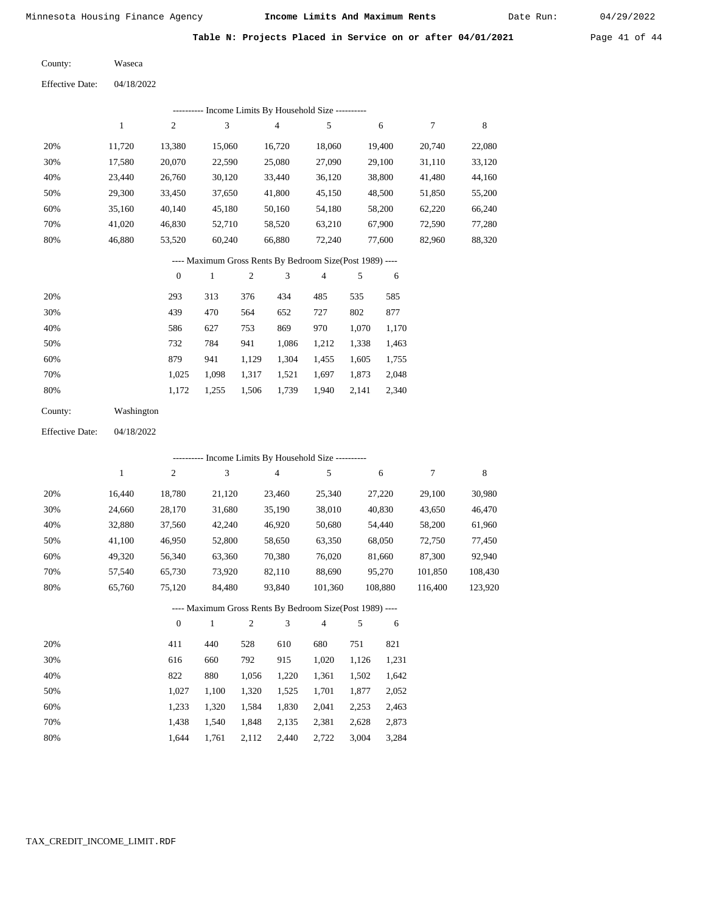## Table N: Projects Placed in Service on or after 04/01/2021

County: Waseca

Effective Date: 04/18/2022

---------- Income Limits By Household Size ----------

| | 1 | 2 | 3 | 4 | 5 | 6 | 7 | 8 |
|---|---|---|---|---|---|---|---|---|
| 20% | 11,720 | 13,380 | 15,060 | 16,720 | 18,060 | 19,400 | 20,740 | 22,080 |
| 30% | 17,580 | 20,070 | 22,590 | 25,080 | 27,090 | 29,100 | 31,110 | 33,120 |
| 40% | 23,440 | 26,760 | 30,120 | 33,440 | 36,120 | 38,800 | 41,480 | 44,160 |
| 50% | 29,300 | 33,450 | 37,650 | 41,800 | 45,150 | 48,500 | 51,850 | 55,200 |
| 60% | 35,160 | 40,140 | 45,180 | 50,160 | 54,180 | 58,200 | 62,220 | 66,240 |
| 70% | 41,020 | 46,830 | 52,710 | 58,520 | 63,210 | 67,900 | 72,590 | 77,280 |
| 80% | 46,880 | 53,520 | 60,240 | 66,880 | 72,240 | 77,600 | 82,960 | 88,320 |

---- Maximum Gross Rents By Bedroom Size(Post 1989) ----

| | 0 | 1 | 2 | 3 | 4 | 5 | 6 |
|---|---|---|---|---|---|---|---|
| 20% | 293 | 313 | 376 | 434 | 485 | 535 | 585 |
| 30% | 439 | 470 | 564 | 652 | 727 | 802 | 877 |
| 40% | 586 | 627 | 753 | 869 | 970 | 1,070 | 1,170 |
| 50% | 732 | 784 | 941 | 1,086 | 1,212 | 1,338 | 1,463 |
| 60% | 879 | 941 | 1,129 | 1,304 | 1,455 | 1,605 | 1,755 |
| 70% | 1,025 | 1,098 | 1,317 | 1,521 | 1,697 | 1,873 | 2,048 |
| 80% | 1,172 | 1,255 | 1,506 | 1,739 | 1,940 | 2,141 | 2,340 |

County: Washington

Effective Date: 04/18/2022

---------- Income Limits By Household Size ----------

| | 1 | 2 | 3 | 4 | 5 | 6 | 7 | 8 |
|---|---|---|---|---|---|---|---|---|
| 20% | 16,440 | 18,780 | 21,120 | 23,460 | 25,340 | 27,220 | 29,100 | 30,980 |
| 30% | 24,660 | 28,170 | 31,680 | 35,190 | 38,010 | 40,830 | 43,650 | 46,470 |
| 40% | 32,880 | 37,560 | 42,240 | 46,920 | 50,680 | 54,440 | 58,200 | 61,960 |
| 50% | 41,100 | 46,950 | 52,800 | 58,650 | 63,350 | 68,050 | 72,750 | 77,450 |
| 60% | 49,320 | 56,340 | 63,360 | 70,380 | 76,020 | 81,660 | 87,300 | 92,940 |
| 70% | 57,540 | 65,730 | 73,920 | 82,110 | 88,690 | 95,270 | 101,850 | 108,430 |
| 80% | 65,760 | 75,120 | 84,480 | 93,840 | 101,360 | 108,880 | 116,400 | 123,920 |

---- Maximum Gross Rents By Bedroom Size(Post 1989) ----

| | 0 | 1 | 2 | 3 | 4 | 5 | 6 |
|---|---|---|---|---|---|---|---|
| 20% | 411 | 440 | 528 | 610 | 680 | 751 | 821 |
| 30% | 616 | 660 | 792 | 915 | 1,020 | 1,126 | 1,231 |
| 40% | 822 | 880 | 1,056 | 1,220 | 1,361 | 1,502 | 1,642 |
| 50% | 1,027 | 1,100 | 1,320 | 1,525 | 1,701 | 1,877 | 2,052 |
| 60% | 1,233 | 1,320 | 1,584 | 1,830 | 2,041 | 2,253 | 2,463 |
| 70% | 1,438 | 1,540 | 1,848 | 2,135 | 2,381 | 2,628 | 2,873 |
| 80% | 1,644 | 1,761 | 2,112 | 2,440 | 2,722 | 3,004 | 3,284 |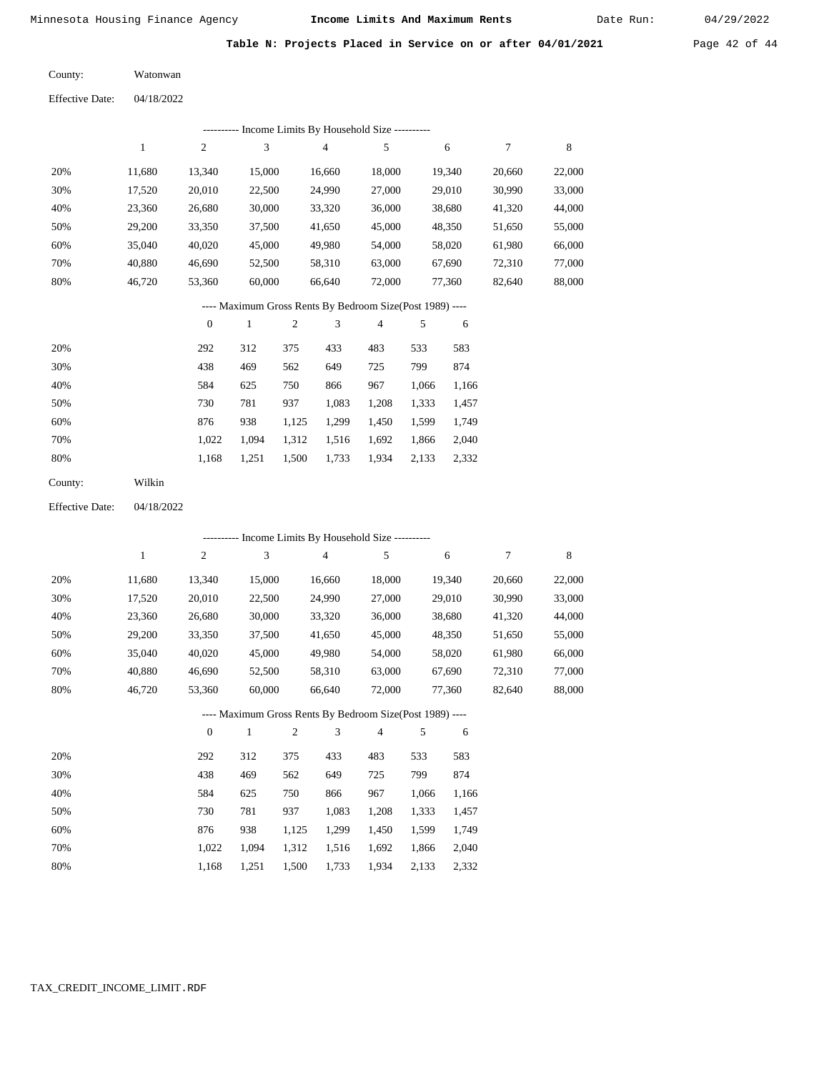**Table N: Projects Placed in Service on or after 04/01/2021**

County: Watonwan

Effective Date: 04/18/2022

---------- Income Limits By Household Size ----------

| | 1 | 2 | 3 | 4 | 5 | 6 | 7 | 8 |
|---|---|---|---|---|---|---|---|---|
| 20% | 11,680 | 13,340 | 15,000 | 16,660 | 18,000 | 19,340 | 20,660 | 22,000 |
| 30% | 17,520 | 20,010 | 22,500 | 24,990 | 27,000 | 29,010 | 30,990 | 33,000 |
| 40% | 23,360 | 26,680 | 30,000 | 33,320 | 36,000 | 38,680 | 41,320 | 44,000 |
| 50% | 29,200 | 33,350 | 37,500 | 41,650 | 45,000 | 48,350 | 51,650 | 55,000 |
| 60% | 35,040 | 40,020 | 45,000 | 49,980 | 54,000 | 58,020 | 61,980 | 66,000 |
| 70% | 40,880 | 46,690 | 52,500 | 58,310 | 63,000 | 67,690 | 72,310 | 77,000 |
| 80% | 46,720 | 53,360 | 60,000 | 66,640 | 72,000 | 77,360 | 82,640 | 88,000 |

---- Maximum Gross Rents By Bedroom Size(Post 1989) ----

| | 0 | 1 | 2 | 3 | 4 | 5 | 6 |
|---|---|---|---|---|---|---|---|
| 20% | 292 | 312 | 375 | 433 | 483 | 533 | 583 |
| 30% | 438 | 469 | 562 | 649 | 725 | 799 | 874 |
| 40% | 584 | 625 | 750 | 866 | 967 | 1,066 | 1,166 |
| 50% | 730 | 781 | 937 | 1,083 | 1,208 | 1,333 | 1,457 |
| 60% | 876 | 938 | 1,125 | 1,299 | 1,450 | 1,599 | 1,749 |
| 70% | 1,022 | 1,094 | 1,312 | 1,516 | 1,692 | 1,866 | 2,040 |
| 80% | 1,168 | 1,251 | 1,500 | 1,733 | 1,934 | 2,133 | 2,332 |

County: Wilkin

Effective Date: 04/18/2022

---------- Income Limits By Household Size ----------

| | 1 | 2 | 3 | 4 | 5 | 6 | 7 | 8 |
|---|---|---|---|---|---|---|---|---|
| 20% | 11,680 | 13,340 | 15,000 | 16,660 | 18,000 | 19,340 | 20,660 | 22,000 |
| 30% | 17,520 | 20,010 | 22,500 | 24,990 | 27,000 | 29,010 | 30,990 | 33,000 |
| 40% | 23,360 | 26,680 | 30,000 | 33,320 | 36,000 | 38,680 | 41,320 | 44,000 |
| 50% | 29,200 | 33,350 | 37,500 | 41,650 | 45,000 | 48,350 | 51,650 | 55,000 |
| 60% | 35,040 | 40,020 | 45,000 | 49,980 | 54,000 | 58,020 | 61,980 | 66,000 |
| 70% | 40,880 | 46,690 | 52,500 | 58,310 | 63,000 | 67,690 | 72,310 | 77,000 |
| 80% | 46,720 | 53,360 | 60,000 | 66,640 | 72,000 | 77,360 | 82,640 | 88,000 |

---- Maximum Gross Rents By Bedroom Size(Post 1989) ----

| | 0 | 1 | 2 | 3 | 4 | 5 | 6 |
|---|---|---|---|---|---|---|---|
| 20% | 292 | 312 | 375 | 433 | 483 | 533 | 583 |
| 30% | 438 | 469 | 562 | 649 | 725 | 799 | 874 |
| 40% | 584 | 625 | 750 | 866 | 967 | 1,066 | 1,166 |
| 50% | 730 | 781 | 937 | 1,083 | 1,208 | 1,333 | 1,457 |
| 60% | 876 | 938 | 1,125 | 1,299 | 1,450 | 1,599 | 1,749 |
| 70% | 1,022 | 1,094 | 1,312 | 1,516 | 1,692 | 1,866 | 2,040 |
| 80% | 1,168 | 1,251 | 1,500 | 1,733 | 1,934 | 2,133 | 2,332 |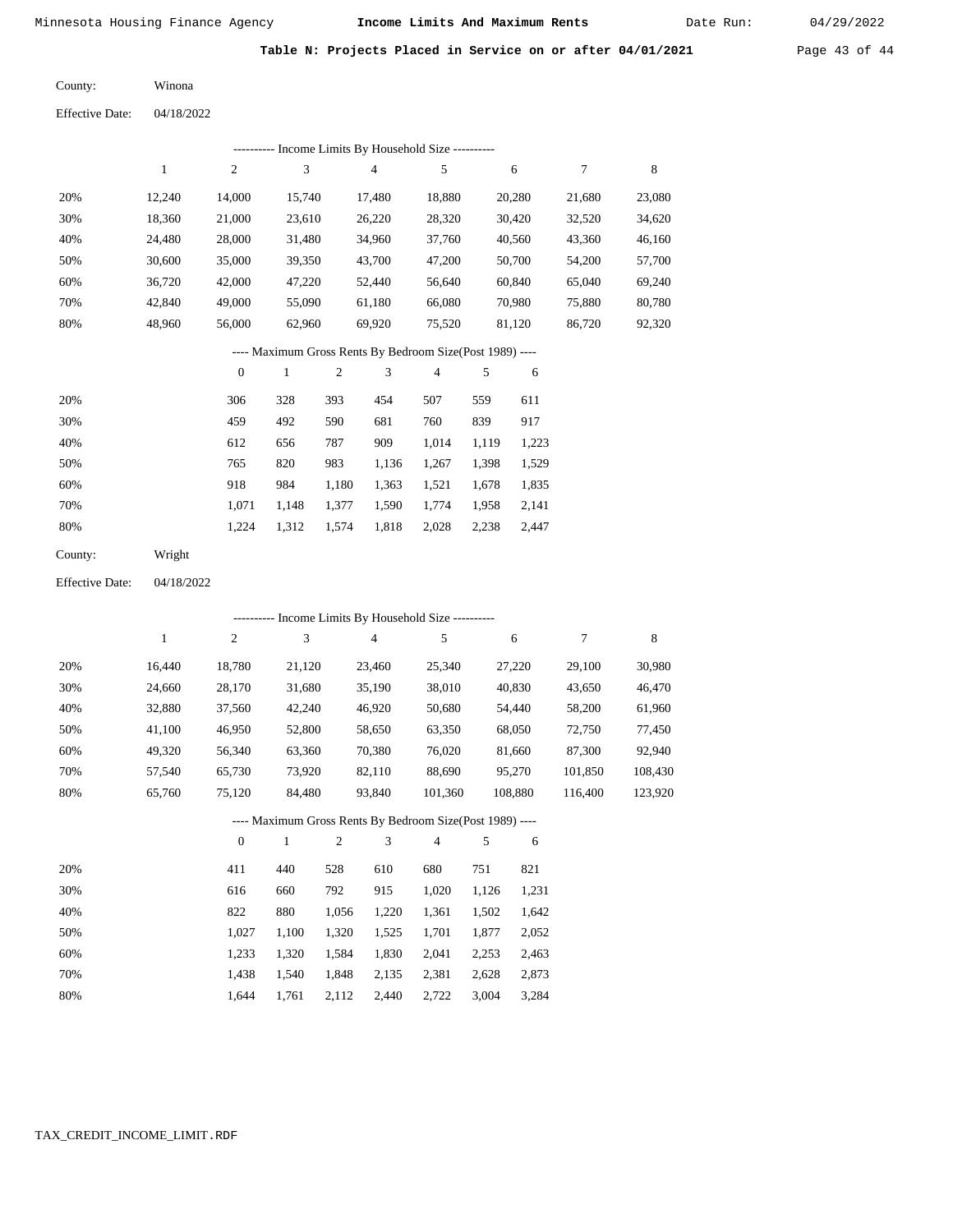**Table N: Projects Placed in Service on or after 04/01/2021**

County: Winona

Effective Date: 04/18/2022

---------- Income Limits By Household Size ----------

| | 1 | 2 | 3 | 4 | 5 | 6 | 7 | 8 |
|---|---|---|---|---|---|---|---|---|
| 20% | 12,240 | 14,000 | 15,740 | 17,480 | 18,880 | 20,280 | 21,680 | 23,080 |
| 30% | 18,360 | 21,000 | 23,610 | 26,220 | 28,320 | 30,420 | 32,520 | 34,620 |
| 40% | 24,480 | 28,000 | 31,480 | 34,960 | 37,760 | 40,560 | 43,360 | 46,160 |
| 50% | 30,600 | 35,000 | 39,350 | 43,700 | 47,200 | 50,700 | 54,200 | 57,700 |
| 60% | 36,720 | 42,000 | 47,220 | 52,440 | 56,640 | 60,840 | 65,040 | 69,240 |
| 70% | 42,840 | 49,000 | 55,090 | 61,180 | 66,080 | 70,980 | 75,880 | 80,780 |
| 80% | 48,960 | 56,000 | 62,960 | 69,920 | 75,520 | 81,120 | 86,720 | 92,320 |

---- Maximum Gross Rents By Bedroom Size(Post 1989) ----

| | 0 | 1 | 2 | 3 | 4 | 5 | 6 |
|---|---|---|---|---|---|---|---|
| 20% | 306 | 328 | 393 | 454 | 507 | 559 | 611 |
| 30% | 459 | 492 | 590 | 681 | 760 | 839 | 917 |
| 40% | 612 | 656 | 787 | 909 | 1,014 | 1,119 | 1,223 |
| 50% | 765 | 820 | 983 | 1,136 | 1,267 | 1,398 | 1,529 |
| 60% | 918 | 984 | 1,180 | 1,363 | 1,521 | 1,678 | 1,835 |
| 70% | 1,071 | 1,148 | 1,377 | 1,590 | 1,774 | 1,958 | 2,141 |
| 80% | 1,224 | 1,312 | 1,574 | 1,818 | 2,028 | 2,238 | 2,447 |

County: Wright

Effective Date: 04/18/2022

---------- Income Limits By Household Size ----------

| | 1 | 2 | 3 | 4 | 5 | 6 | 7 | 8 |
|---|---|---|---|---|---|---|---|---|
| 20% | 16,440 | 18,780 | 21,120 | 23,460 | 25,340 | 27,220 | 29,100 | 30,980 |
| 30% | 24,660 | 28,170 | 31,680 | 35,190 | 38,010 | 40,830 | 43,650 | 46,470 |
| 40% | 32,880 | 37,560 | 42,240 | 46,920 | 50,680 | 54,440 | 58,200 | 61,960 |
| 50% | 41,100 | 46,950 | 52,800 | 58,650 | 63,350 | 68,050 | 72,750 | 77,450 |
| 60% | 49,320 | 56,340 | 63,360 | 70,380 | 76,020 | 81,660 | 87,300 | 92,940 |
| 70% | 57,540 | 65,730 | 73,920 | 82,110 | 88,690 | 95,270 | 101,850 | 108,430 |
| 80% | 65,760 | 75,120 | 84,480 | 93,840 | 101,360 | 108,880 | 116,400 | 123,920 |

---- Maximum Gross Rents By Bedroom Size(Post 1989) ----

| | 0 | 1 | 2 | 3 | 4 | 5 | 6 |
|---|---|---|---|---|---|---|---|
| 20% | 411 | 440 | 528 | 610 | 680 | 751 | 821 |
| 30% | 616 | 660 | 792 | 915 | 1,020 | 1,126 | 1,231 |
| 40% | 822 | 880 | 1,056 | 1,220 | 1,361 | 1,502 | 1,642 |
| 50% | 1,027 | 1,100 | 1,320 | 1,525 | 1,701 | 1,877 | 2,052 |
| 60% | 1,233 | 1,320 | 1,584 | 1,830 | 2,041 | 2,253 | 2,463 |
| 70% | 1,438 | 1,540 | 1,848 | 2,135 | 2,381 | 2,628 | 2,873 |
| 80% | 1,644 | 1,761 | 2,112 | 2,440 | 2,722 | 3,004 | 3,284 |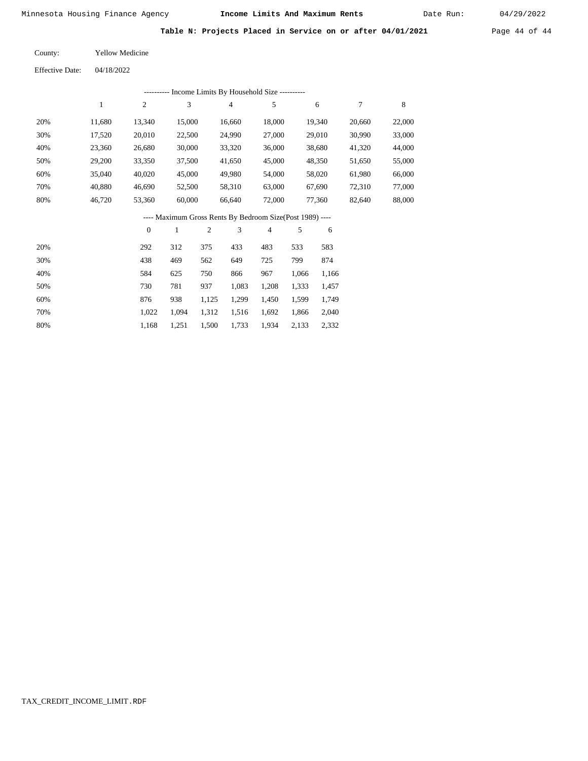**Table N: Projects Placed in Service on or after 04/01/2021**

County: Yellow Medicine

Effective Date: 04/18/2022

---------- Income Limits By Household Size ----------

| | 1 | 2 | 3 | 4 | 5 | 6 | 7 | 8 |
|---|---|---|---|---|---|---|---|---|
| 20% | 11,680 | 13,340 | 15,000 | 16,660 | 18,000 | 19,340 | 20,660 | 22,000 |
| 30% | 17,520 | 20,010 | 22,500 | 24,990 | 27,000 | 29,010 | 30,990 | 33,000 |
| 40% | 23,360 | 26,680 | 30,000 | 33,320 | 36,000 | 38,680 | 41,320 | 44,000 |
| 50% | 29,200 | 33,350 | 37,500 | 41,650 | 45,000 | 48,350 | 51,650 | 55,000 |
| 60% | 35,040 | 40,020 | 45,000 | 49,980 | 54,000 | 58,020 | 61,980 | 66,000 |
| 70% | 40,880 | 46,690 | 52,500 | 58,310 | 63,000 | 67,690 | 72,310 | 77,000 |
| 80% | 46,720 | 53,360 | 60,000 | 66,640 | 72,000 | 77,360 | 82,640 | 88,000 |

---- Maximum Gross Rents By Bedroom Size(Post 1989) ----

| | 0 | 1 | 2 | 3 | 4 | 5 | 6 |
|---|---|---|---|---|---|---|---|
| 20% | 292 | 312 | 375 | 433 | 483 | 533 | 583 |
| 30% | 438 | 469 | 562 | 649 | 725 | 799 | 874 |
| 40% | 584 | 625 | 750 | 866 | 967 | 1,066 | 1,166 |
| 50% | 730 | 781 | 937 | 1,083 | 1,208 | 1,333 | 1,457 |
| 60% | 876 | 938 | 1,125 | 1,299 | 1,450 | 1,599 | 1,749 |
| 70% | 1,022 | 1,094 | 1,312 | 1,516 | 1,692 | 1,866 | 2,040 |
| 80% | 1,168 | 1,251 | 1,500 | 1,733 | 1,934 | 2,133 | 2,332 |